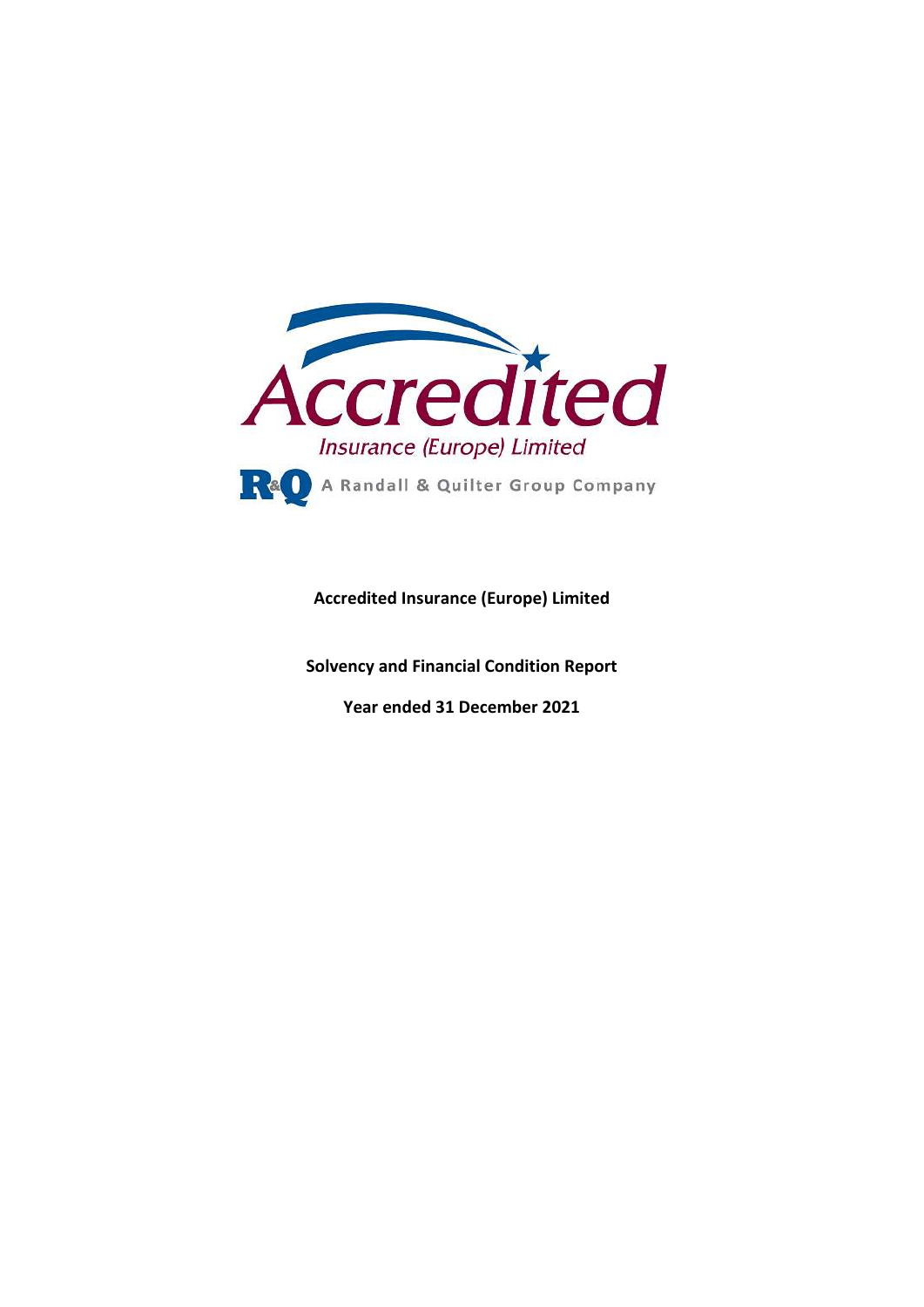Accredited

Insurance (Europe) Limited

A Randall & Quilter Group Company

**Accredited Insurance (Europe) Limited**

**Solvency and Financial Condition Report**

**Year ended 31 December 2021**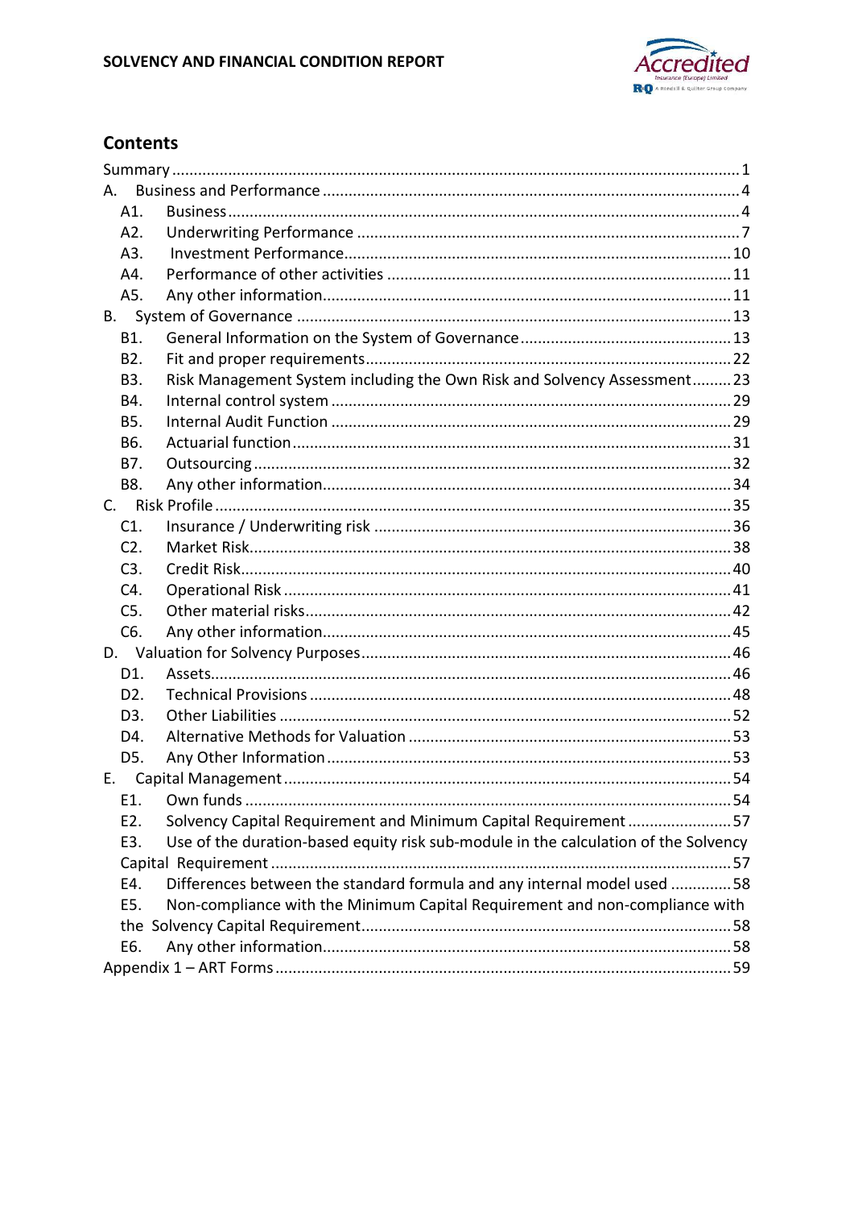## Contents

Summary ..... 1

A. Business and Performance ..... 4

- A1. Business ..... 4
- A2. Underwriting Performance ..... 7
- A3. Investment Performance ..... 10
- A4. Performance of other activities ..... 11
- A5. Any other information ..... 11

B. System of Governance ..... 13

- B1. General Information on the System of Governance ..... 13
- B2. Fit and proper requirements ..... 22
- B3. Risk Management System including the Own Risk and Solvency Assessment ..... 23
- B4. Internal control system ..... 29
- B5. Internal Audit Function ..... 29
- B6. Actuarial function ..... 31
- B7. Outsourcing ..... 32
- B8. Any other information ..... 34

C. Risk Profile ..... 35

- C1. Insurance / Underwriting risk ..... 36
- C2. Market Risk ..... 38
- C3. Credit Risk ..... 40
- C4. Operational Risk ..... 41
- C5. Other material risks ..... 42
- C6. Any other information ..... 45

D. Valuation for Solvency Purposes ..... 46

- D1. Assets ..... 46
- D2. Technical Provisions ..... 48
- D3. Other Liabilities ..... 52
- D4. Alternative Methods for Valuation ..... 53
- D5. Any Other Information ..... 53

E. Capital Management ..... 54

- E1. Own funds ..... 54
- E2. Solvency Capital Requirement and Minimum Capital Requirement ..... 57
- E3. Use of the duration-based equity risk sub-module in the calculation of the Solvency Capital Requirement ..... 57
- E4. Differences between the standard formula and any internal model used ..... 58
- E5. Non-compliance with the Minimum Capital Requirement and non-compliance with the Solvency Capital Requirement ..... 58
- E6. Any other information ..... 58

Appendix 1 – ART Forms ..... 59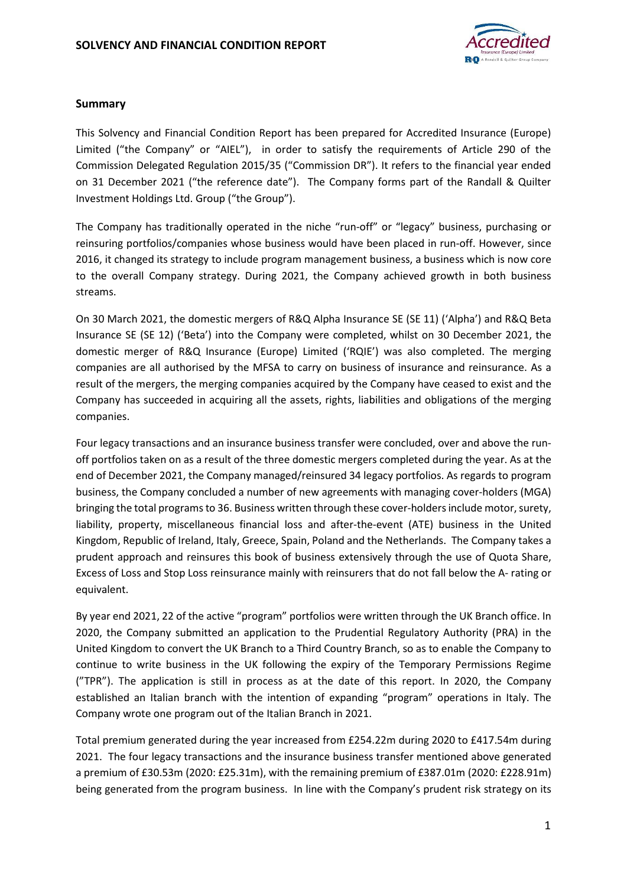## Summary

This Solvency and Financial Condition Report has been prepared for Accredited Insurance (Europe) Limited ("the Company" or "AIEL"), in order to satisfy the requirements of Article 290 of the Commission Delegated Regulation 2015/35 ("Commission DR"). It refers to the financial year ended on 31 December 2021 ("the reference date"). The Company forms part of the Randall & Quilter Investment Holdings Ltd. Group ("the Group").

The Company has traditionally operated in the niche "run-off" or "legacy" business, purchasing or reinsuring portfolios/companies whose business would have been placed in run-off. However, since 2016, it changed its strategy to include program management business, a business which is now core to the overall Company strategy. During 2021, the Company achieved growth in both business streams.

On 30 March 2021, the domestic mergers of R&Q Alpha Insurance SE (SE 11) ('Alpha') and R&Q Beta Insurance SE (SE 12) ('Beta') into the Company were completed, whilst on 30 December 2021, the domestic merger of R&Q Insurance (Europe) Limited ('RQIE') was also completed. The merging companies are all authorised by the MFSA to carry on business of insurance and reinsurance. As a result of the mergers, the merging companies acquired by the Company have ceased to exist and the Company has succeeded in acquiring all the assets, rights, liabilities and obligations of the merging companies.

Four legacy transactions and an insurance business transfer were concluded, over and above the run-off portfolios taken on as a result of the three domestic mergers completed during the year. As at the end of December 2021, the Company managed/reinsured 34 legacy portfolios. As regards to program business, the Company concluded a number of new agreements with managing cover-holders (MGA) bringing the total programs to 36. Business written through these cover-holders include motor, surety, liability, property, miscellaneous financial loss and after-the-event (ATE) business in the United Kingdom, Republic of Ireland, Italy, Greece, Spain, Poland and the Netherlands. The Company takes a prudent approach and reinsures this book of business extensively through the use of Quota Share, Excess of Loss and Stop Loss reinsurance mainly with reinsurers that do not fall below the A- rating or equivalent.

By year end 2021, 22 of the active "program" portfolios were written through the UK Branch office. In 2020, the Company submitted an application to the Prudential Regulatory Authority (PRA) in the United Kingdom to convert the UK Branch to a Third Country Branch, so as to enable the Company to continue to write business in the UK following the expiry of the Temporary Permissions Regime ("TPR"). The application is still in process as at the date of this report. In 2020, the Company established an Italian branch with the intention of expanding "program" operations in Italy. The Company wrote one program out of the Italian Branch in 2021.

Total premium generated during the year increased from £254.22m during 2020 to £417.54m during 2021. The four legacy transactions and the insurance business transfer mentioned above generated a premium of £30.53m (2020: £25.31m), with the remaining premium of £387.01m (2020: £228.91m) being generated from the program business. In line with the Company's prudent risk strategy on its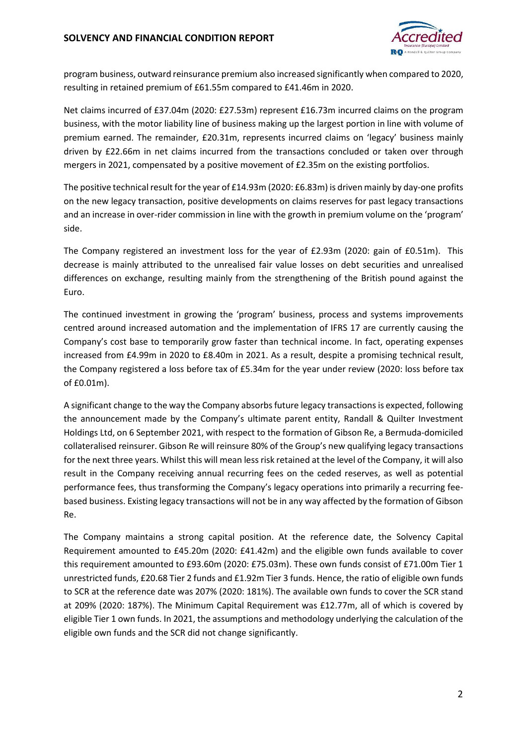program business, outward reinsurance premium also increased significantly when compared to 2020, resulting in retained premium of £61.55m compared to £41.46m in 2020.

Net claims incurred of £37.04m (2020: £27.53m) represent £16.73m incurred claims on the program business, with the motor liability line of business making up the largest portion in line with volume of premium earned. The remainder, £20.31m, represents incurred claims on 'legacy' business mainly driven by £22.66m in net claims incurred from the transactions concluded or taken over through mergers in 2021, compensated by a positive movement of £2.35m on the existing portfolios.

The positive technical result for the year of £14.93m (2020: £6.83m) is driven mainly by day-one profits on the new legacy transaction, positive developments on claims reserves for past legacy transactions and an increase in over-rider commission in line with the growth in premium volume on the 'program' side.

The Company registered an investment loss for the year of £2.93m (2020: gain of £0.51m). This decrease is mainly attributed to the unrealised fair value losses on debt securities and unrealised differences on exchange, resulting mainly from the strengthening of the British pound against the Euro.

The continued investment in growing the 'program' business, process and systems improvements centred around increased automation and the implementation of IFRS 17 are currently causing the Company's cost base to temporarily grow faster than technical income. In fact, operating expenses increased from £4.99m in 2020 to £8.40m in 2021. As a result, despite a promising technical result, the Company registered a loss before tax of £5.34m for the year under review (2020: loss before tax of £0.01m).

A significant change to the way the Company absorbs future legacy transactions is expected, following the announcement made by the Company's ultimate parent entity, Randall & Quilter Investment Holdings Ltd, on 6 September 2021, with respect to the formation of Gibson Re, a Bermuda-domiciled collateralised reinsurer. Gibson Re will reinsure 80% of the Group's new qualifying legacy transactions for the next three years. Whilst this will mean less risk retained at the level of the Company, it will also result in the Company receiving annual recurring fees on the ceded reserves, as well as potential performance fees, thus transforming the Company's legacy operations into primarily a recurring fee-based business. Existing legacy transactions will not be in any way affected by the formation of Gibson Re.

The Company maintains a strong capital position. At the reference date, the Solvency Capital Requirement amounted to £45.20m (2020: £41.42m) and the eligible own funds available to cover this requirement amounted to £93.60m (2020: £75.03m). These own funds consist of £71.00m Tier 1 unrestricted funds, £20.68 Tier 2 funds and £1.92m Tier 3 funds. Hence, the ratio of eligible own funds to SCR at the reference date was 207% (2020: 181%). The available own funds to cover the SCR stand at 209% (2020: 187%). The Minimum Capital Requirement was £12.77m, all of which is covered by eligible Tier 1 own funds. In 2021, the assumptions and methodology underlying the calculation of the eligible own funds and the SCR did not change significantly.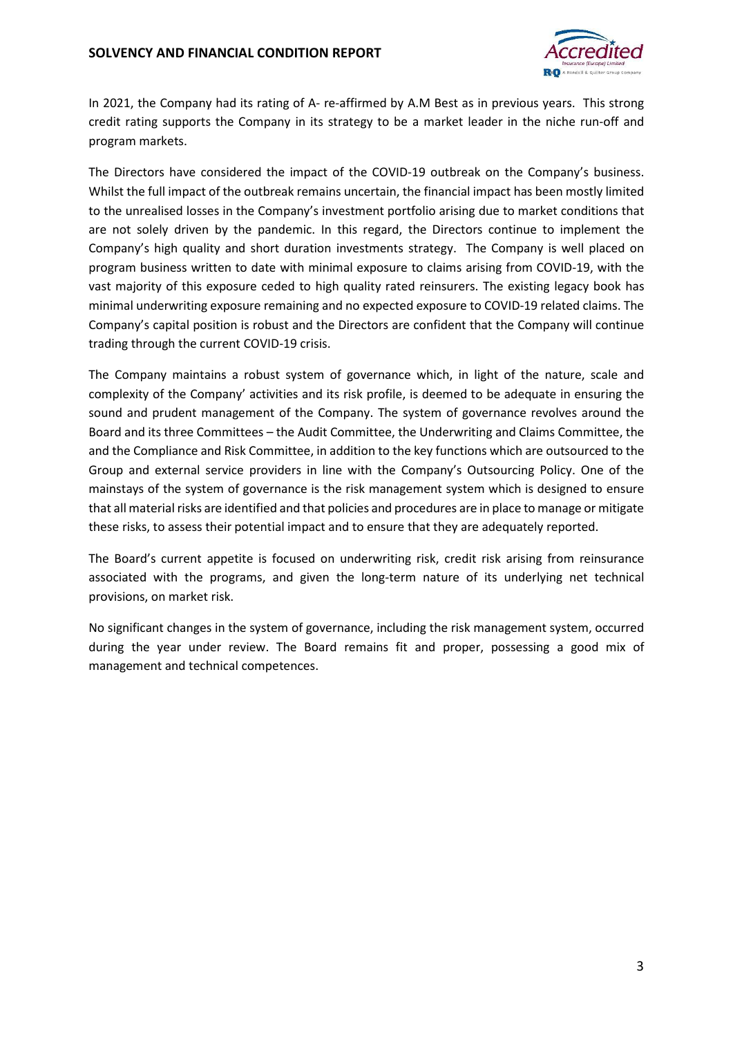In 2021, the Company had its rating of A- re-affirmed by A.M Best as in previous years. This strong credit rating supports the Company in its strategy to be a market leader in the niche run-off and program markets.

The Directors have considered the impact of the COVID-19 outbreak on the Company's business. Whilst the full impact of the outbreak remains uncertain, the financial impact has been mostly limited to the unrealised losses in the Company's investment portfolio arising due to market conditions that are not solely driven by the pandemic. In this regard, the Directors continue to implement the Company's high quality and short duration investments strategy. The Company is well placed on program business written to date with minimal exposure to claims arising from COVID-19, with the vast majority of this exposure ceded to high quality rated reinsurers. The existing legacy book has minimal underwriting exposure remaining and no expected exposure to COVID-19 related claims. The Company's capital position is robust and the Directors are confident that the Company will continue trading through the current COVID-19 crisis.

The Company maintains a robust system of governance which, in light of the nature, scale and complexity of the Company' activities and its risk profile, is deemed to be adequate in ensuring the sound and prudent management of the Company. The system of governance revolves around the Board and its three Committees – the Audit Committee, the Underwriting and Claims Committee, the and the Compliance and Risk Committee, in addition to the key functions which are outsourced to the Group and external service providers in line with the Company's Outsourcing Policy. One of the mainstays of the system of governance is the risk management system which is designed to ensure that all material risks are identified and that policies and procedures are in place to manage or mitigate these risks, to assess their potential impact and to ensure that they are adequately reported.

The Board's current appetite is focused on underwriting risk, credit risk arising from reinsurance associated with the programs, and given the long-term nature of its underlying net technical provisions, on market risk.

No significant changes in the system of governance, including the risk management system, occurred during the year under review. The Board remains fit and proper, possessing a good mix of management and technical competences.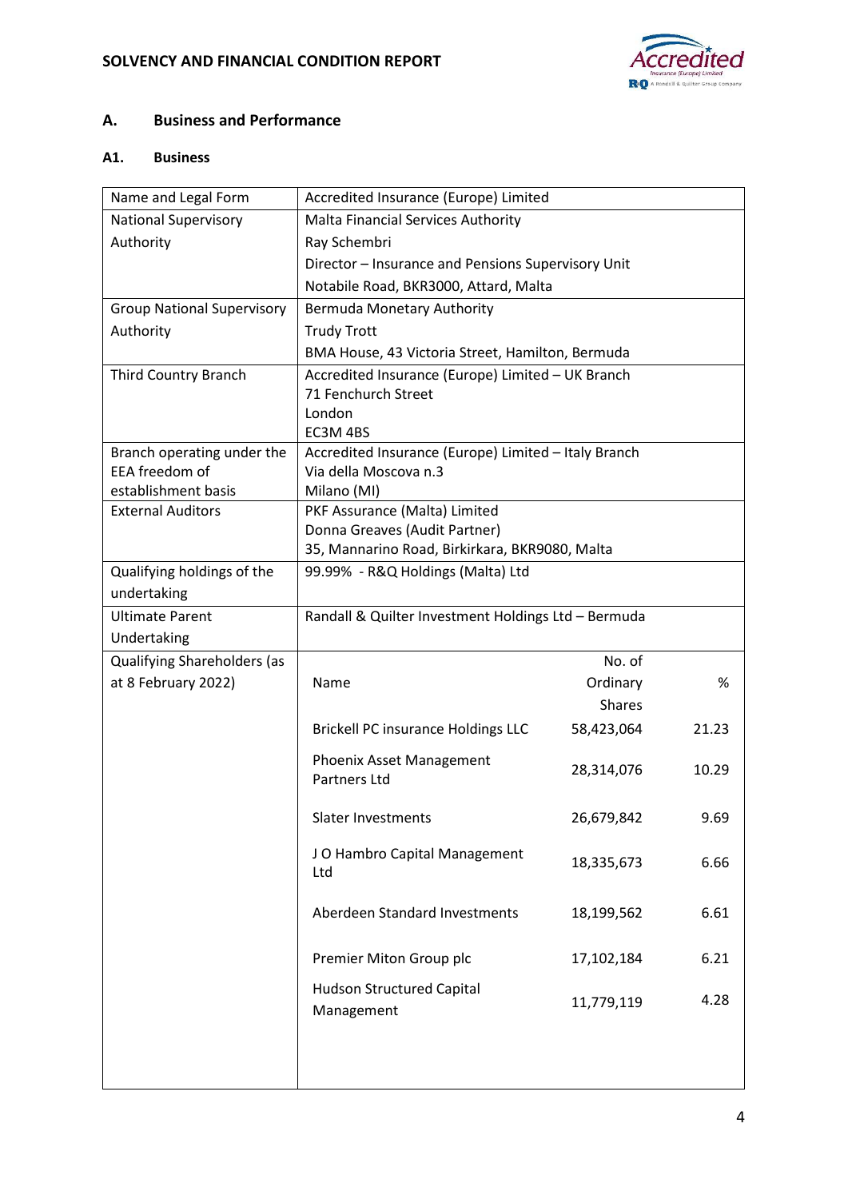## A. Business and Performance

### A1. Business

| Name and Legal Form | Accredited Insurance (Europe) Limited |
|---|---|
| National Supervisory Authority | Malta Financial Services Authority<br>Ray Schembri<br>Director – Insurance and Pensions Supervisory Unit<br>Notabile Road, BKR3000, Attard, Malta |
| Group National Supervisory Authority | Bermuda Monetary Authority<br>Trudy Trott<br>BMA House, 43 Victoria Street, Hamilton, Bermuda |
| Third Country Branch | Accredited Insurance (Europe) Limited – UK Branch<br>71 Fenchurch Street<br>London<br>EC3M 4BS |
| Branch operating under the EEA freedom of establishment basis | Accredited Insurance (Europe) Limited – Italy Branch<br>Via della Moscova n.3<br>Milano (MI) |
| External Auditors | PKF Assurance (Malta) Limited<br>Donna Greaves (Audit Partner)<br>35, Mannarino Road, Birkirkara, BKR9080, Malta |
| Qualifying holdings of the undertaking | 99.99% - R&Q Holdings (Malta) Ltd |
| Ultimate Parent Undertaking | Randall & Quilter Investment Holdings Ltd – Bermuda |
| Qualifying Shareholders (as at 8 February 2022) | See table below |

| Name | No. of Ordinary Shares | % |
|---|---|---|
| Brickell PC insurance Holdings LLC | 58,423,064 | 21.23 |
| Phoenix Asset Management Partners Ltd | 28,314,076 | 10.29 |
| Slater Investments | 26,679,842 | 9.69 |
| J O Hambro Capital Management Ltd | 18,335,673 | 6.66 |
| Aberdeen Standard Investments | 18,199,562 | 6.61 |
| Premier Miton Group plc | 17,102,184 | 6.21 |
| Hudson Structured Capital Management | 11,779,119 | 4.28 |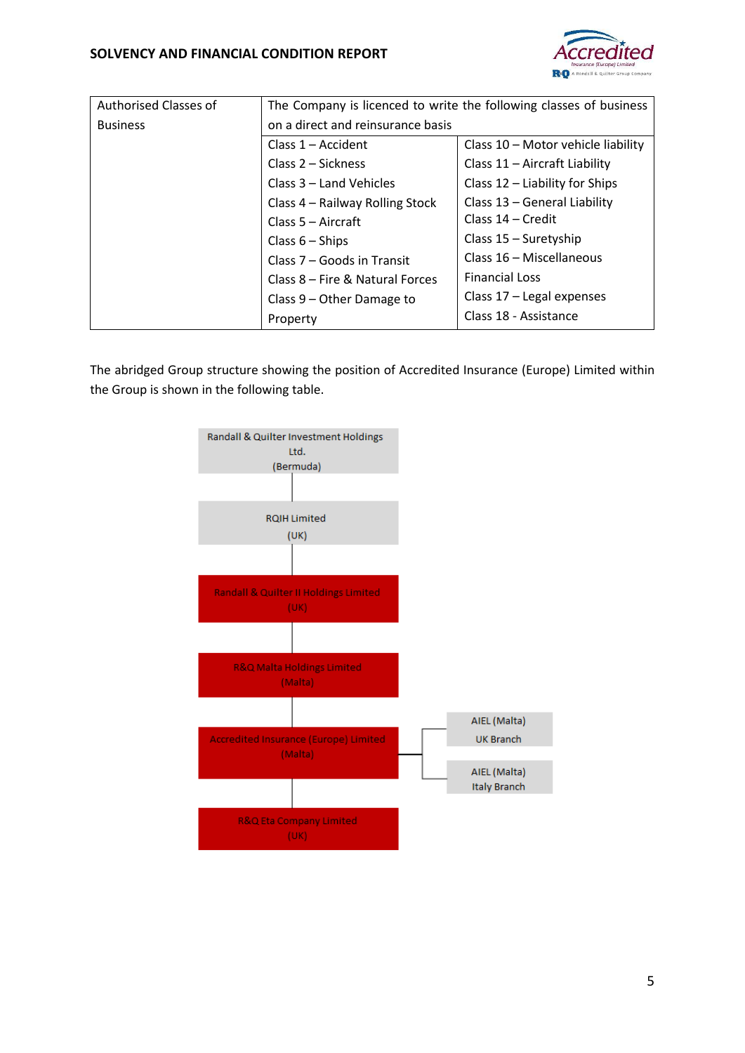| Authorised Classes of Business | The Company is licenced to write the following classes of business on a direct and reinsurance basis | |
|---|---|---|
| | Class 1 – Accident<br>Class 2 – Sickness<br>Class 3 – Land Vehicles<br>Class 4 – Railway Rolling Stock<br>Class 5 – Aircraft<br>Class 6 – Ships<br>Class 7 – Goods in Transit<br>Class 8 – Fire & Natural Forces<br>Class 9 – Other Damage to Property | Class 10 – Motor vehicle liability<br>Class 11 – Aircraft Liability<br>Class 12 – Liability for Ships<br>Class 13 – General Liability<br>Class 14 – Credit<br>Class 15 – Suretyship<br>Class 16 – Miscellaneous Financial Loss<br>Class 17 – Legal expenses<br>Class 18 - Assistance |

The abridged Group structure showing the position of Accredited Insurance (Europe) Limited within the Group is shown in the following table.

Randall & Quilter Investment Holdings Ltd. (Bermuda)

RQIH Limited (UK)

Randall & Quilter II Holdings Limited (UK)

R&Q Malta Holdings Limited (Malta)

Accredited Insurance (Europe) Limited (Malta)

- AIEL (Malta) UK Branch
- AIEL (Malta) Italy Branch

R&Q Eta Company Limited (UK)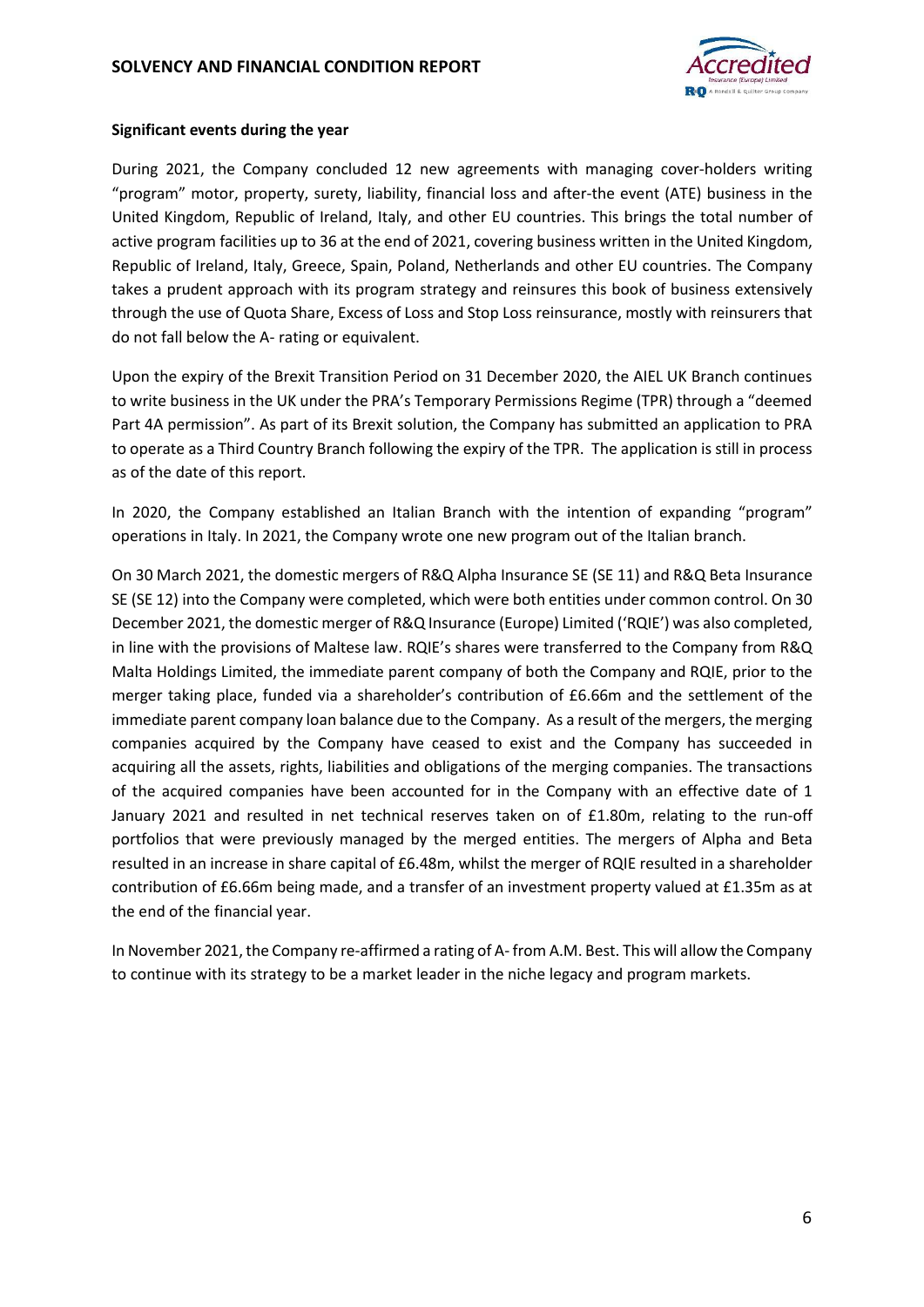**Significant events during the year**

During 2021, the Company concluded 12 new agreements with managing cover-holders writing "program" motor, property, surety, liability, financial loss and after-the event (ATE) business in the United Kingdom, Republic of Ireland, Italy, and other EU countries. This brings the total number of active program facilities up to 36 at the end of 2021, covering business written in the United Kingdom, Republic of Ireland, Italy, Greece, Spain, Poland, Netherlands and other EU countries. The Company takes a prudent approach with its program strategy and reinsures this book of business extensively through the use of Quota Share, Excess of Loss and Stop Loss reinsurance, mostly with reinsurers that do not fall below the A- rating or equivalent.

Upon the expiry of the Brexit Transition Period on 31 December 2020, the AIEL UK Branch continues to write business in the UK under the PRA's Temporary Permissions Regime (TPR) through a "deemed Part 4A permission". As part of its Brexit solution, the Company has submitted an application to PRA to operate as a Third Country Branch following the expiry of the TPR. The application is still in process as of the date of this report.

In 2020, the Company established an Italian Branch with the intention of expanding "program" operations in Italy. In 2021, the Company wrote one new program out of the Italian branch.

On 30 March 2021, the domestic mergers of R&Q Alpha Insurance SE (SE 11) and R&Q Beta Insurance SE (SE 12) into the Company were completed, which were both entities under common control. On 30 December 2021, the domestic merger of R&Q Insurance (Europe) Limited ('RQIE') was also completed, in line with the provisions of Maltese law. RQIE's shares were transferred to the Company from R&Q Malta Holdings Limited, the immediate parent company of both the Company and RQIE, prior to the merger taking place, funded via a shareholder's contribution of £6.66m and the settlement of the immediate parent company loan balance due to the Company. As a result of the mergers, the merging companies acquired by the Company have ceased to exist and the Company has succeeded in acquiring all the assets, rights, liabilities and obligations of the merging companies. The transactions of the acquired companies have been accounted for in the Company with an effective date of 1 January 2021 and resulted in net technical reserves taken on of £1.80m, relating to the run-off portfolios that were previously managed by the merged entities. The mergers of Alpha and Beta resulted in an increase in share capital of £6.48m, whilst the merger of RQIE resulted in a shareholder contribution of £6.66m being made, and a transfer of an investment property valued at £1.35m as at the end of the financial year.

In November 2021, the Company re-affirmed a rating of A- from A.M. Best. This will allow the Company to continue with its strategy to be a market leader in the niche legacy and program markets.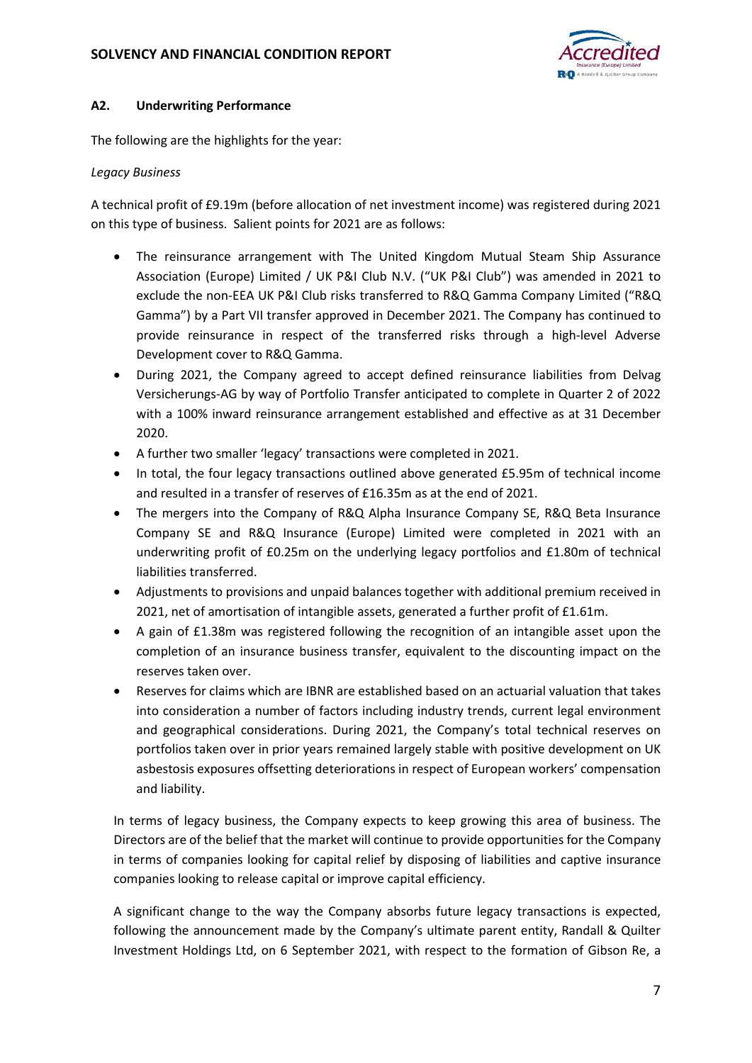## A2. Underwriting Performance

The following are the highlights for the year:

*Legacy Business*

A technical profit of £9.19m (before allocation of net investment income) was registered during 2021 on this type of business. Salient points for 2021 are as follows:

- The reinsurance arrangement with The United Kingdom Mutual Steam Ship Assurance Association (Europe) Limited / UK P&I Club N.V. ("UK P&I Club") was amended in 2021 to exclude the non-EEA UK P&I Club risks transferred to R&Q Gamma Company Limited ("R&Q Gamma") by a Part VII transfer approved in December 2021. The Company has continued to provide reinsurance in respect of the transferred risks through a high-level Adverse Development cover to R&Q Gamma.
- During 2021, the Company agreed to accept defined reinsurance liabilities from Delvag Versicherungs-AG by way of Portfolio Transfer anticipated to complete in Quarter 2 of 2022 with a 100% inward reinsurance arrangement established and effective as at 31 December 2020.
- A further two smaller 'legacy' transactions were completed in 2021.
- In total, the four legacy transactions outlined above generated £5.95m of technical income and resulted in a transfer of reserves of £16.35m as at the end of 2021.
- The mergers into the Company of R&Q Alpha Insurance Company SE, R&Q Beta Insurance Company SE and R&Q Insurance (Europe) Limited were completed in 2021 with an underwriting profit of £0.25m on the underlying legacy portfolios and £1.80m of technical liabilities transferred.
- Adjustments to provisions and unpaid balances together with additional premium received in 2021, net of amortisation of intangible assets, generated a further profit of £1.61m.
- A gain of £1.38m was registered following the recognition of an intangible asset upon the completion of an insurance business transfer, equivalent to the discounting impact on the reserves taken over.
- Reserves for claims which are IBNR are established based on an actuarial valuation that takes into consideration a number of factors including industry trends, current legal environment and geographical considerations. During 2021, the Company's total technical reserves on portfolios taken over in prior years remained largely stable with positive development on UK asbestosis exposures offsetting deteriorations in respect of European workers' compensation and liability.

In terms of legacy business, the Company expects to keep growing this area of business. The Directors are of the belief that the market will continue to provide opportunities for the Company in terms of companies looking for capital relief by disposing of liabilities and captive insurance companies looking to release capital or improve capital efficiency.

A significant change to the way the Company absorbs future legacy transactions is expected, following the announcement made by the Company's ultimate parent entity, Randall & Quilter Investment Holdings Ltd, on 6 September 2021, with respect to the formation of Gibson Re, a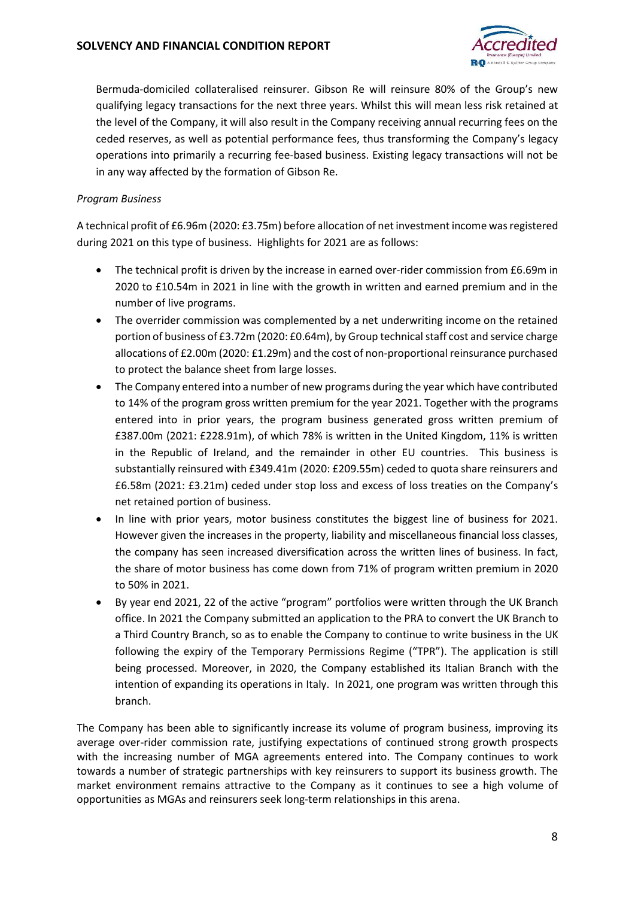Bermuda-domiciled collateralised reinsurer. Gibson Re will reinsure 80% of the Group's new qualifying legacy transactions for the next three years. Whilst this will mean less risk retained at the level of the Company, it will also result in the Company receiving annual recurring fees on the ceded reserves, as well as potential performance fees, thus transforming the Company's legacy operations into primarily a recurring fee-based business. Existing legacy transactions will not be in any way affected by the formation of Gibson Re.

*Program Business*

A technical profit of £6.96m (2020: £3.75m) before allocation of net investment income was registered during 2021 on this type of business. Highlights for 2021 are as follows:

- The technical profit is driven by the increase in earned over-rider commission from £6.69m in 2020 to £10.54m in 2021 in line with the growth in written and earned premium and in the number of live programs.
- The overrider commission was complemented by a net underwriting income on the retained portion of business of £3.72m (2020: £0.64m), by Group technical staff cost and service charge allocations of £2.00m (2020: £1.29m) and the cost of non-proportional reinsurance purchased to protect the balance sheet from large losses.
- The Company entered into a number of new programs during the year which have contributed to 14% of the program gross written premium for the year 2021. Together with the programs entered into in prior years, the program business generated gross written premium of £387.00m (2021: £228.91m), of which 78% is written in the United Kingdom, 11% is written in the Republic of Ireland, and the remainder in other EU countries. This business is substantially reinsured with £349.41m (2020: £209.55m) ceded to quota share reinsurers and £6.58m (2021: £3.21m) ceded under stop loss and excess of loss treaties on the Company's net retained portion of business.
- In line with prior years, motor business constitutes the biggest line of business for 2021. However given the increases in the property, liability and miscellaneous financial loss classes, the company has seen increased diversification across the written lines of business. In fact, the share of motor business has come down from 71% of program written premium in 2020 to 50% in 2021.
- By year end 2021, 22 of the active "program" portfolios were written through the UK Branch office. In 2021 the Company submitted an application to the PRA to convert the UK Branch to a Third Country Branch, so as to enable the Company to continue to write business in the UK following the expiry of the Temporary Permissions Regime ("TPR"). The application is still being processed. Moreover, in 2020, the Company established its Italian Branch with the intention of expanding its operations in Italy. In 2021, one program was written through this branch.

The Company has been able to significantly increase its volume of program business, improving its average over-rider commission rate, justifying expectations of continued strong growth prospects with the increasing number of MGA agreements entered into. The Company continues to work towards a number of strategic partnerships with key reinsurers to support its business growth. The market environment remains attractive to the Company as it continues to see a high volume of opportunities as MGAs and reinsurers seek long-term relationships in this arena.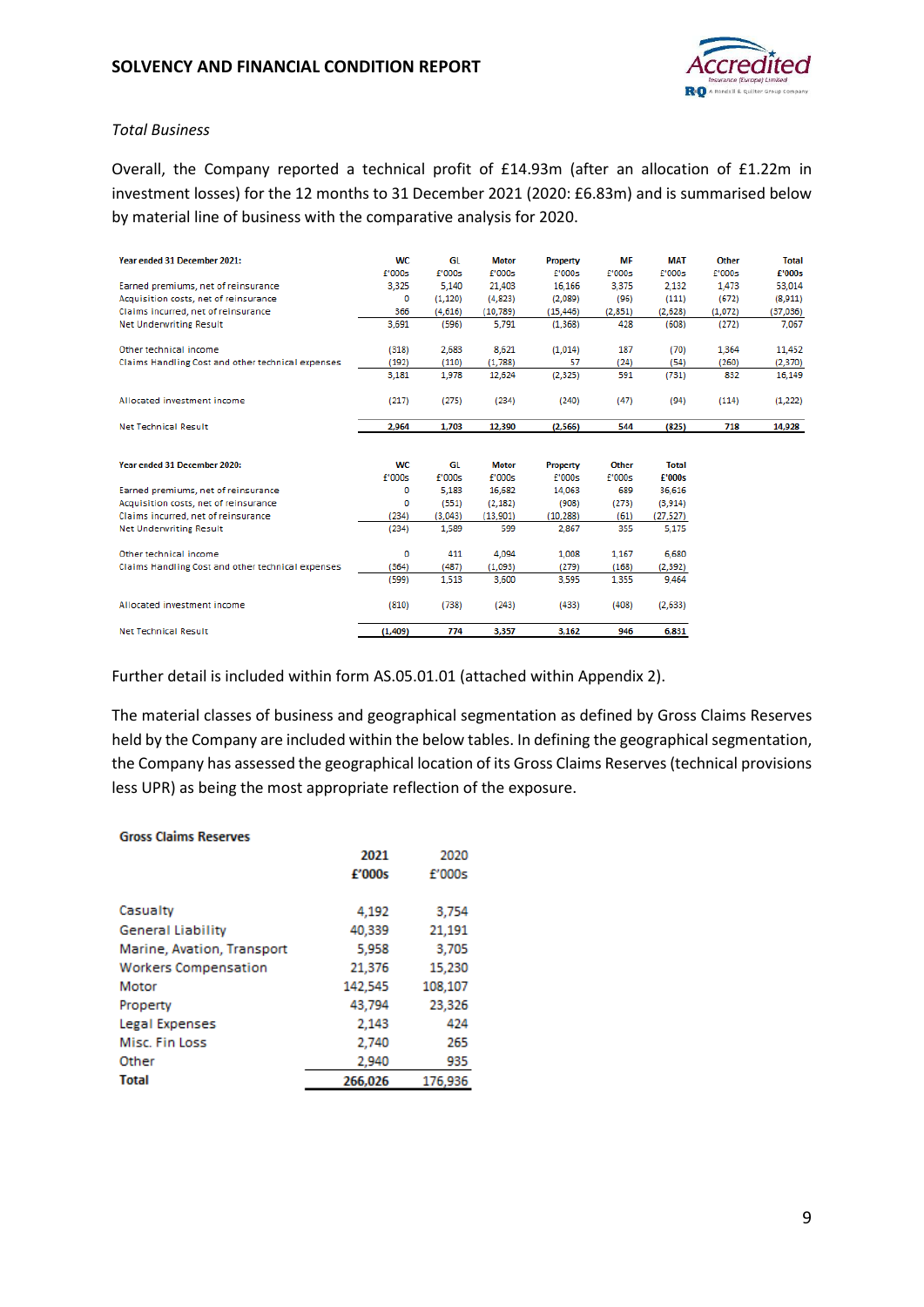*Total Business*

Overall, the Company reported a technical profit of £14.93m (after an allocation of £1.22m in investment losses) for the 12 months to 31 December 2021 (2020: £6.83m) and is summarised below by material line of business with the comparative analysis for 2020.

| Year ended 31 December 2021: | WC | GL | Motor | Property | MF | MAT | Other | Total |
|---|---|---|---|---|---|---|---|---|
| | £'000s | £'000s | £'000s | £'000s | £'000s | £'000s | £'000s | £'000s |
| Earned premiums, net of reinsurance | 3,325 | 5,140 | 21,403 | 16,166 | 3,375 | 2,132 | 1,473 | 53,014 |
| Acquisition costs, net of reinsurance | 0 | (1,120) | (4,823) | (2,089) | (96) | (111) | (672) | (8,911) |
| Claims incurred, net of reinsurance | 366 | (4,616) | (10,789) | (15,446) | (2,851) | (2,628) | (1,072) | (37,036) |
| Net Underwriting Result | 3,691 | (596) | 5,791 | (1,368) | 428 | (608) | (272) | 7,067 |
| Other technical income | (318) | 2,683 | 8,621 | (1,014) | 187 | (70) | 1,364 | 11,452 |
| Claims Handling Cost and other technical expenses | (192) | (110) | (1,788) | 57 | (24) | (54) | (260) | (2,370) |
| | 3,181 | 1,978 | 12,624 | (2,325) | 591 | (731) | 832 | 16,149 |
| Allocated investment income | (217) | (275) | (234) | (240) | (47) | (94) | (114) | (1,222) |
| Net Technical Result | 2,964 | 1,703 | 12,390 | (2,566) | 544 | (825) | 718 | 14,928 |

| Year ended 31 December 2020: | WC | GL | Motor | Property | Other | Total |
|---|---|---|---|---|---|---|
| | £'000s | £'000s | £'000s | £'000s | £'000s | £'000s |
| Earned premiums, net of reinsurance | 0 | 5,183 | 16,682 | 14,063 | 689 | 36,616 |
| Acquisition costs, net of reinsurance | 0 | (551) | (2,182) | (908) | (273) | (3,914) |
| Claims incurred, net of reinsurance | (234) | (3,043) | (13,901) | (10,288) | (61) | (27,527) |
| Net Underwriting Result | (234) | 1,589 | 599 | 2,867 | 355 | 5,175 |
| Other technical income | 0 | 411 | 4,094 | 1,008 | 1,167 | 6,680 |
| Claims Handling Cost and other technical expenses | (364) | (487) | (1,093) | (279) | (168) | (2,392) |
| | (599) | 1,513 | 3,600 | 3,595 | 1,355 | 9,464 |
| Allocated investment income | (810) | (738) | (243) | (433) | (408) | (2,633) |
| Net Technical Result | (1,409) | 774 | 3,357 | 3,162 | 946 | 6,831 |

Further detail is included within form AS.05.01.01 (attached within Appendix 2).

The material classes of business and geographical segmentation as defined by Gross Claims Reserves held by the Company are included within the below tables. In defining the geographical segmentation, the Company has assessed the geographical location of its Gross Claims Reserves (technical provisions less UPR) as being the most appropriate reflection of the exposure.

**Gross Claims Reserves**

| | 2021 | 2020 |
|---|---|---|
| | £'000s | £'000s |
| Casualty | 4,192 | 3,754 |
| General Liability | 40,339 | 21,191 |
| Marine, Avation, Transport | 5,958 | 3,705 |
| Workers Compensation | 21,376 | 15,230 |
| Motor | 142,545 | 108,107 |
| Property | 43,794 | 23,326 |
| Legal Expenses | 2,143 | 424 |
| Misc. Fin Loss | 2,740 | 265 |
| Other | 2,940 | 935 |
| **Total** | **266,026** | **176,936** |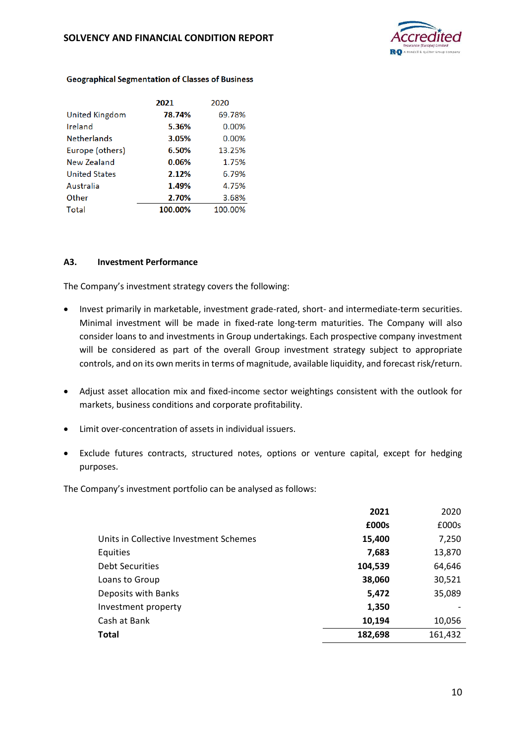**Geographical Segmentation of Classes of Business**

| | **2021** | 2020 |
|---|---|---|
| United Kingdom | **78.74%** | 69.78% |
| Ireland | **5.36%** | 0.00% |
| Netherlands | **3.05%** | 0.00% |
| Europe (others) | **6.50%** | 13.25% |
| New Zealand | **0.06%** | 1.75% |
| United States | **2.12%** | 6.79% |
| Australia | **1.49%** | 4.75% |
| Other | **2.70%** | 3.68% |
| Total | **100.00%** | 100.00% |

## A3. Investment Performance

The Company's investment strategy covers the following:

- Invest primarily in marketable, investment grade-rated, short- and intermediate-term securities. Minimal investment will be made in fixed-rate long-term maturities. The Company will also consider loans to and investments in Group undertakings. Each prospective company investment will be considered as part of the overall Group investment strategy subject to appropriate controls, and on its own merits in terms of magnitude, available liquidity, and forecast risk/return.
- Adjust asset allocation mix and fixed-income sector weightings consistent with the outlook for markets, business conditions and corporate profitability.
- Limit over-concentration of assets in individual issuers.
- Exclude futures contracts, structured notes, options or venture capital, except for hedging purposes.

The Company's investment portfolio can be analysed as follows:

| | **2021** | 2020 |
|---|---|---|
| | **£000s** | £000s |
| Units in Collective Investment Schemes | **15,400** | 7,250 |
| Equities | **7,683** | 13,870 |
| Debt Securities | **104,539** | 64,646 |
| Loans to Group | **38,060** | 30,521 |
| Deposits with Banks | **5,472** | 35,089 |
| Investment property | **1,350** | - |
| Cash at Bank | **10,194** | 10,056 |
| **Total** | **182,698** | 161,432 |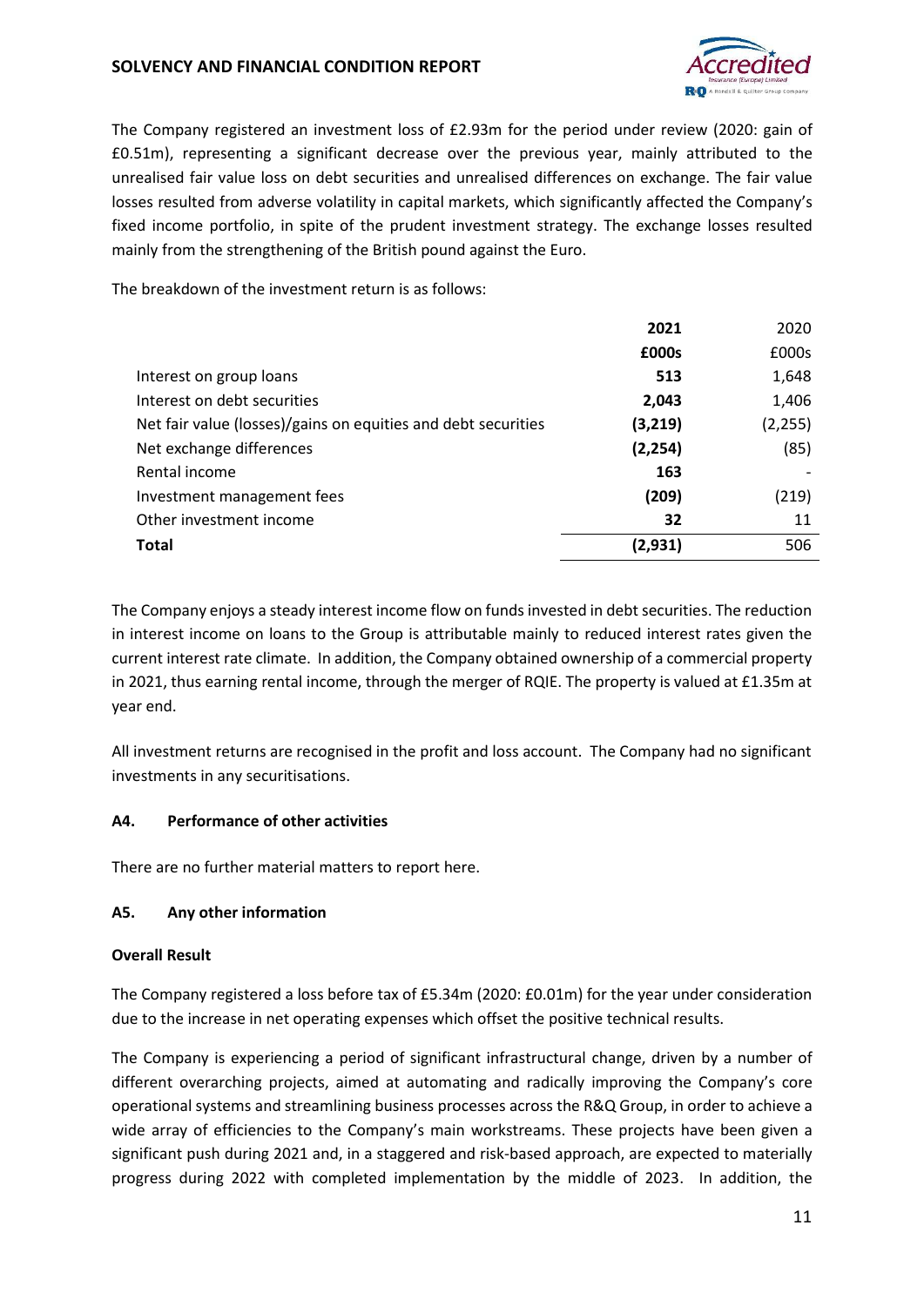The Company registered an investment loss of £2.93m for the period under review (2020: gain of £0.51m), representing a significant decrease over the previous year, mainly attributed to the unrealised fair value loss on debt securities and unrealised differences on exchange. The fair value losses resulted from adverse volatility in capital markets, which significantly affected the Company's fixed income portfolio, in spite of the prudent investment strategy. The exchange losses resulted mainly from the strengthening of the British pound against the Euro.

The breakdown of the investment return is as follows:

| | **2021** | 2020 |
|---|---|---|
| | **£000s** | £000s |
| Interest on group loans | **513** | 1,648 |
| Interest on debt securities | **2,043** | 1,406 |
| Net fair value (losses)/gains on equities and debt securities | **(3,219)** | (2,255) |
| Net exchange differences | **(2,254)** | (85) |
| Rental income | **163** | - |
| Investment management fees | **(209)** | (219) |
| Other investment income | **32** | 11 |
| **Total** | **(2,931)** | 506 |

The Company enjoys a steady interest income flow on funds invested in debt securities. The reduction in interest income on loans to the Group is attributable mainly to reduced interest rates given the current interest rate climate. In addition, the Company obtained ownership of a commercial property in 2021, thus earning rental income, through the merger of RQIE. The property is valued at £1.35m at year end.

All investment returns are recognised in the profit and loss account. The Company had no significant investments in any securitisations.

### A4. Performance of other activities

There are no further material matters to report here.

### A5. Any other information

**Overall Result**

The Company registered a loss before tax of £5.34m (2020: £0.01m) for the year under consideration due to the increase in net operating expenses which offset the positive technical results.

The Company is experiencing a period of significant infrastructural change, driven by a number of different overarching projects, aimed at automating and radically improving the Company's core operational systems and streamlining business processes across the R&Q Group, in order to achieve a wide array of efficiencies to the Company's main workstreams. These projects have been given a significant push during 2021 and, in a staggered and risk-based approach, are expected to materially progress during 2022 with completed implementation by the middle of 2023. In addition, the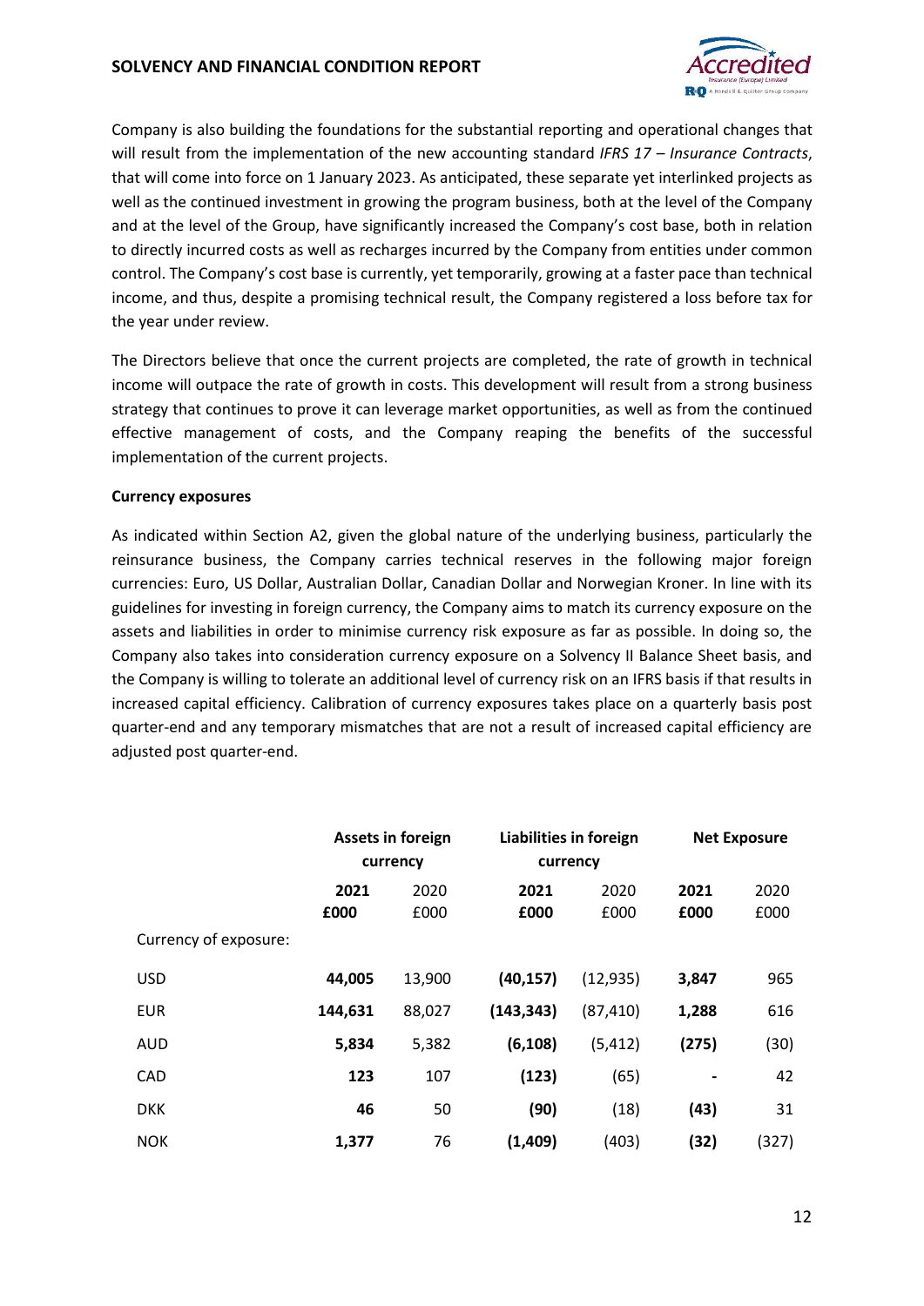Company is also building the foundations for the substantial reporting and operational changes that will result from the implementation of the new accounting standard *IFRS 17 – Insurance Contracts*, that will come into force on 1 January 2023. As anticipated, these separate yet interlinked projects as well as the continued investment in growing the program business, both at the level of the Company and at the level of the Group, have significantly increased the Company's cost base, both in relation to directly incurred costs as well as recharges incurred by the Company from entities under common control. The Company's cost base is currently, yet temporarily, growing at a faster pace than technical income, and thus, despite a promising technical result, the Company registered a loss before tax for the year under review.

The Directors believe that once the current projects are completed, the rate of growth in technical income will outpace the rate of growth in costs. This development will result from a strong business strategy that continues to prove it can leverage market opportunities, as well as from the continued effective management of costs, and the Company reaping the benefits of the successful implementation of the current projects.

**Currency exposures**

As indicated within Section A2, given the global nature of the underlying business, particularly the reinsurance business, the Company carries technical reserves in the following major foreign currencies: Euro, US Dollar, Australian Dollar, Canadian Dollar and Norwegian Kroner. In line with its guidelines for investing in foreign currency, the Company aims to match its currency exposure on the assets and liabilities in order to minimise currency risk exposure as far as possible. In doing so, the Company also takes into consideration currency exposure on a Solvency II Balance Sheet basis, and the Company is willing to tolerate an additional level of currency risk on an IFRS basis if that results in increased capital efficiency. Calibration of currency exposures takes place on a quarterly basis post quarter-end and any temporary mismatches that are not a result of increased capital efficiency are adjusted post quarter-end.

| | **Assets in foreign currency** | | **Liabilities in foreign currency** | | **Net Exposure** | |
|---|---|---|---|---|---|---|
| | **2021 £000** | 2020 £000 | **2021 £000** | 2020 £000 | **2021 £000** | 2020 £000 |
| Currency of exposure: | | | | | | |
| USD | **44,005** | 13,900 | **(40,157)** | (12,935) | **3,847** | 965 |
| EUR | **144,631** | 88,027 | **(143,343)** | (87,410) | **1,288** | 616 |
| AUD | **5,834** | 5,382 | **(6,108)** | (5,412) | **(275)** | (30) |
| CAD | **123** | 107 | **(123)** | (65) | **-** | 42 |
| DKK | **46** | 50 | **(90)** | (18) | **(43)** | 31 |
| NOK | **1,377** | 76 | **(1,409)** | (403) | **(32)** | (327) |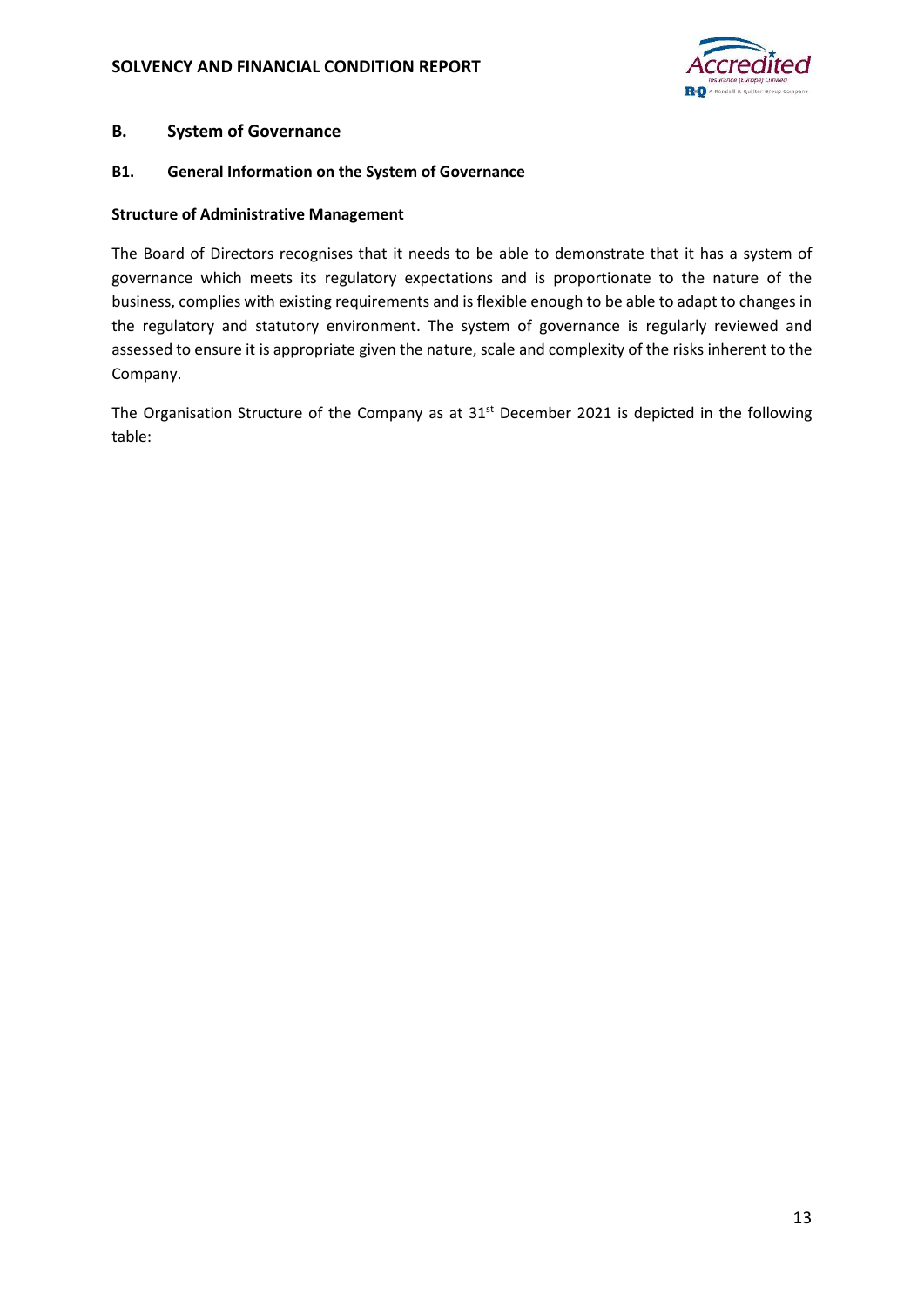## B. System of Governance

### B1. General Information on the System of Governance

**Structure of Administrative Management**

The Board of Directors recognises that it needs to be able to demonstrate that it has a system of governance which meets its regulatory expectations and is proportionate to the nature of the business, complies with existing requirements and is flexible enough to be able to adapt to changes in the regulatory and statutory environment. The system of governance is regularly reviewed and assessed to ensure it is appropriate given the nature, scale and complexity of the risks inherent to the Company.

The Organisation Structure of the Company as at 31st December 2021 is depicted in the following table: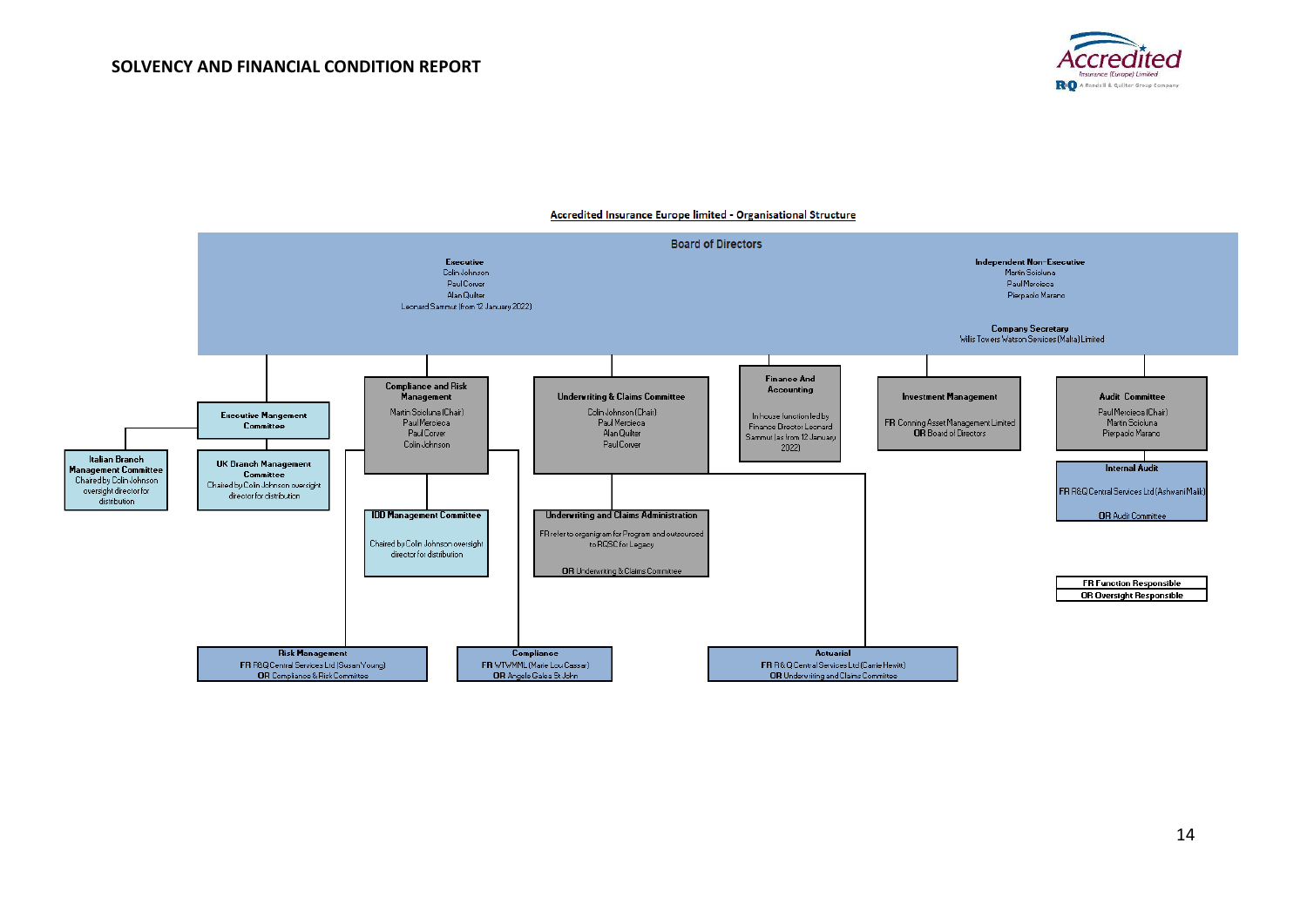**Accredited Insurance Europe limited - Organisational Structure**

**Board of Directors**

**Executive**
Colin Johnson
Paul Corver
Alan Quilter
Leonard Sammut (from 12 January 2022)

**Independent Non-Executive**
Martin Scicluna
Paul Mercieca
Pierpaolo Marano

**Company Secretary**
Willis Towers Watson Services (Malta) Limited

**Executive Mangement Committee**

**Italian Branch Management Committee**
Chaired by Colin Johnson oversight director for distribution

**UK Branch Management Committee**
Chaired by Colin Johnson oversight director for distribution

**Compliance and Risk Management**
Martin Scicluna (Chair)
Paul Mercieca
Paul Corver
Colin Johnson

**IDD Management Committee**
Chaired by Colin Johnson oversight director for distribution

**Underwriting & Claims Committee**
Colin Johnson (Chair)
Paul Mercieca
Alan Quilter
Paul Corver

**Underwriting and Claims Administration**
FR refer to organigram for Program and outsourced to RQSC for Legacy
OR Underwriting & Claims Committee

**Finance And Accounting**
In house function led by Finance Director Leonard Sammut (as from 12 January 2022)

**Investment Management**
FR Conning Asset Management Limited
OR Board of Directors

**Audit Committee**
Paul Mercieca (Chair)
Martin Scicluna
Pierpaolo Marano

**Internal Audit**
FR R&Q Central Services Ltd (Ashwani Malik)
OR Audit Commitee

**Risk Management**
FR R&Q Central Services Ltd (Susan Young)
OR Compliance & Risk Committee

**Compliance**
FR WTWMML (Marie Lou Cassar)
OR Angelo Galea St John

**Actuarial**
FR R & Q Central Services Ltd (Carrie Hewitt)
OR Underwriting and Claims Committee

**FR Function Responsible**
**OR Oversight Responsible**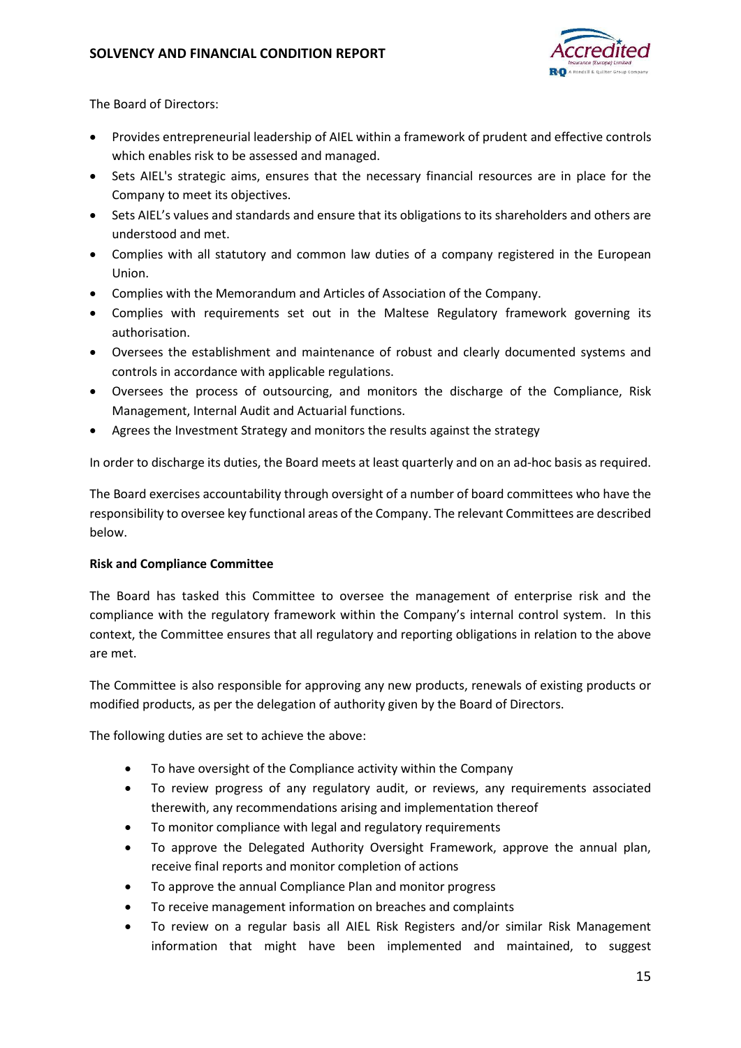The Board of Directors:

- Provides entrepreneurial leadership of AIEL within a framework of prudent and effective controls which enables risk to be assessed and managed.
- Sets AIEL's strategic aims, ensures that the necessary financial resources are in place for the Company to meet its objectives.
- Sets AIEL's values and standards and ensure that its obligations to its shareholders and others are understood and met.
- Complies with all statutory and common law duties of a company registered in the European Union.
- Complies with the Memorandum and Articles of Association of the Company.
- Complies with requirements set out in the Maltese Regulatory framework governing its authorisation.
- Oversees the establishment and maintenance of robust and clearly documented systems and controls in accordance with applicable regulations.
- Oversees the process of outsourcing, and monitors the discharge of the Compliance, Risk Management, Internal Audit and Actuarial functions.
- Agrees the Investment Strategy and monitors the results against the strategy

In order to discharge its duties, the Board meets at least quarterly and on an ad-hoc basis as required.

The Board exercises accountability through oversight of a number of board committees who have the responsibility to oversee key functional areas of the Company. The relevant Committees are described below.

**Risk and Compliance Committee**

The Board has tasked this Committee to oversee the management of enterprise risk and the compliance with the regulatory framework within the Company's internal control system. In this context, the Committee ensures that all regulatory and reporting obligations in relation to the above are met.

The Committee is also responsible for approving any new products, renewals of existing products or modified products, as per the delegation of authority given by the Board of Directors.

The following duties are set to achieve the above:

- To have oversight of the Compliance activity within the Company
- To review progress of any regulatory audit, or reviews, any requirements associated therewith, any recommendations arising and implementation thereof
- To monitor compliance with legal and regulatory requirements
- To approve the Delegated Authority Oversight Framework, approve the annual plan, receive final reports and monitor completion of actions
- To approve the annual Compliance Plan and monitor progress
- To receive management information on breaches and complaints
- To review on a regular basis all AIEL Risk Registers and/or similar Risk Management information that might have been implemented and maintained, to suggest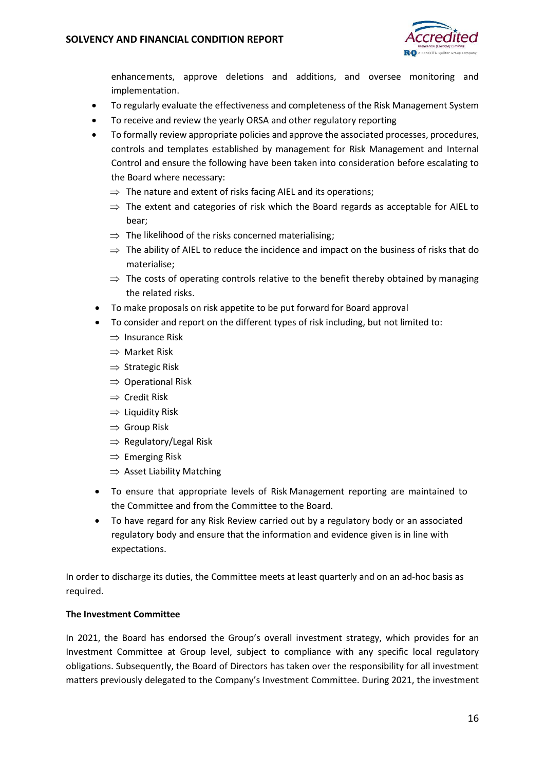enhancements, approve deletions and additions, and oversee monitoring and implementation.

- To regularly evaluate the effectiveness and completeness of the Risk Management System
- To receive and review the yearly ORSA and other regulatory reporting
- To formally review appropriate policies and approve the associated processes, procedures, controls and templates established by management for Risk Management and Internal Control and ensure the following have been taken into consideration before escalating to the Board where necessary:
  - ⇒ The nature and extent of risks facing AIEL and its operations;
  - ⇒ The extent and categories of risk which the Board regards as acceptable for AIEL to bear;
  - ⇒ The likelihood of the risks concerned materialising;
  - ⇒ The ability of AIEL to reduce the incidence and impact on the business of risks that do materialise;
  - ⇒ The costs of operating controls relative to the benefit thereby obtained by managing the related risks.
- To make proposals on risk appetite to be put forward for Board approval
- To consider and report on the different types of risk including, but not limited to:
  - ⇒ Insurance Risk
  - ⇒ Market Risk
  - ⇒ Strategic Risk
  - ⇒ Operational Risk
  - ⇒ Credit Risk
  - ⇒ Liquidity Risk
  - ⇒ Group Risk
  - ⇒ Regulatory/Legal Risk
  - ⇒ Emerging Risk
  - ⇒ Asset Liability Matching
- To ensure that appropriate levels of Risk Management reporting are maintained to the Committee and from the Committee to the Board.
- To have regard for any Risk Review carried out by a regulatory body or an associated regulatory body and ensure that the information and evidence given is in line with expectations.

In order to discharge its duties, the Committee meets at least quarterly and on an ad-hoc basis as required.

**The Investment Committee**

In 2021, the Board has endorsed the Group's overall investment strategy, which provides for an Investment Committee at Group level, subject to compliance with any specific local regulatory obligations. Subsequently, the Board of Directors has taken over the responsibility for all investment matters previously delegated to the Company's Investment Committee. During 2021, the investment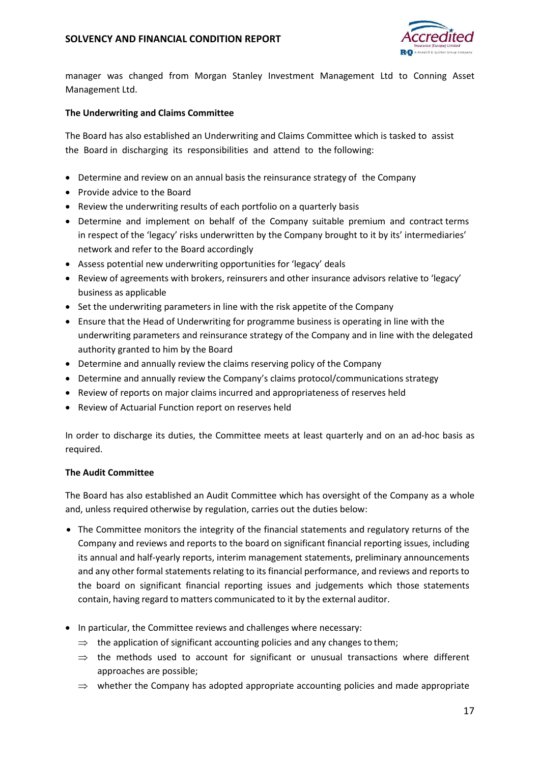manager was changed from Morgan Stanley Investment Management Ltd to Conning Asset Management Ltd.

**The Underwriting and Claims Committee**

The Board has also established an Underwriting and Claims Committee which is tasked to assist the Board in discharging its responsibilities and attend to the following:

- Determine and review on an annual basis the reinsurance strategy of the Company
- Provide advice to the Board
- Review the underwriting results of each portfolio on a quarterly basis
- Determine and implement on behalf of the Company suitable premium and contract terms in respect of the 'legacy' risks underwritten by the Company brought to it by its' intermediaries' network and refer to the Board accordingly
- Assess potential new underwriting opportunities for 'legacy' deals
- Review of agreements with brokers, reinsurers and other insurance advisors relative to 'legacy' business as applicable
- Set the underwriting parameters in line with the risk appetite of the Company
- Ensure that the Head of Underwriting for programme business is operating in line with the underwriting parameters and reinsurance strategy of the Company and in line with the delegated authority granted to him by the Board
- Determine and annually review the claims reserving policy of the Company
- Determine and annually review the Company's claims protocol/communications strategy
- Review of reports on major claims incurred and appropriateness of reserves held
- Review of Actuarial Function report on reserves held

In order to discharge its duties, the Committee meets at least quarterly and on an ad-hoc basis as required.

**The Audit Committee**

The Board has also established an Audit Committee which has oversight of the Company as a whole and, unless required otherwise by regulation, carries out the duties below:

- The Committee monitors the integrity of the financial statements and regulatory returns of the Company and reviews and reports to the board on significant financial reporting issues, including its annual and half-yearly reports, interim management statements, preliminary announcements and any other formal statements relating to its financial performance, and reviews and reports to the board on significant financial reporting issues and judgements which those statements contain, having regard to matters communicated to it by the external auditor.

- In particular, the Committee reviews and challenges where necessary:
  - ⇒ the application of significant accounting policies and any changes to them;
  - ⇒ the methods used to account for significant or unusual transactions where different approaches are possible;
  - ⇒ whether the Company has adopted appropriate accounting policies and made appropriate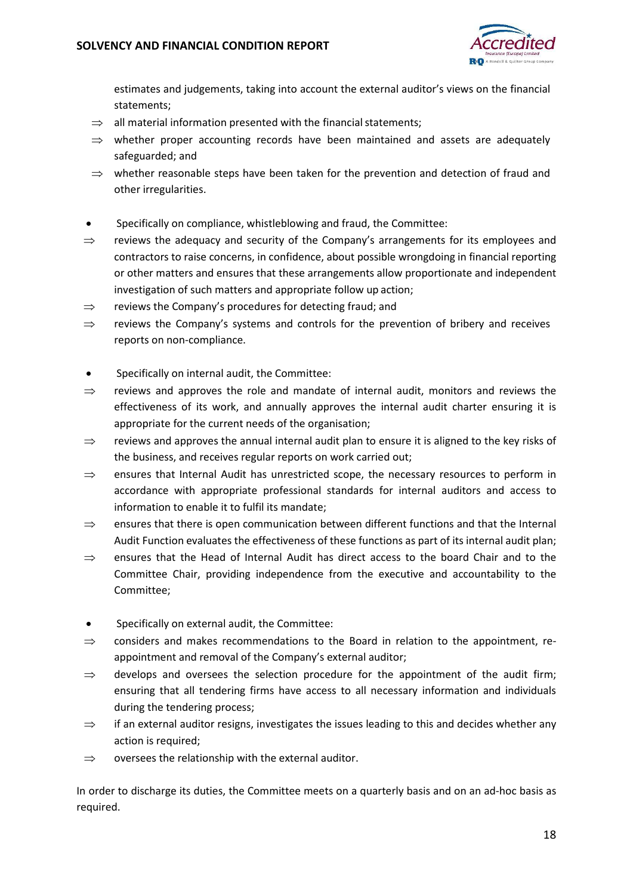estimates and judgements, taking into account the external auditor's views on the financial statements;

- ⇒ all material information presented with the financial statements;
- ⇒ whether proper accounting records have been maintained and assets are adequately safeguarded; and
- ⇒ whether reasonable steps have been taken for the prevention and detection of fraud and other irregularities.

- Specifically on compliance, whistleblowing and fraud, the Committee:
  - ⇒ reviews the adequacy and security of the Company's arrangements for its employees and contractors to raise concerns, in confidence, about possible wrongdoing in financial reporting or other matters and ensures that these arrangements allow proportionate and independent investigation of such matters and appropriate follow up action;
  - ⇒ reviews the Company's procedures for detecting fraud; and
  - ⇒ reviews the Company's systems and controls for the prevention of bribery and receives reports on non-compliance.

- Specifically on internal audit, the Committee:
  - ⇒ reviews and approves the role and mandate of internal audit, monitors and reviews the effectiveness of its work, and annually approves the internal audit charter ensuring it is appropriate for the current needs of the organisation;
  - ⇒ reviews and approves the annual internal audit plan to ensure it is aligned to the key risks of the business, and receives regular reports on work carried out;
  - ⇒ ensures that Internal Audit has unrestricted scope, the necessary resources to perform in accordance with appropriate professional standards for internal auditors and access to information to enable it to fulfil its mandate;
  - ⇒ ensures that there is open communication between different functions and that the Internal Audit Function evaluates the effectiveness of these functions as part of its internal audit plan;
  - ⇒ ensures that the Head of Internal Audit has direct access to the board Chair and to the Committee Chair, providing independence from the executive and accountability to the Committee;

- Specifically on external audit, the Committee:
  - ⇒ considers and makes recommendations to the Board in relation to the appointment, re-appointment and removal of the Company's external auditor;
  - ⇒ develops and oversees the selection procedure for the appointment of the audit firm; ensuring that all tendering firms have access to all necessary information and individuals during the tendering process;
  - ⇒ if an external auditor resigns, investigates the issues leading to this and decides whether any action is required;
  - ⇒ oversees the relationship with the external auditor.

In order to discharge its duties, the Committee meets on a quarterly basis and on an ad-hoc basis as required.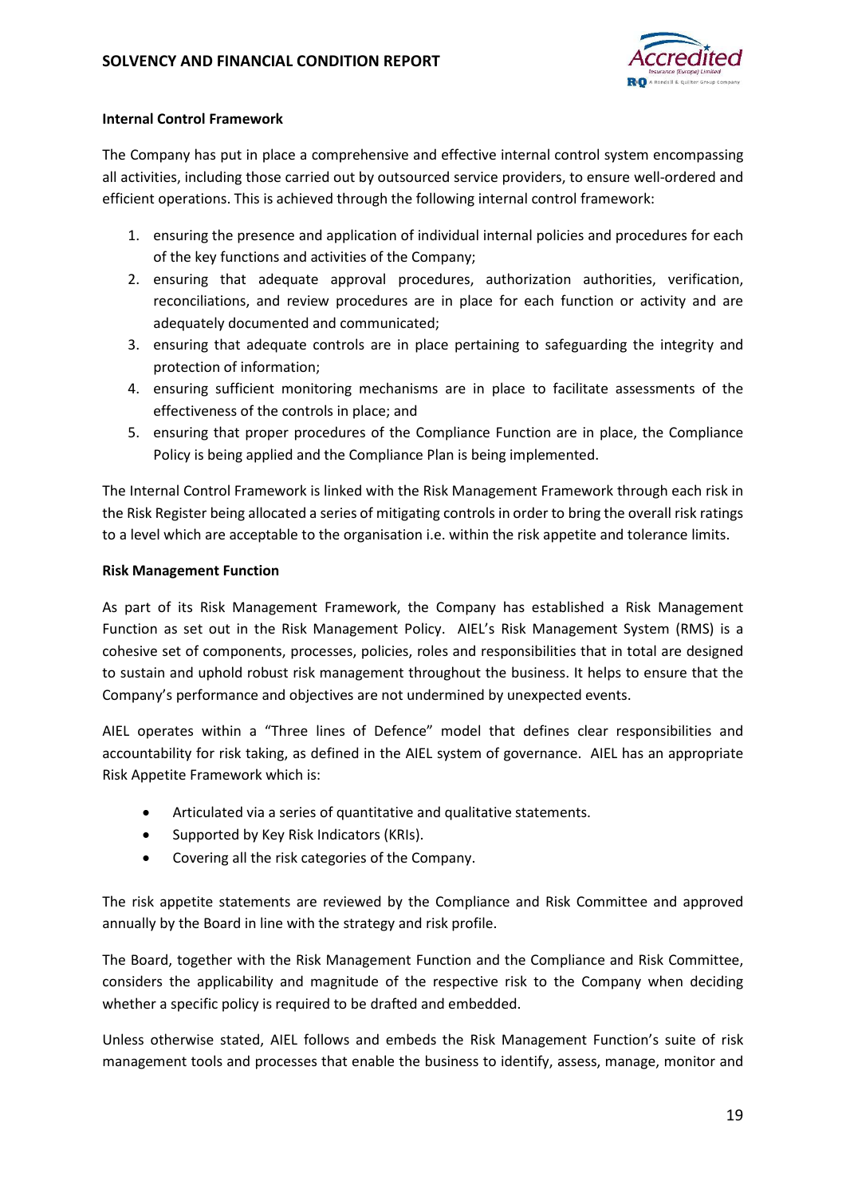**Internal Control Framework**

The Company has put in place a comprehensive and effective internal control system encompassing all activities, including those carried out by outsourced service providers, to ensure well-ordered and efficient operations. This is achieved through the following internal control framework:

1. ensuring the presence and application of individual internal policies and procedures for each of the key functions and activities of the Company;
2. ensuring that adequate approval procedures, authorization authorities, verification, reconciliations, and review procedures are in place for each function or activity and are adequately documented and communicated;
3. ensuring that adequate controls are in place pertaining to safeguarding the integrity and protection of information;
4. ensuring sufficient monitoring mechanisms are in place to facilitate assessments of the effectiveness of the controls in place; and
5. ensuring that proper procedures of the Compliance Function are in place, the Compliance Policy is being applied and the Compliance Plan is being implemented.

The Internal Control Framework is linked with the Risk Management Framework through each risk in the Risk Register being allocated a series of mitigating controls in order to bring the overall risk ratings to a level which are acceptable to the organisation i.e. within the risk appetite and tolerance limits.

**Risk Management Function**

As part of its Risk Management Framework, the Company has established a Risk Management Function as set out in the Risk Management Policy. AIEL's Risk Management System (RMS) is a cohesive set of components, processes, policies, roles and responsibilities that in total are designed to sustain and uphold robust risk management throughout the business. It helps to ensure that the Company's performance and objectives are not undermined by unexpected events.

AIEL operates within a "Three lines of Defence" model that defines clear responsibilities and accountability for risk taking, as defined in the AIEL system of governance. AIEL has an appropriate Risk Appetite Framework which is:

- Articulated via a series of quantitative and qualitative statements.
- Supported by Key Risk Indicators (KRIs).
- Covering all the risk categories of the Company.

The risk appetite statements are reviewed by the Compliance and Risk Committee and approved annually by the Board in line with the strategy and risk profile.

The Board, together with the Risk Management Function and the Compliance and Risk Committee, considers the applicability and magnitude of the respective risk to the Company when deciding whether a specific policy is required to be drafted and embedded.

Unless otherwise stated, AIEL follows and embeds the Risk Management Function's suite of risk management tools and processes that enable the business to identify, assess, manage, monitor and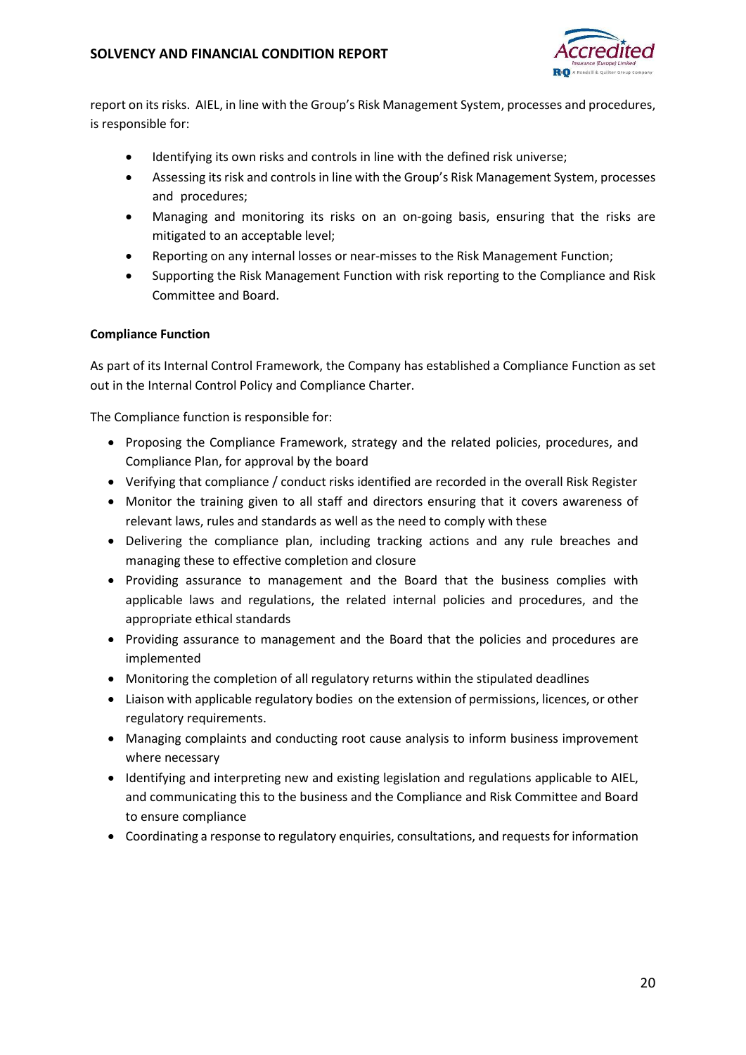report on its risks. AIEL, in line with the Group's Risk Management System, processes and procedures, is responsible for:

- Identifying its own risks and controls in line with the defined risk universe;
- Assessing its risk and controls in line with the Group's Risk Management System, processes and procedures;
- Managing and monitoring its risks on an on-going basis, ensuring that the risks are mitigated to an acceptable level;
- Reporting on any internal losses or near-misses to the Risk Management Function;
- Supporting the Risk Management Function with risk reporting to the Compliance and Risk Committee and Board.

**Compliance Function**

As part of its Internal Control Framework, the Company has established a Compliance Function as set out in the Internal Control Policy and Compliance Charter.

The Compliance function is responsible for:

- Proposing the Compliance Framework, strategy and the related policies, procedures, and Compliance Plan, for approval by the board
- Verifying that compliance / conduct risks identified are recorded in the overall Risk Register
- Monitor the training given to all staff and directors ensuring that it covers awareness of relevant laws, rules and standards as well as the need to comply with these
- Delivering the compliance plan, including tracking actions and any rule breaches and managing these to effective completion and closure
- Providing assurance to management and the Board that the business complies with applicable laws and regulations, the related internal policies and procedures, and the appropriate ethical standards
- Providing assurance to management and the Board that the policies and procedures are implemented
- Monitoring the completion of all regulatory returns within the stipulated deadlines
- Liaison with applicable regulatory bodies on the extension of permissions, licences, or other regulatory requirements.
- Managing complaints and conducting root cause analysis to inform business improvement where necessary
- Identifying and interpreting new and existing legislation and regulations applicable to AIEL, and communicating this to the business and the Compliance and Risk Committee and Board to ensure compliance
- Coordinating a response to regulatory enquiries, consultations, and requests for information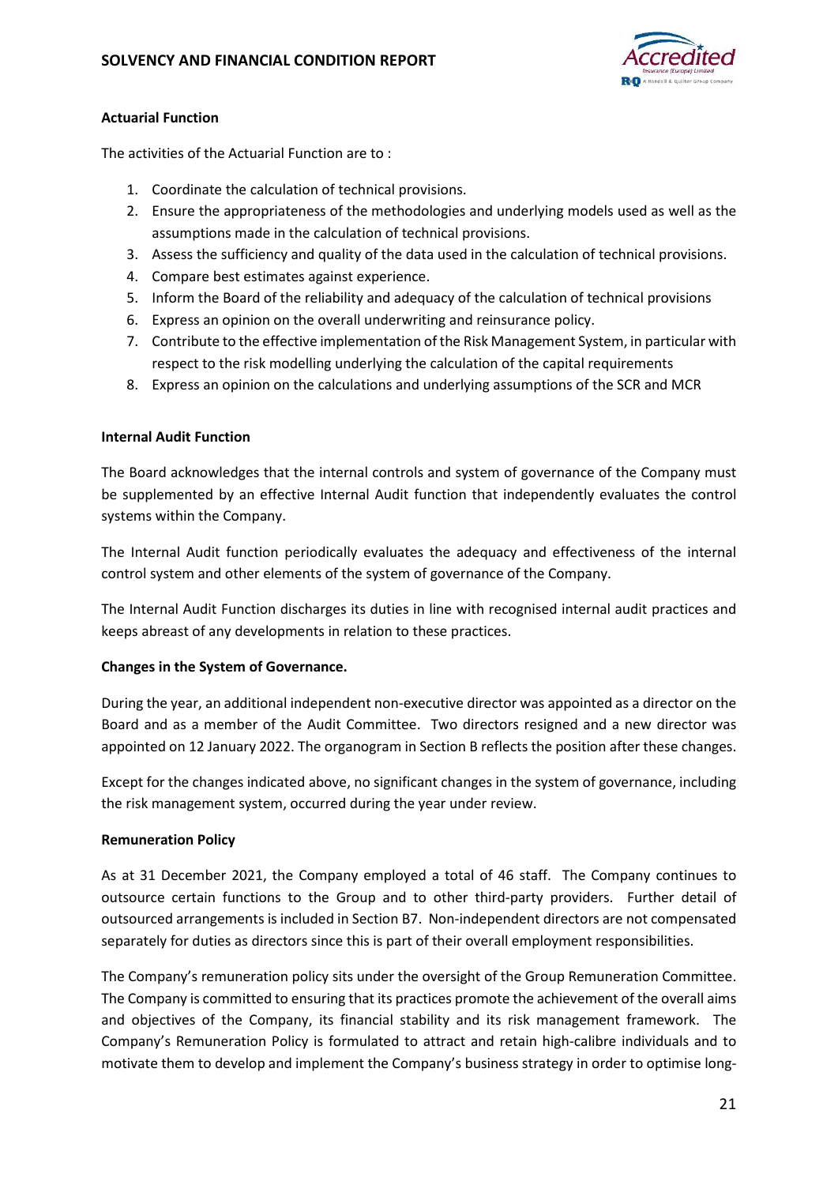**Actuarial Function**

The activities of the Actuarial Function are to :

1. Coordinate the calculation of technical provisions.
2. Ensure the appropriateness of the methodologies and underlying models used as well as the assumptions made in the calculation of technical provisions.
3. Assess the sufficiency and quality of the data used in the calculation of technical provisions.
4. Compare best estimates against experience.
5. Inform the Board of the reliability and adequacy of the calculation of technical provisions
6. Express an opinion on the overall underwriting and reinsurance policy.
7. Contribute to the effective implementation of the Risk Management System, in particular with respect to the risk modelling underlying the calculation of the capital requirements
8. Express an opinion on the calculations and underlying assumptions of the SCR and MCR

**Internal Audit Function**

The Board acknowledges that the internal controls and system of governance of the Company must be supplemented by an effective Internal Audit function that independently evaluates the control systems within the Company.

The Internal Audit function periodically evaluates the adequacy and effectiveness of the internal control system and other elements of the system of governance of the Company.

The Internal Audit Function discharges its duties in line with recognised internal audit practices and keeps abreast of any developments in relation to these practices.

**Changes in the System of Governance.**

During the year, an additional independent non-executive director was appointed as a director on the Board and as a member of the Audit Committee. Two directors resigned and a new director was appointed on 12 January 2022. The organogram in Section B reflects the position after these changes.

Except for the changes indicated above, no significant changes in the system of governance, including the risk management system, occurred during the year under review.

**Remuneration Policy**

As at 31 December 2021, the Company employed a total of 46 staff. The Company continues to outsource certain functions to the Group and to other third-party providers. Further detail of outsourced arrangements is included in Section B7. Non-independent directors are not compensated separately for duties as directors since this is part of their overall employment responsibilities.

The Company's remuneration policy sits under the oversight of the Group Remuneration Committee. The Company is committed to ensuring that its practices promote the achievement of the overall aims and objectives of the Company, its financial stability and its risk management framework. The Company's Remuneration Policy is formulated to attract and retain high-calibre individuals and to motivate them to develop and implement the Company's business strategy in order to optimise long-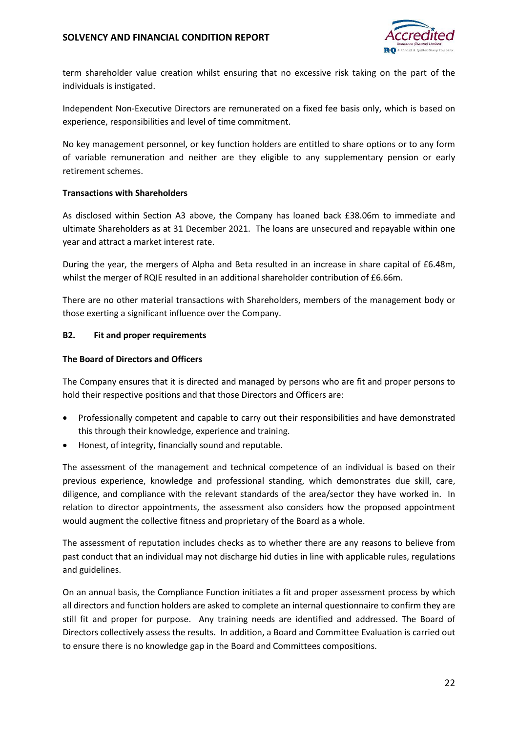term shareholder value creation whilst ensuring that no excessive risk taking on the part of the individuals is instigated.

Independent Non-Executive Directors are remunerated on a fixed fee basis only, which is based on experience, responsibilities and level of time commitment.

No key management personnel, or key function holders are entitled to share options or to any form of variable remuneration and neither are they eligible to any supplementary pension or early retirement schemes.

**Transactions with Shareholders**

As disclosed within Section A3 above, the Company has loaned back £38.06m to immediate and ultimate Shareholders as at 31 December 2021. The loans are unsecured and repayable within one year and attract a market interest rate.

During the year, the mergers of Alpha and Beta resulted in an increase in share capital of £6.48m, whilst the merger of RQIE resulted in an additional shareholder contribution of £6.66m.

There are no other material transactions with Shareholders, members of the management body or those exerting a significant influence over the Company.

## B2. Fit and proper requirements

**The Board of Directors and Officers**

The Company ensures that it is directed and managed by persons who are fit and proper persons to hold their respective positions and that those Directors and Officers are:

- Professionally competent and capable to carry out their responsibilities and have demonstrated this through their knowledge, experience and training.
- Honest, of integrity, financially sound and reputable.

The assessment of the management and technical competence of an individual is based on their previous experience, knowledge and professional standing, which demonstrates due skill, care, diligence, and compliance with the relevant standards of the area/sector they have worked in. In relation to director appointments, the assessment also considers how the proposed appointment would augment the collective fitness and proprietary of the Board as a whole.

The assessment of reputation includes checks as to whether there are any reasons to believe from past conduct that an individual may not discharge hid duties in line with applicable rules, regulations and guidelines.

On an annual basis, the Compliance Function initiates a fit and proper assessment process by which all directors and function holders are asked to complete an internal questionnaire to confirm they are still fit and proper for purpose. Any training needs are identified and addressed. The Board of Directors collectively assess the results. In addition, a Board and Committee Evaluation is carried out to ensure there is no knowledge gap in the Board and Committees compositions.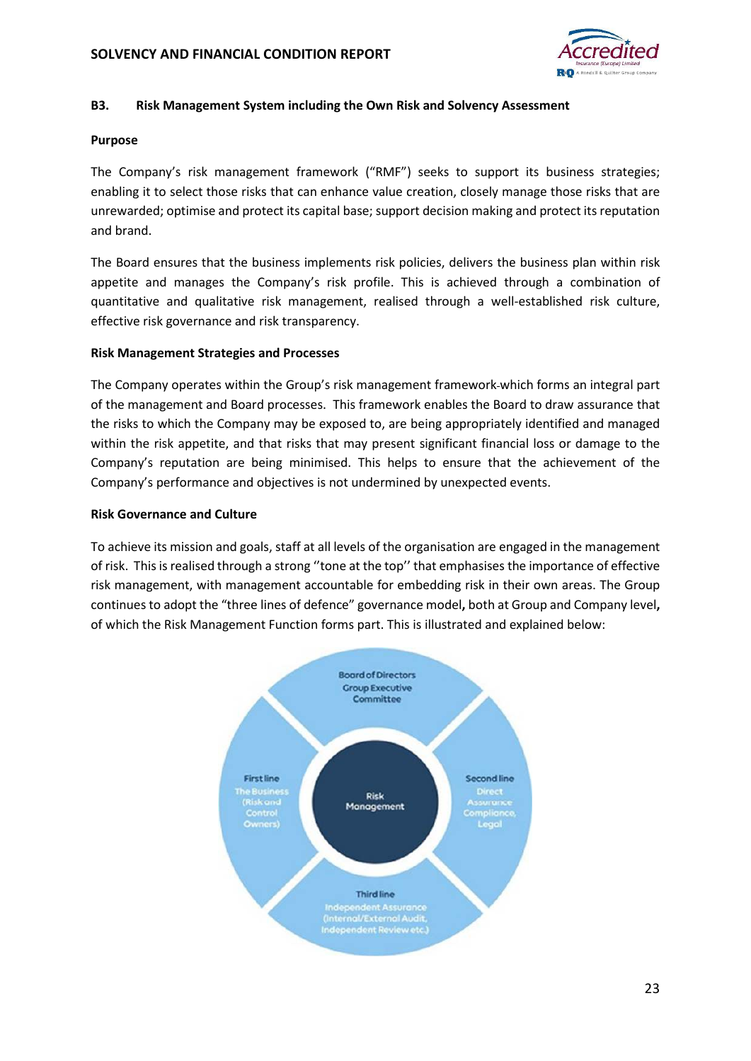### B3. Risk Management System including the Own Risk and Solvency Assessment

**Purpose**

The Company's risk management framework ("RMF") seeks to support its business strategies; enabling it to select those risks that can enhance value creation, closely manage those risks that are unrewarded; optimise and protect its capital base; support decision making and protect its reputation and brand.

The Board ensures that the business implements risk policies, delivers the business plan within risk appetite and manages the Company's risk profile. This is achieved through a combination of quantitative and qualitative risk management, realised through a well-established risk culture, effective risk governance and risk transparency.

**Risk Management Strategies and Processes**

The Company operates within the Group's risk management framework which forms an integral part of the management and Board processes. This framework enables the Board to draw assurance that the risks to which the Company may be exposed to, are being appropriately identified and managed within the risk appetite, and that risks that may present significant financial loss or damage to the Company's reputation are being minimised. This helps to ensure that the achievement of the Company's performance and objectives is not undermined by unexpected events.

**Risk Governance and Culture**

To achieve its mission and goals, staff at all levels of the organisation are engaged in the management of risk. This is realised through a strong ''tone at the top'' that emphasises the importance of effective risk management, with management accountable for embedding risk in their own areas. The Group continues to adopt the "three lines of defence" governance model**,** both at Group and Company level**,** of which the Risk Management Function forms part. This is illustrated and explained below:

Board of Directors
Group Executive Committee

First line
The Business
(Risk and Control Owners)

Risk Management

Second line
Direct Assurance
Compliance, Legal

Third line
Independent Assurance
(Internal/External Audit, Independent Review etc.)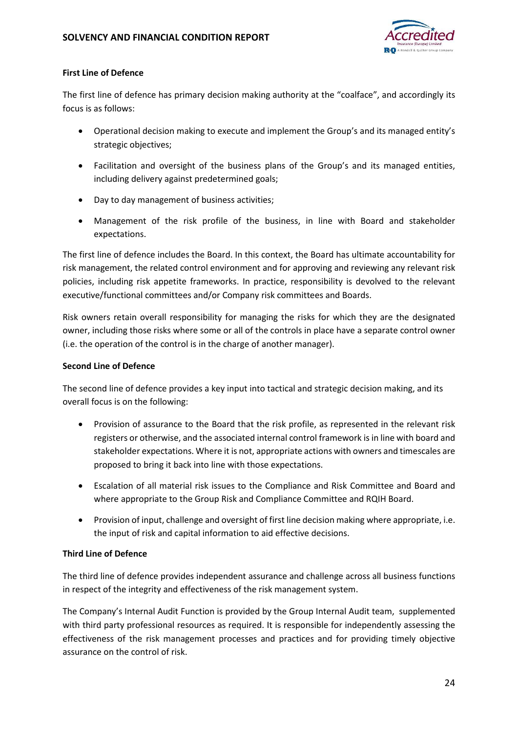**First Line of Defence**

The first line of defence has primary decision making authority at the "coalface", and accordingly its focus is as follows:

- Operational decision making to execute and implement the Group's and its managed entity's strategic objectives;
- Facilitation and oversight of the business plans of the Group's and its managed entities, including delivery against predetermined goals;
- Day to day management of business activities;
- Management of the risk profile of the business, in line with Board and stakeholder expectations.

The first line of defence includes the Board. In this context, the Board has ultimate accountability for risk management, the related control environment and for approving and reviewing any relevant risk policies, including risk appetite frameworks. In practice, responsibility is devolved to the relevant executive/functional committees and/or Company risk committees and Boards.

Risk owners retain overall responsibility for managing the risks for which they are the designated owner, including those risks where some or all of the controls in place have a separate control owner (i.e. the operation of the control is in the charge of another manager).

**Second Line of Defence**

The second line of defence provides a key input into tactical and strategic decision making, and its overall focus is on the following:

- Provision of assurance to the Board that the risk profile, as represented in the relevant risk registers or otherwise, and the associated internal control framework is in line with board and stakeholder expectations. Where it is not, appropriate actions with owners and timescales are proposed to bring it back into line with those expectations.
- Escalation of all material risk issues to the Compliance and Risk Committee and Board and where appropriate to the Group Risk and Compliance Committee and RQIH Board.
- Provision of input, challenge and oversight of first line decision making where appropriate, i.e. the input of risk and capital information to aid effective decisions.

**Third Line of Defence**

The third line of defence provides independent assurance and challenge across all business functions in respect of the integrity and effectiveness of the risk management system.

The Company's Internal Audit Function is provided by the Group Internal Audit team, supplemented with third party professional resources as required. It is responsible for independently assessing the effectiveness of the risk management processes and practices and for providing timely objective assurance on the control of risk.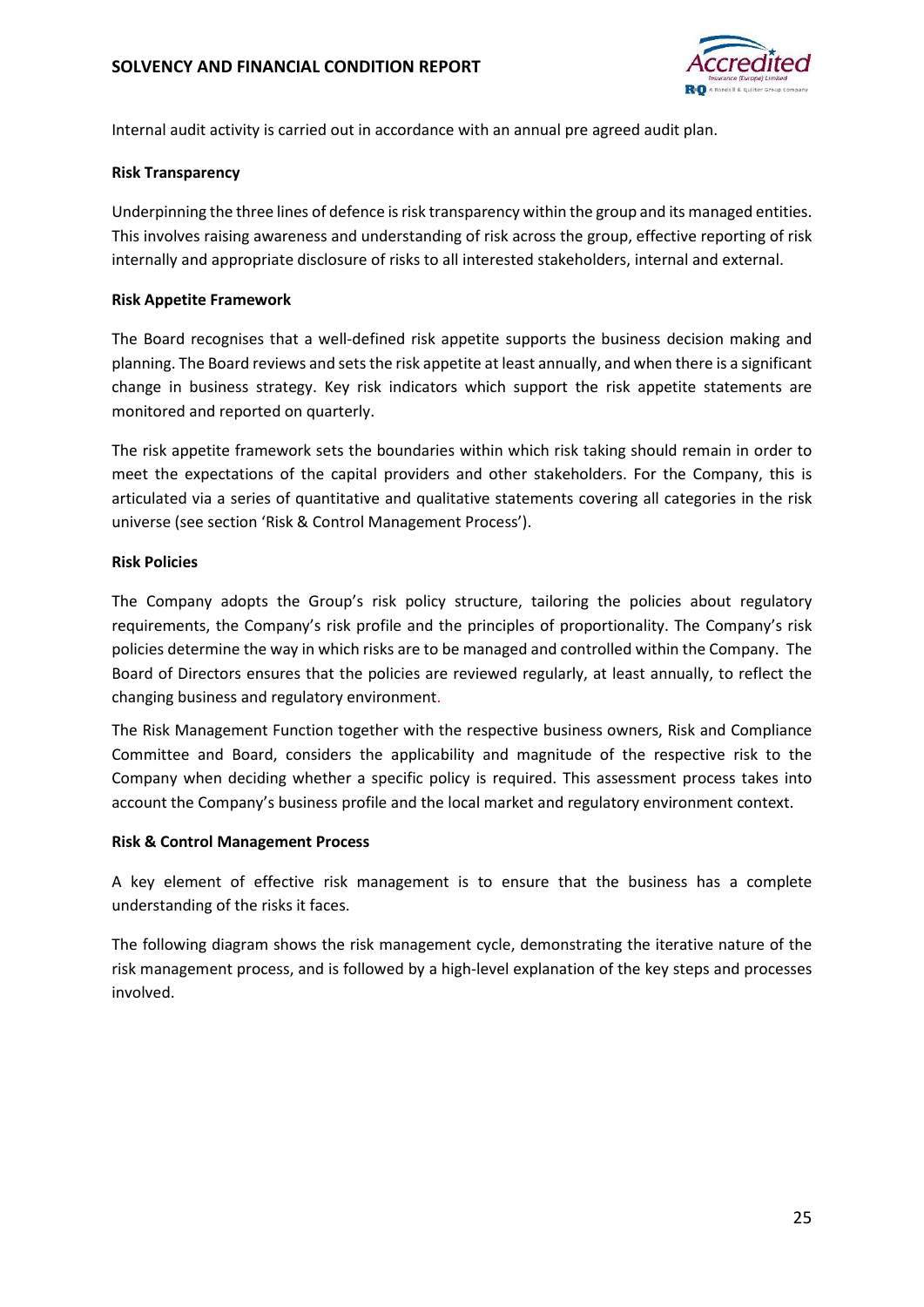Internal audit activity is carried out in accordance with an annual pre agreed audit plan.

**Risk Transparency**

Underpinning the three lines of defence is risk transparency within the group and its managed entities. This involves raising awareness and understanding of risk across the group, effective reporting of risk internally and appropriate disclosure of risks to all interested stakeholders, internal and external.

**Risk Appetite Framework**

The Board recognises that a well-defined risk appetite supports the business decision making and planning. The Board reviews and sets the risk appetite at least annually, and when there is a significant change in business strategy. Key risk indicators which support the risk appetite statements are monitored and reported on quarterly.

The risk appetite framework sets the boundaries within which risk taking should remain in order to meet the expectations of the capital providers and other stakeholders. For the Company, this is articulated via a series of quantitative and qualitative statements covering all categories in the risk universe (see section 'Risk & Control Management Process').

**Risk Policies**

The Company adopts the Group's risk policy structure, tailoring the policies about regulatory requirements, the Company's risk profile and the principles of proportionality. The Company's risk policies determine the way in which risks are to be managed and controlled within the Company. The Board of Directors ensures that the policies are reviewed regularly, at least annually, to reflect the changing business and regulatory environment.

The Risk Management Function together with the respective business owners, Risk and Compliance Committee and Board, considers the applicability and magnitude of the respective risk to the Company when deciding whether a specific policy is required. This assessment process takes into account the Company's business profile and the local market and regulatory environment context.

**Risk & Control Management Process**

A key element of effective risk management is to ensure that the business has a complete understanding of the risks it faces.

The following diagram shows the risk management cycle, demonstrating the iterative nature of the risk management process, and is followed by a high-level explanation of the key steps and processes involved.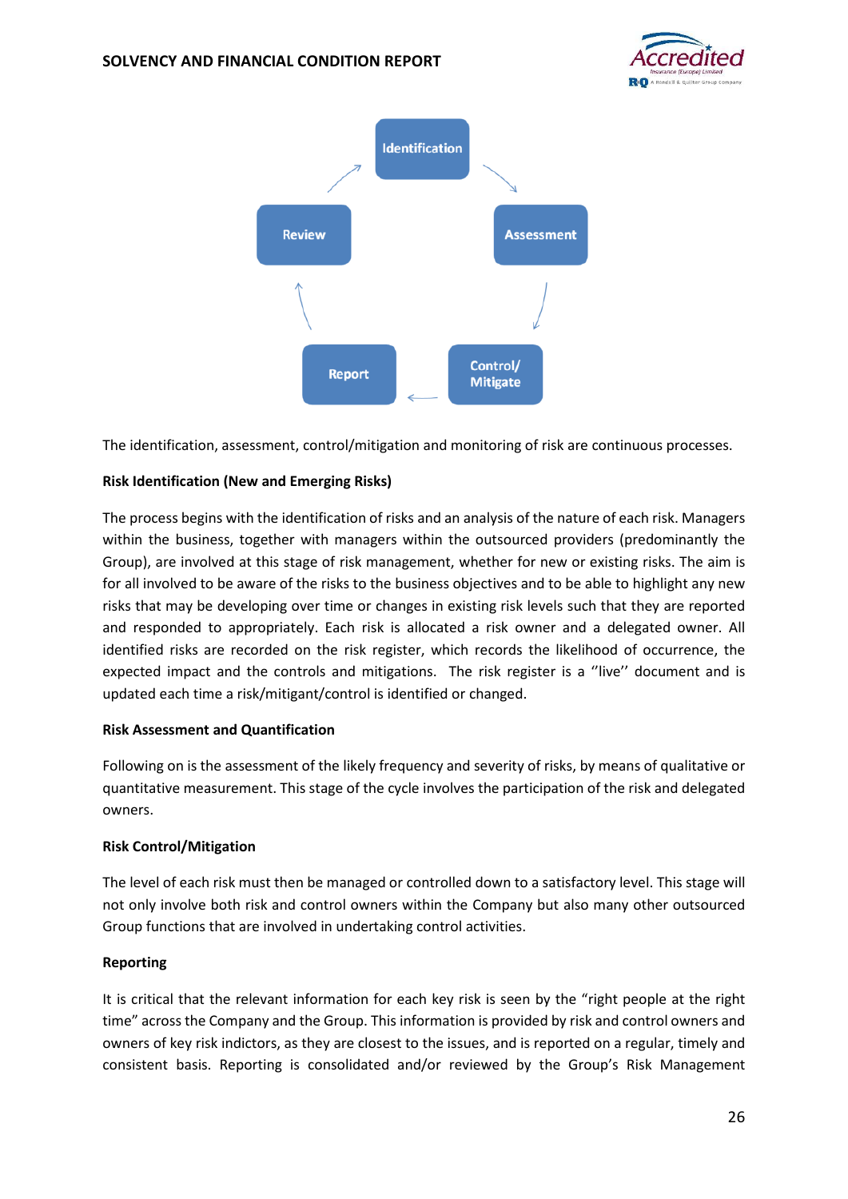Identification → Assessment → Control/Mitigate → Report → Review

The identification, assessment, control/mitigation and monitoring of risk are continuous processes.

**Risk Identification (New and Emerging Risks)**

The process begins with the identification of risks and an analysis of the nature of each risk. Managers within the business, together with managers within the outsourced providers (predominantly the Group), are involved at this stage of risk management, whether for new or existing risks. The aim is for all involved to be aware of the risks to the business objectives and to be able to highlight any new risks that may be developing over time or changes in existing risk levels such that they are reported and responded to appropriately. Each risk is allocated a risk owner and a delegated owner. All identified risks are recorded on the risk register, which records the likelihood of occurrence, the expected impact and the controls and mitigations. The risk register is a ''live'' document and is updated each time a risk/mitigant/control is identified or changed.

**Risk Assessment and Quantification**

Following on is the assessment of the likely frequency and severity of risks, by means of qualitative or quantitative measurement. This stage of the cycle involves the participation of the risk and delegated owners.

**Risk Control/Mitigation**

The level of each risk must then be managed or controlled down to a satisfactory level. This stage will not only involve both risk and control owners within the Company but also many other outsourced Group functions that are involved in undertaking control activities.

**Reporting**

It is critical that the relevant information for each key risk is seen by the "right people at the right time" across the Company and the Group. This information is provided by risk and control owners and owners of key risk indictors, as they are closest to the issues, and is reported on a regular, timely and consistent basis. Reporting is consolidated and/or reviewed by the Group's Risk Management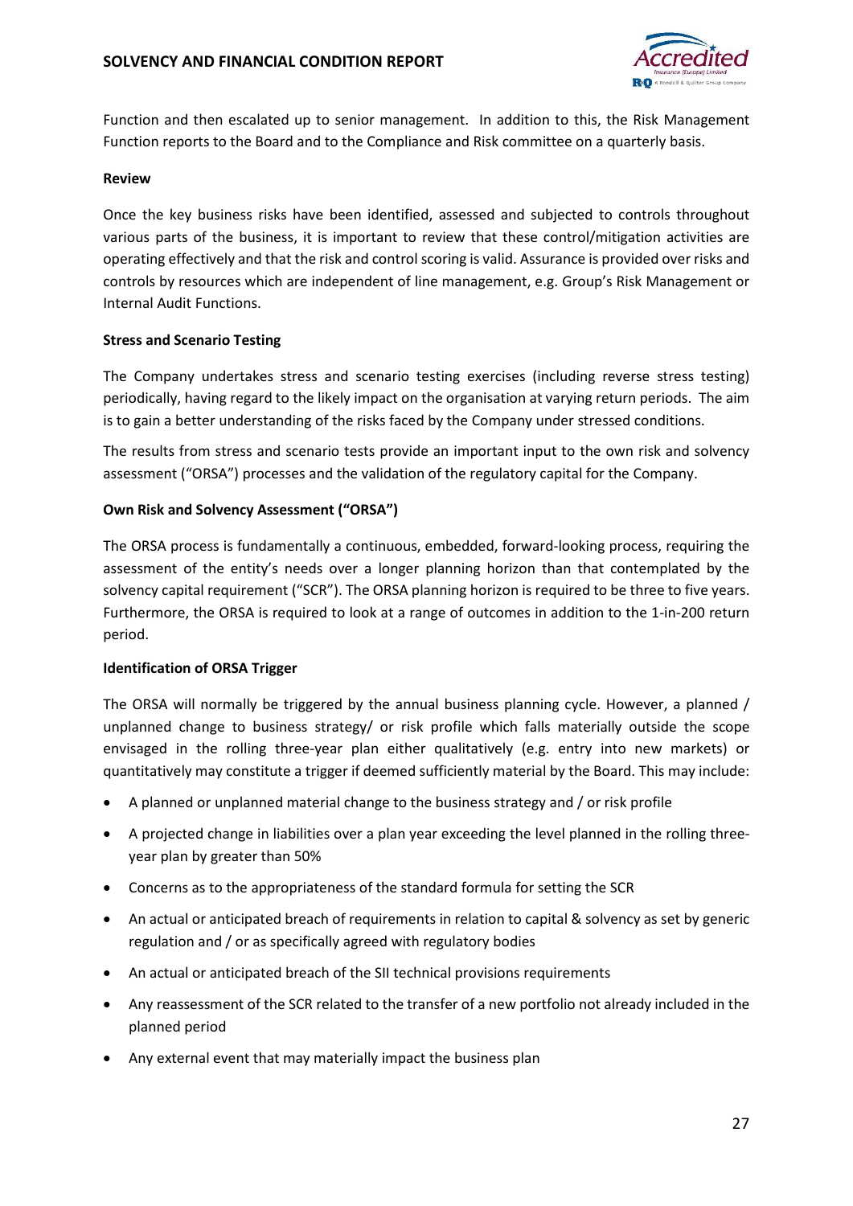Function and then escalated up to senior management. In addition to this, the Risk Management Function reports to the Board and to the Compliance and Risk committee on a quarterly basis.

**Review**

Once the key business risks have been identified, assessed and subjected to controls throughout various parts of the business, it is important to review that these control/mitigation activities are operating effectively and that the risk and control scoring is valid. Assurance is provided over risks and controls by resources which are independent of line management, e.g. Group's Risk Management or Internal Audit Functions.

**Stress and Scenario Testing**

The Company undertakes stress and scenario testing exercises (including reverse stress testing) periodically, having regard to the likely impact on the organisation at varying return periods. The aim is to gain a better understanding of the risks faced by the Company under stressed conditions.

The results from stress and scenario tests provide an important input to the own risk and solvency assessment ("ORSA") processes and the validation of the regulatory capital for the Company.

**Own Risk and Solvency Assessment ("ORSA")**

The ORSA process is fundamentally a continuous, embedded, forward-looking process, requiring the assessment of the entity's needs over a longer planning horizon than that contemplated by the solvency capital requirement ("SCR"). The ORSA planning horizon is required to be three to five years. Furthermore, the ORSA is required to look at a range of outcomes in addition to the 1-in-200 return period.

**Identification of ORSA Trigger**

The ORSA will normally be triggered by the annual business planning cycle. However, a planned / unplanned change to business strategy/ or risk profile which falls materially outside the scope envisaged in the rolling three-year plan either qualitatively (e.g. entry into new markets) or quantitatively may constitute a trigger if deemed sufficiently material by the Board. This may include:

- A planned or unplanned material change to the business strategy and / or risk profile
- A projected change in liabilities over a plan year exceeding the level planned in the rolling three-year plan by greater than 50%
- Concerns as to the appropriateness of the standard formula for setting the SCR
- An actual or anticipated breach of requirements in relation to capital & solvency as set by generic regulation and / or as specifically agreed with regulatory bodies
- An actual or anticipated breach of the SII technical provisions requirements
- Any reassessment of the SCR related to the transfer of a new portfolio not already included in the planned period
- Any external event that may materially impact the business plan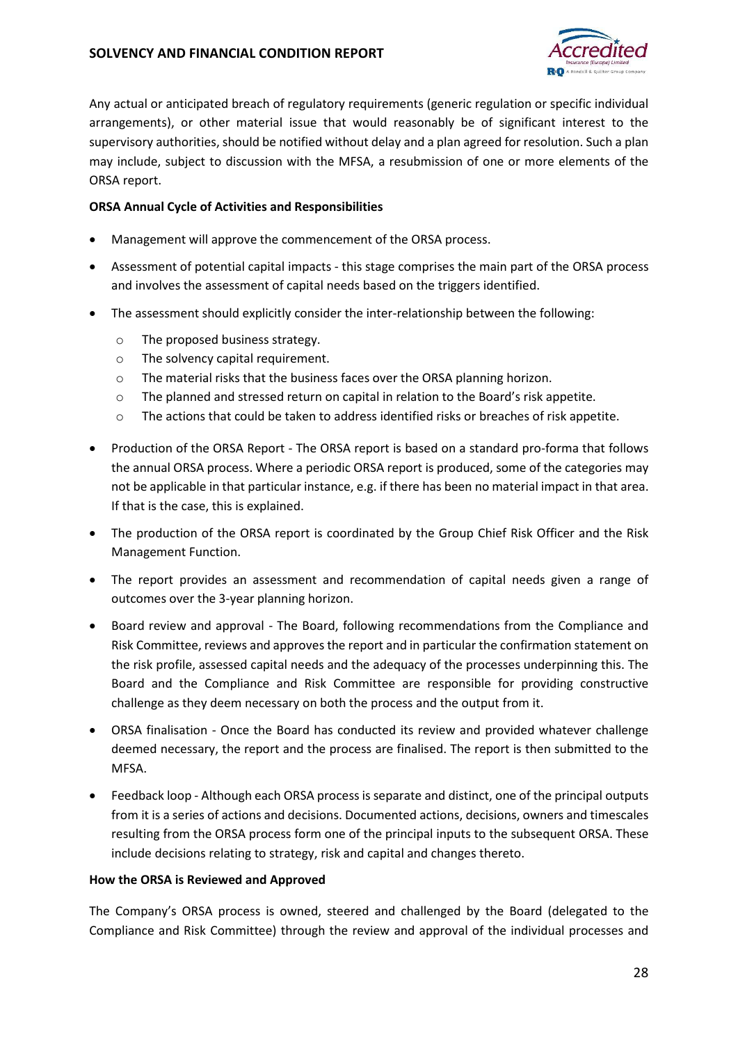Any actual or anticipated breach of regulatory requirements (generic regulation or specific individual arrangements), or other material issue that would reasonably be of significant interest to the supervisory authorities, should be notified without delay and a plan agreed for resolution. Such a plan may include, subject to discussion with the MFSA, a resubmission of one or more elements of the ORSA report.

**ORSA Annual Cycle of Activities and Responsibilities**

- Management will approve the commencement of the ORSA process.
- Assessment of potential capital impacts - this stage comprises the main part of the ORSA process and involves the assessment of capital needs based on the triggers identified.
- The assessment should explicitly consider the inter-relationship between the following:
  - The proposed business strategy.
  - The solvency capital requirement.
  - The material risks that the business faces over the ORSA planning horizon.
  - The planned and stressed return on capital in relation to the Board's risk appetite.
  - The actions that could be taken to address identified risks or breaches of risk appetite.
- Production of the ORSA Report - The ORSA report is based on a standard pro-forma that follows the annual ORSA process. Where a periodic ORSA report is produced, some of the categories may not be applicable in that particular instance, e.g. if there has been no material impact in that area. If that is the case, this is explained.
- The production of the ORSA report is coordinated by the Group Chief Risk Officer and the Risk Management Function.
- The report provides an assessment and recommendation of capital needs given a range of outcomes over the 3-year planning horizon.
- Board review and approval - The Board, following recommendations from the Compliance and Risk Committee, reviews and approves the report and in particular the confirmation statement on the risk profile, assessed capital needs and the adequacy of the processes underpinning this. The Board and the Compliance and Risk Committee are responsible for providing constructive challenge as they deem necessary on both the process and the output from it.
- ORSA finalisation - Once the Board has conducted its review and provided whatever challenge deemed necessary, the report and the process are finalised. The report is then submitted to the MFSA.
- Feedback loop - Although each ORSA process is separate and distinct, one of the principal outputs from it is a series of actions and decisions. Documented actions, decisions, owners and timescales resulting from the ORSA process form one of the principal inputs to the subsequent ORSA. These include decisions relating to strategy, risk and capital and changes thereto.

**How the ORSA is Reviewed and Approved**

The Company's ORSA process is owned, steered and challenged by the Board (delegated to the Compliance and Risk Committee) through the review and approval of the individual processes and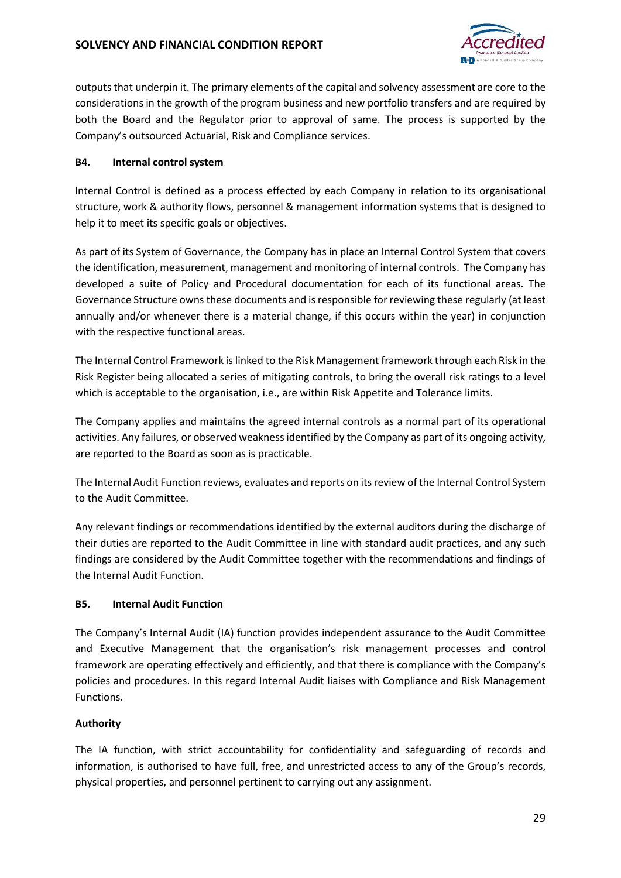outputs that underpin it. The primary elements of the capital and solvency assessment are core to the considerations in the growth of the program business and new portfolio transfers and are required by both the Board and the Regulator prior to approval of same. The process is supported by the Company's outsourced Actuarial, Risk and Compliance services.

## B4. Internal control system

Internal Control is defined as a process effected by each Company in relation to its organisational structure, work & authority flows, personnel & management information systems that is designed to help it to meet its specific goals or objectives.

As part of its System of Governance, the Company has in place an Internal Control System that covers the identification, measurement, management and monitoring of internal controls. The Company has developed a suite of Policy and Procedural documentation for each of its functional areas. The Governance Structure owns these documents and is responsible for reviewing these regularly (at least annually and/or whenever there is a material change, if this occurs within the year) in conjunction with the respective functional areas.

The Internal Control Framework is linked to the Risk Management framework through each Risk in the Risk Register being allocated a series of mitigating controls, to bring the overall risk ratings to a level which is acceptable to the organisation, i.e., are within Risk Appetite and Tolerance limits.

The Company applies and maintains the agreed internal controls as a normal part of its operational activities. Any failures, or observed weakness identified by the Company as part of its ongoing activity, are reported to the Board as soon as is practicable.

The Internal Audit Function reviews, evaluates and reports on its review of the Internal Control System to the Audit Committee.

Any relevant findings or recommendations identified by the external auditors during the discharge of their duties are reported to the Audit Committee in line with standard audit practices, and any such findings are considered by the Audit Committee together with the recommendations and findings of the Internal Audit Function.

## B5. Internal Audit Function

The Company's Internal Audit (IA) function provides independent assurance to the Audit Committee and Executive Management that the organisation's risk management processes and control framework are operating effectively and efficiently, and that there is compliance with the Company's policies and procedures. In this regard Internal Audit liaises with Compliance and Risk Management Functions.

### Authority

The IA function, with strict accountability for confidentiality and safeguarding of records and information, is authorised to have full, free, and unrestricted access to any of the Group's records, physical properties, and personnel pertinent to carrying out any assignment.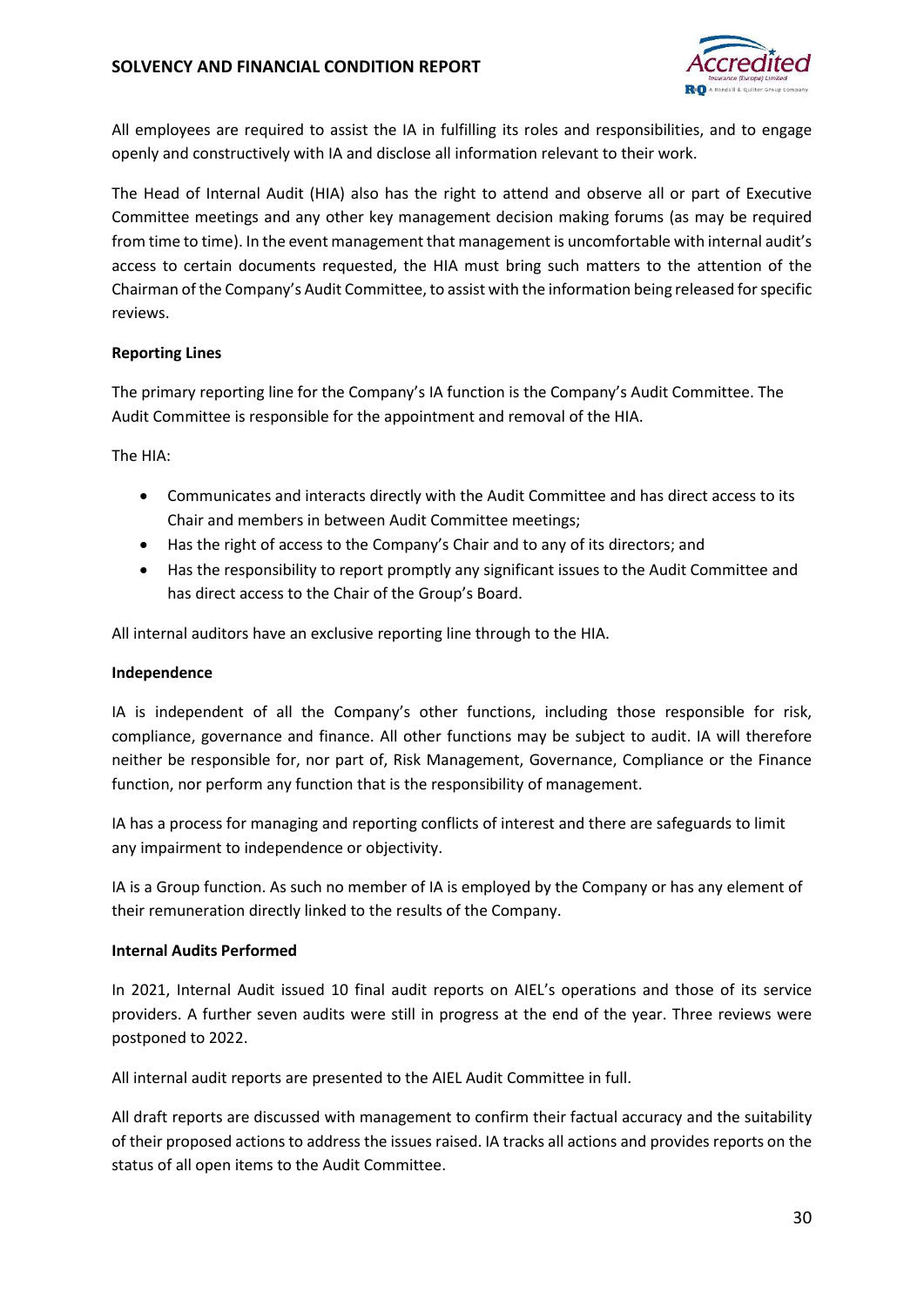All employees are required to assist the IA in fulfilling its roles and responsibilities, and to engage openly and constructively with IA and disclose all information relevant to their work.

The Head of Internal Audit (HIA) also has the right to attend and observe all or part of Executive Committee meetings and any other key management decision making forums (as may be required from time to time). In the event management that management is uncomfortable with internal audit's access to certain documents requested, the HIA must bring such matters to the attention of the Chairman of the Company's Audit Committee, to assist with the information being released for specific reviews.

**Reporting Lines**

The primary reporting line for the Company's IA function is the Company's Audit Committee. The Audit Committee is responsible for the appointment and removal of the HIA.

The HIA:

- Communicates and interacts directly with the Audit Committee and has direct access to its Chair and members in between Audit Committee meetings;
- Has the right of access to the Company's Chair and to any of its directors; and
- Has the responsibility to report promptly any significant issues to the Audit Committee and has direct access to the Chair of the Group's Board.

All internal auditors have an exclusive reporting line through to the HIA.

**Independence**

IA is independent of all the Company's other functions, including those responsible for risk, compliance, governance and finance. All other functions may be subject to audit. IA will therefore neither be responsible for, nor part of, Risk Management, Governance, Compliance or the Finance function, nor perform any function that is the responsibility of management.

IA has a process for managing and reporting conflicts of interest and there are safeguards to limit any impairment to independence or objectivity.

IA is a Group function. As such no member of IA is employed by the Company or has any element of their remuneration directly linked to the results of the Company.

**Internal Audits Performed**

In 2021, Internal Audit issued 10 final audit reports on AIEL's operations and those of its service providers. A further seven audits were still in progress at the end of the year. Three reviews were postponed to 2022.

All internal audit reports are presented to the AIEL Audit Committee in full.

All draft reports are discussed with management to confirm their factual accuracy and the suitability of their proposed actions to address the issues raised. IA tracks all actions and provides reports on the status of all open items to the Audit Committee.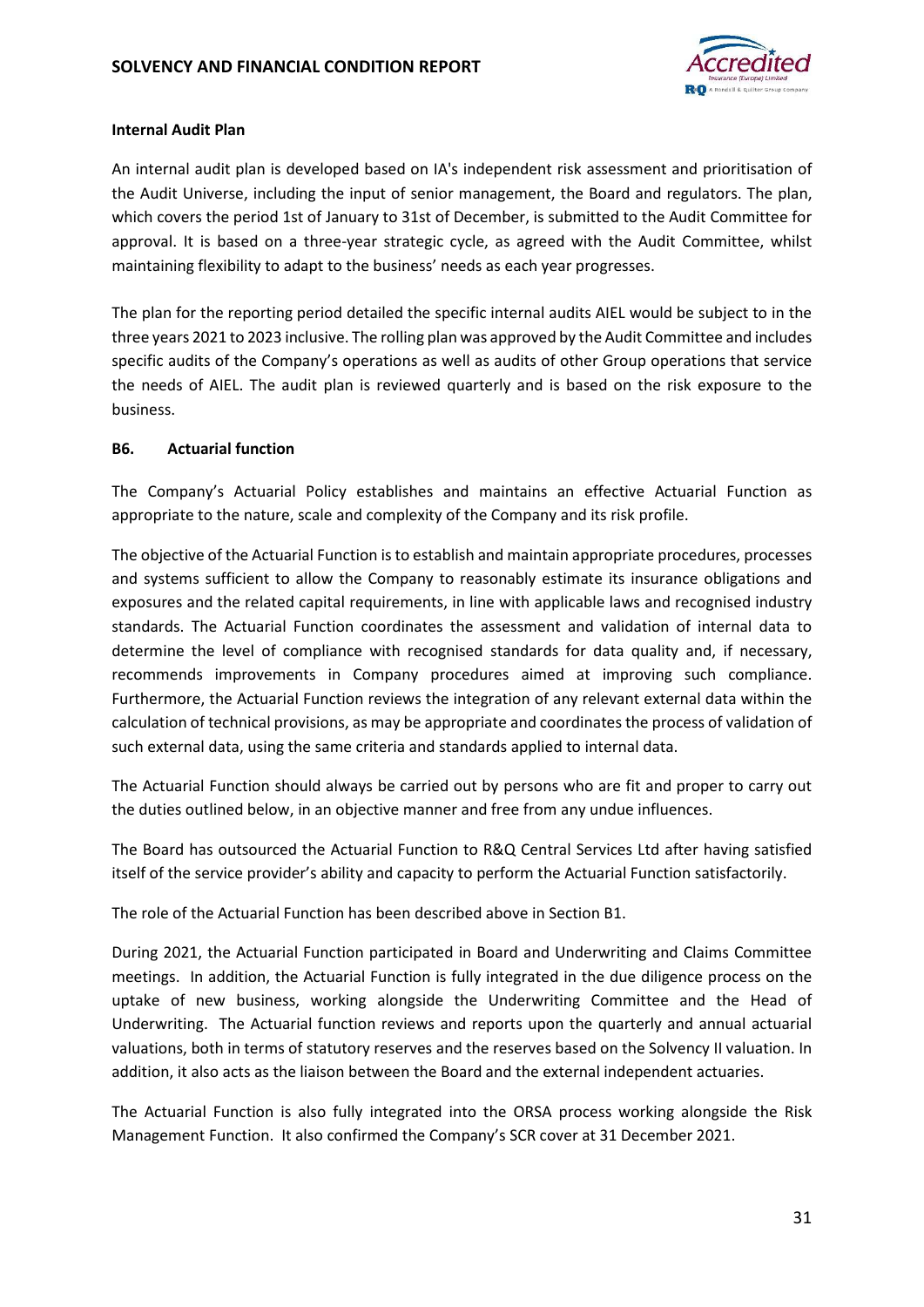**Internal Audit Plan**

An internal audit plan is developed based on IA's independent risk assessment and prioritisation of the Audit Universe, including the input of senior management, the Board and regulators. The plan, which covers the period 1st of January to 31st of December, is submitted to the Audit Committee for approval. It is based on a three-year strategic cycle, as agreed with the Audit Committee, whilst maintaining flexibility to adapt to the business' needs as each year progresses.

The plan for the reporting period detailed the specific internal audits AIEL would be subject to in the three years 2021 to 2023 inclusive. The rolling plan was approved by the Audit Committee and includes specific audits of the Company's operations as well as audits of other Group operations that service the needs of AIEL. The audit plan is reviewed quarterly and is based on the risk exposure to the business.

## B6. Actuarial function

The Company's Actuarial Policy establishes and maintains an effective Actuarial Function as appropriate to the nature, scale and complexity of the Company and its risk profile.

The objective of the Actuarial Function is to establish and maintain appropriate procedures, processes and systems sufficient to allow the Company to reasonably estimate its insurance obligations and exposures and the related capital requirements, in line with applicable laws and recognised industry standards. The Actuarial Function coordinates the assessment and validation of internal data to determine the level of compliance with recognised standards for data quality and, if necessary, recommends improvements in Company procedures aimed at improving such compliance. Furthermore, the Actuarial Function reviews the integration of any relevant external data within the calculation of technical provisions, as may be appropriate and coordinates the process of validation of such external data, using the same criteria and standards applied to internal data.

The Actuarial Function should always be carried out by persons who are fit and proper to carry out the duties outlined below, in an objective manner and free from any undue influences.

The Board has outsourced the Actuarial Function to R&Q Central Services Ltd after having satisfied itself of the service provider's ability and capacity to perform the Actuarial Function satisfactorily.

The role of the Actuarial Function has been described above in Section B1.

During 2021, the Actuarial Function participated in Board and Underwriting and Claims Committee meetings. In addition, the Actuarial Function is fully integrated in the due diligence process on the uptake of new business, working alongside the Underwriting Committee and the Head of Underwriting. The Actuarial function reviews and reports upon the quarterly and annual actuarial valuations, both in terms of statutory reserves and the reserves based on the Solvency II valuation. In addition, it also acts as the liaison between the Board and the external independent actuaries.

The Actuarial Function is also fully integrated into the ORSA process working alongside the Risk Management Function. It also confirmed the Company's SCR cover at 31 December 2021.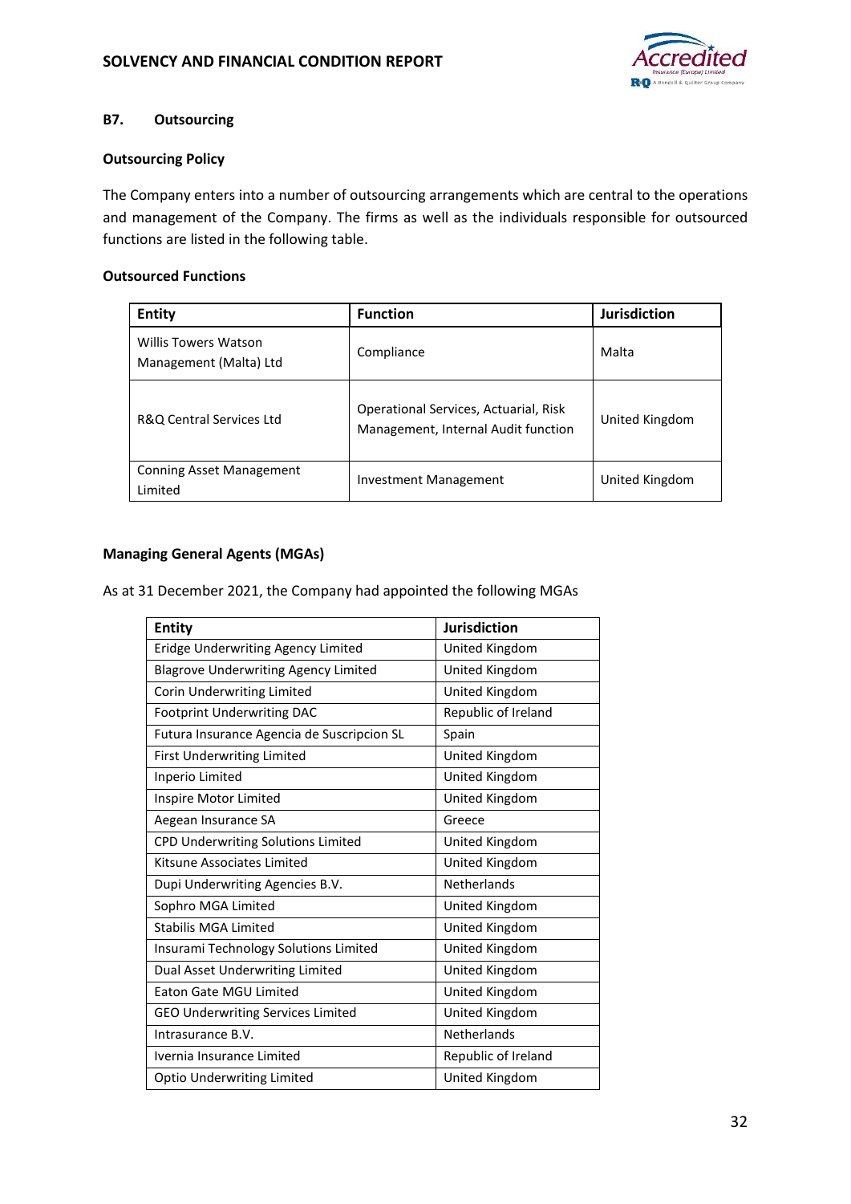## B7. Outsourcing

### Outsourcing Policy

The Company enters into a number of outsourcing arrangements which are central to the operations and management of the Company. The firms as well as the individuals responsible for outsourced functions are listed in the following table.

### Outsourced Functions

| Entity | Function | Jurisdiction |
|---|---|---|
| Willis Towers Watson Management (Malta) Ltd | Compliance | Malta |
| R&Q Central Services Ltd | Operational Services, Actuarial, Risk Management, Internal Audit function | United Kingdom |
| Conning Asset Management Limited | Investment Management | United Kingdom |

### Managing General Agents (MGAs)

As at 31 December 2021, the Company had appointed the following MGAs

| Entity | Jurisdiction |
|---|---|
| Eridge Underwriting Agency Limited | United Kingdom |
| Blagrove Underwriting Agency Limited | United Kingdom |
| Corin Underwriting Limited | United Kingdom |
| Footprint Underwriting DAC | Republic of Ireland |
| Futura Insurance Agencia de Suscripcion SL | Spain |
| First Underwriting Limited | United Kingdom |
| Inperio Limited | United Kingdom |
| Inspire Motor Limited | United Kingdom |
| Aegean Insurance SA | Greece |
| CPD Underwriting Solutions Limited | United Kingdom |
| Kitsune Associates Limited | United Kingdom |
| Dupi Underwriting Agencies B.V. | Netherlands |
| Sophro MGA Limited | United Kingdom |
| Stabilis MGA Limited | United Kingdom |
| Insurami Technology Solutions Limited | United Kingdom |
| Dual Asset Underwriting Limited | United Kingdom |
| Eaton Gate MGU Limited | United Kingdom |
| GEO Underwriting Services Limited | United Kingdom |
| Intrasurance B.V. | Netherlands |
| Ivernia Insurance Limited | Republic of Ireland |
| Optio Underwriting Limited | United Kingdom |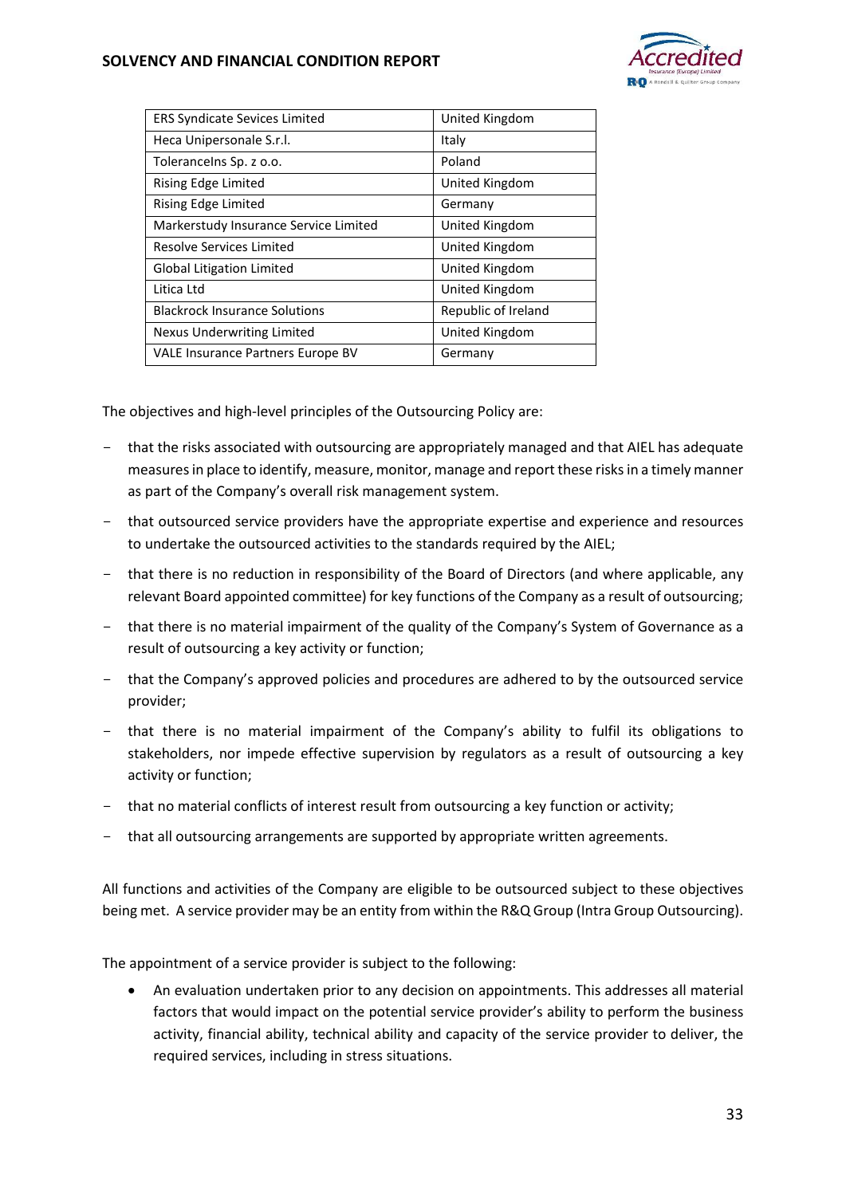| ERS Syndicate Sevices Limited | United Kingdom |
|---|---|
| Heca Unipersonale S.r.l. | Italy |
| ToleranceIns Sp. z o.o. | Poland |
| Rising Edge Limited | United Kingdom |
| Rising Edge Limited | Germany |
| Markerstudy Insurance Service Limited | United Kingdom |
| Resolve Services Limited | United Kingdom |
| Global Litigation Limited | United Kingdom |
| Litica Ltd | United Kingdom |
| Blackrock Insurance Solutions | Republic of Ireland |
| Nexus Underwriting Limited | United Kingdom |
| VALE Insurance Partners Europe BV | Germany |

The objectives and high-level principles of the Outsourcing Policy are:

- that the risks associated with outsourcing are appropriately managed and that AIEL has adequate measures in place to identify, measure, monitor, manage and report these risks in a timely manner as part of the Company's overall risk management system.
- that outsourced service providers have the appropriate expertise and experience and resources to undertake the outsourced activities to the standards required by the AIEL;
- that there is no reduction in responsibility of the Board of Directors (and where applicable, any relevant Board appointed committee) for key functions of the Company as a result of outsourcing;
- that there is no material impairment of the quality of the Company's System of Governance as a result of outsourcing a key activity or function;
- that the Company's approved policies and procedures are adhered to by the outsourced service provider;
- that there is no material impairment of the Company's ability to fulfil its obligations to stakeholders, nor impede effective supervision by regulators as a result of outsourcing a key activity or function;
- that no material conflicts of interest result from outsourcing a key function or activity;
- that all outsourcing arrangements are supported by appropriate written agreements.

All functions and activities of the Company are eligible to be outsourced subject to these objectives being met. A service provider may be an entity from within the R&Q Group (Intra Group Outsourcing).

The appointment of a service provider is subject to the following:

- An evaluation undertaken prior to any decision on appointments. This addresses all material factors that would impact on the potential service provider's ability to perform the business activity, financial ability, technical ability and capacity of the service provider to deliver, the required services, including in stress situations.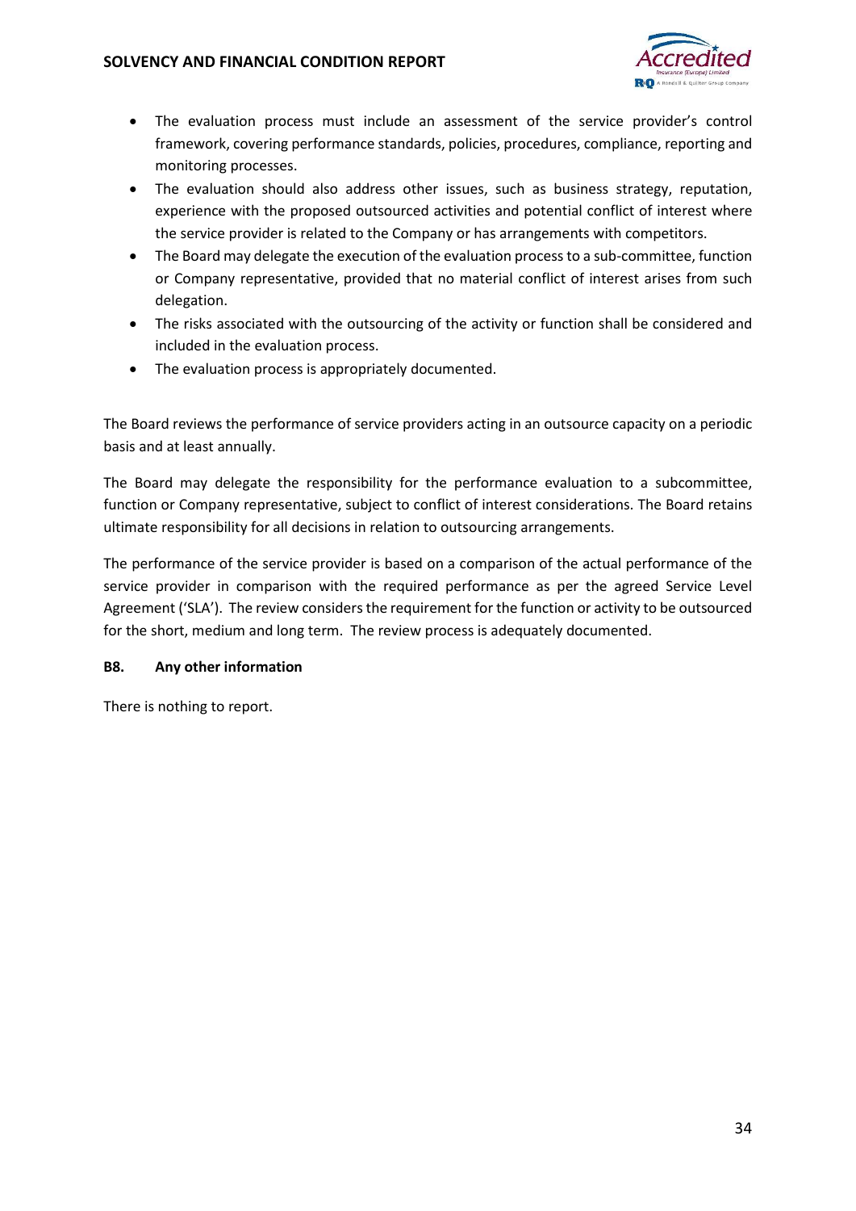- The evaluation process must include an assessment of the service provider's control framework, covering performance standards, policies, procedures, compliance, reporting and monitoring processes.
- The evaluation should also address other issues, such as business strategy, reputation, experience with the proposed outsourced activities and potential conflict of interest where the service provider is related to the Company or has arrangements with competitors.
- The Board may delegate the execution of the evaluation process to a sub-committee, function or Company representative, provided that no material conflict of interest arises from such delegation.
- The risks associated with the outsourcing of the activity or function shall be considered and included in the evaluation process.
- The evaluation process is appropriately documented.

The Board reviews the performance of service providers acting in an outsource capacity on a periodic basis and at least annually.

The Board may delegate the responsibility for the performance evaluation to a subcommittee, function or Company representative, subject to conflict of interest considerations. The Board retains ultimate responsibility for all decisions in relation to outsourcing arrangements.

The performance of the service provider is based on a comparison of the actual performance of the service provider in comparison with the required performance as per the agreed Service Level Agreement ('SLA'). The review considers the requirement for the function or activity to be outsourced for the short, medium and long term. The review process is adequately documented.

## B8. Any other information

There is nothing to report.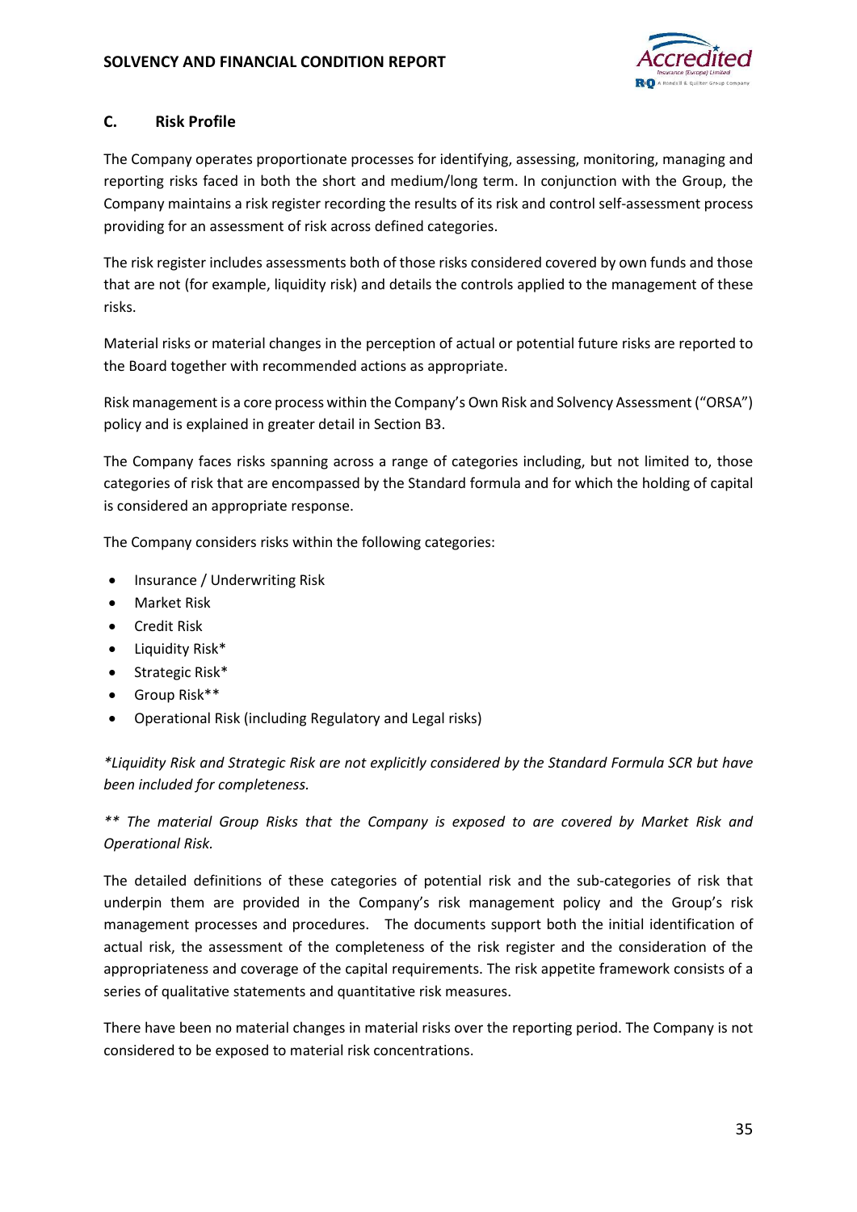## C. Risk Profile

The Company operates proportionate processes for identifying, assessing, monitoring, managing and reporting risks faced in both the short and medium/long term. In conjunction with the Group, the Company maintains a risk register recording the results of its risk and control self-assessment process providing for an assessment of risk across defined categories.

The risk register includes assessments both of those risks considered covered by own funds and those that are not (for example, liquidity risk) and details the controls applied to the management of these risks.

Material risks or material changes in the perception of actual or potential future risks are reported to the Board together with recommended actions as appropriate.

Risk management is a core process within the Company's Own Risk and Solvency Assessment ("ORSA") policy and is explained in greater detail in Section B3.

The Company faces risks spanning across a range of categories including, but not limited to, those categories of risk that are encompassed by the Standard formula and for which the holding of capital is considered an appropriate response.

The Company considers risks within the following categories:

- Insurance / Underwriting Risk
- Market Risk
- Credit Risk
- Liquidity Risk*
- Strategic Risk*
- Group Risk**
- Operational Risk (including Regulatory and Legal risks)

*\*Liquidity Risk and Strategic Risk are not explicitly considered by the Standard Formula SCR but have been included for completeness.*

*\*\* The material Group Risks that the Company is exposed to are covered by Market Risk and Operational Risk.*

The detailed definitions of these categories of potential risk and the sub-categories of risk that underpin them are provided in the Company's risk management policy and the Group's risk management processes and procedures. The documents support both the initial identification of actual risk, the assessment of the completeness of the risk register and the consideration of the appropriateness and coverage of the capital requirements. The risk appetite framework consists of a series of qualitative statements and quantitative risk measures.

There have been no material changes in material risks over the reporting period. The Company is not considered to be exposed to material risk concentrations.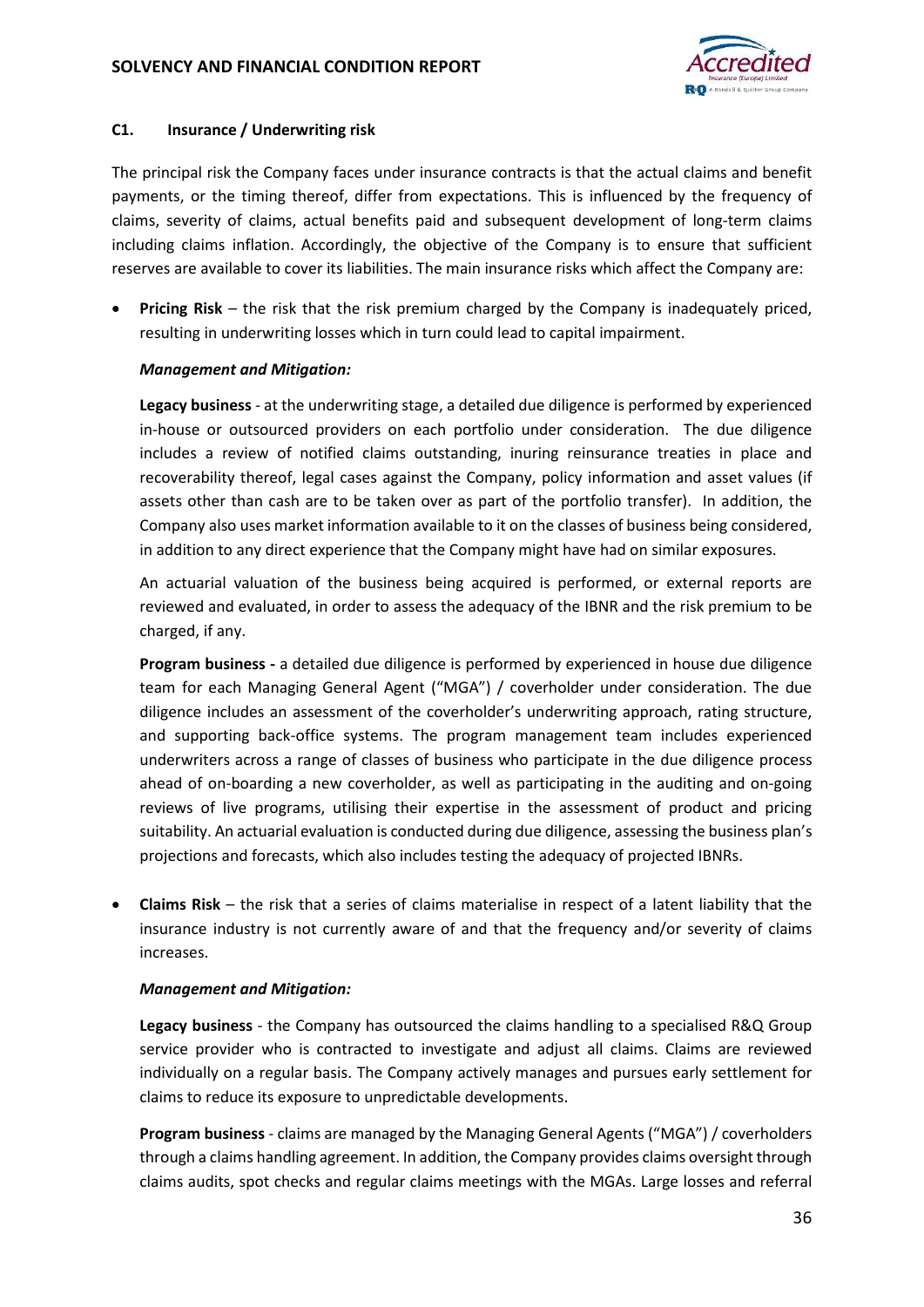### C1. Insurance / Underwriting risk

The principal risk the Company faces under insurance contracts is that the actual claims and benefit payments, or the timing thereof, differ from expectations. This is influenced by the frequency of claims, severity of claims, actual benefits paid and subsequent development of long-term claims including claims inflation. Accordingly, the objective of the Company is to ensure that sufficient reserves are available to cover its liabilities. The main insurance risks which affect the Company are:

- **Pricing Risk** – the risk that the risk premium charged by the Company is inadequately priced, resulting in underwriting losses which in turn could lead to capital impairment.

  ***Management and Mitigation:***

  **Legacy business** - at the underwriting stage, a detailed due diligence is performed by experienced in-house or outsourced providers on each portfolio under consideration. The due diligence includes a review of notified claims outstanding, inuring reinsurance treaties in place and recoverability thereof, legal cases against the Company, policy information and asset values (if assets other than cash are to be taken over as part of the portfolio transfer). In addition, the Company also uses market information available to it on the classes of business being considered, in addition to any direct experience that the Company might have had on similar exposures.

  An actuarial valuation of the business being acquired is performed, or external reports are reviewed and evaluated, in order to assess the adequacy of the IBNR and the risk premium to be charged, if any.

  **Program business -** a detailed due diligence is performed by experienced in house due diligence team for each Managing General Agent ("MGA") / coverholder under consideration. The due diligence includes an assessment of the coverholder's underwriting approach, rating structure, and supporting back-office systems. The program management team includes experienced underwriters across a range of classes of business who participate in the due diligence process ahead of on-boarding a new coverholder, as well as participating in the auditing and on-going reviews of live programs, utilising their expertise in the assessment of product and pricing suitability. An actuarial evaluation is conducted during due diligence, assessing the business plan's projections and forecasts, which also includes testing the adequacy of projected IBNRs.

- **Claims Risk** – the risk that a series of claims materialise in respect of a latent liability that the insurance industry is not currently aware of and that the frequency and/or severity of claims increases.

  ***Management and Mitigation:***

  **Legacy business** - the Company has outsourced the claims handling to a specialised R&Q Group service provider who is contracted to investigate and adjust all claims. Claims are reviewed individually on a regular basis. The Company actively manages and pursues early settlement for claims to reduce its exposure to unpredictable developments.

  **Program business** - claims are managed by the Managing General Agents ("MGA") / coverholders through a claims handling agreement. In addition, the Company provides claims oversight through claims audits, spot checks and regular claims meetings with the MGAs. Large losses and referral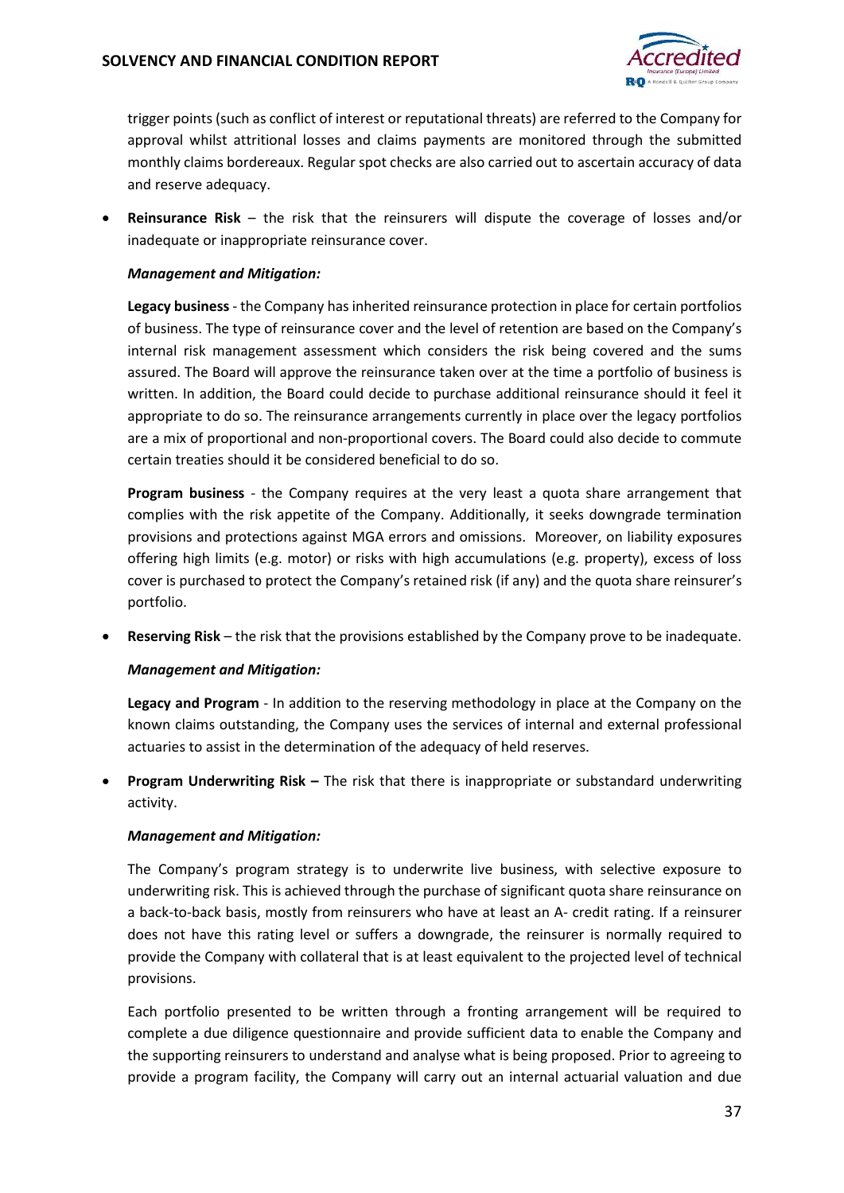trigger points (such as conflict of interest or reputational threats) are referred to the Company for approval whilst attritional losses and claims payments are monitored through the submitted monthly claims bordereaux. Regular spot checks are also carried out to ascertain accuracy of data and reserve adequacy.

- **Reinsurance Risk** – the risk that the reinsurers will dispute the coverage of losses and/or inadequate or inappropriate reinsurance cover.

  ***Management and Mitigation:***

  **Legacy business** - the Company has inherited reinsurance protection in place for certain portfolios of business. The type of reinsurance cover and the level of retention are based on the Company's internal risk management assessment which considers the risk being covered and the sums assured. The Board will approve the reinsurance taken over at the time a portfolio of business is written. In addition, the Board could decide to purchase additional reinsurance should it feel it appropriate to do so. The reinsurance arrangements currently in place over the legacy portfolios are a mix of proportional and non-proportional covers. The Board could also decide to commute certain treaties should it be considered beneficial to do so.

  **Program business** - the Company requires at the very least a quota share arrangement that complies with the risk appetite of the Company. Additionally, it seeks downgrade termination provisions and protections against MGA errors and omissions. Moreover, on liability exposures offering high limits (e.g. motor) or risks with high accumulations (e.g. property), excess of loss cover is purchased to protect the Company's retained risk (if any) and the quota share reinsurer's portfolio.

- **Reserving Risk** – the risk that the provisions established by the Company prove to be inadequate.

  ***Management and Mitigation:***

  **Legacy and Program** - In addition to the reserving methodology in place at the Company on the known claims outstanding, the Company uses the services of internal and external professional actuaries to assist in the determination of the adequacy of held reserves.

- **Program Underwriting Risk –** The risk that there is inappropriate or substandard underwriting activity.

  ***Management and Mitigation:***

  The Company's program strategy is to underwrite live business, with selective exposure to underwriting risk. This is achieved through the purchase of significant quota share reinsurance on a back-to-back basis, mostly from reinsurers who have at least an A- credit rating. If a reinsurer does not have this rating level or suffers a downgrade, the reinsurer is normally required to provide the Company with collateral that is at least equivalent to the projected level of technical provisions.

  Each portfolio presented to be written through a fronting arrangement will be required to complete a due diligence questionnaire and provide sufficient data to enable the Company and the supporting reinsurers to understand and analyse what is being proposed. Prior to agreeing to provide a program facility, the Company will carry out an internal actuarial valuation and due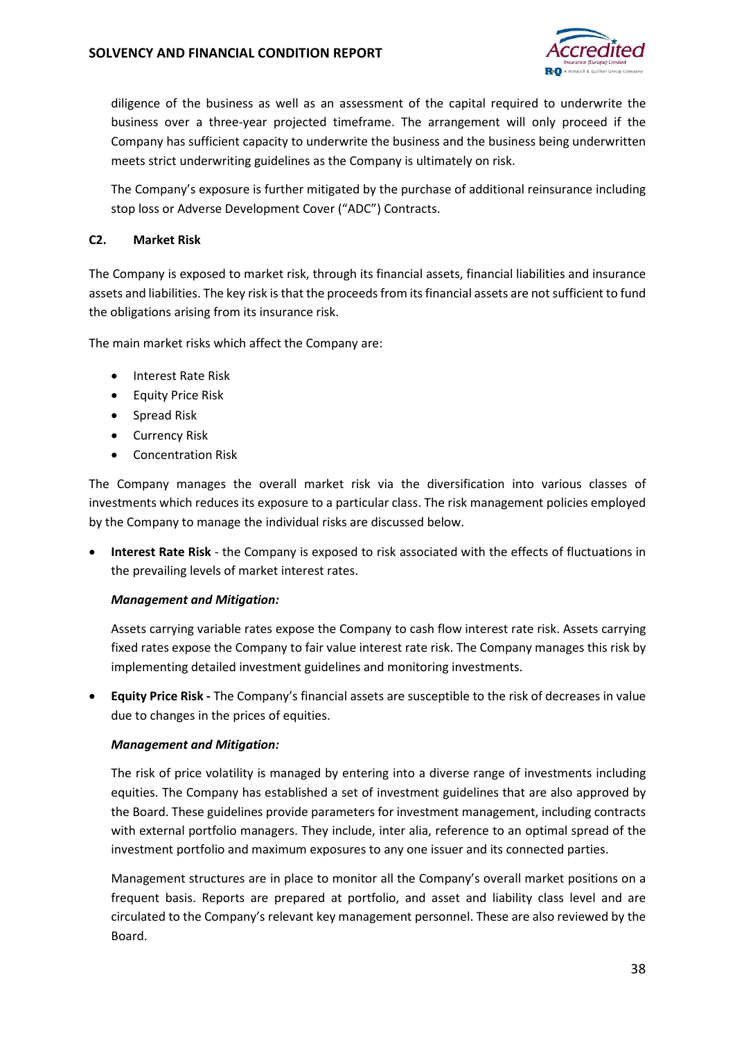diligence of the business as well as an assessment of the capital required to underwrite the business over a three-year projected timeframe. The arrangement will only proceed if the Company has sufficient capacity to underwrite the business and the business being underwritten meets strict underwriting guidelines as the Company is ultimately on risk.

The Company's exposure is further mitigated by the purchase of additional reinsurance including stop loss or Adverse Development Cover ("ADC") Contracts.

## C2. Market Risk

The Company is exposed to market risk, through its financial assets, financial liabilities and insurance assets and liabilities. The key risk is that the proceeds from its financial assets are not sufficient to fund the obligations arising from its insurance risk.

The main market risks which affect the Company are:

- Interest Rate Risk
- Equity Price Risk
- Spread Risk
- Currency Risk
- Concentration Risk

The Company manages the overall market risk via the diversification into various classes of investments which reduces its exposure to a particular class. The risk management policies employed by the Company to manage the individual risks are discussed below.

- **Interest Rate Risk** - the Company is exposed to risk associated with the effects of fluctuations in the prevailing levels of market interest rates.

  ***Management and Mitigation:***

  Assets carrying variable rates expose the Company to cash flow interest rate risk. Assets carrying fixed rates expose the Company to fair value interest rate risk. The Company manages this risk by implementing detailed investment guidelines and monitoring investments.

- **Equity Price Risk -** The Company's financial assets are susceptible to the risk of decreases in value due to changes in the prices of equities.

  ***Management and Mitigation:***

  The risk of price volatility is managed by entering into a diverse range of investments including equities. The Company has established a set of investment guidelines that are also approved by the Board. These guidelines provide parameters for investment management, including contracts with external portfolio managers. They include, inter alia, reference to an optimal spread of the investment portfolio and maximum exposures to any one issuer and its connected parties.

  Management structures are in place to monitor all the Company's overall market positions on a frequent basis. Reports are prepared at portfolio, and asset and liability class level and are circulated to the Company's relevant key management personnel. These are also reviewed by the Board.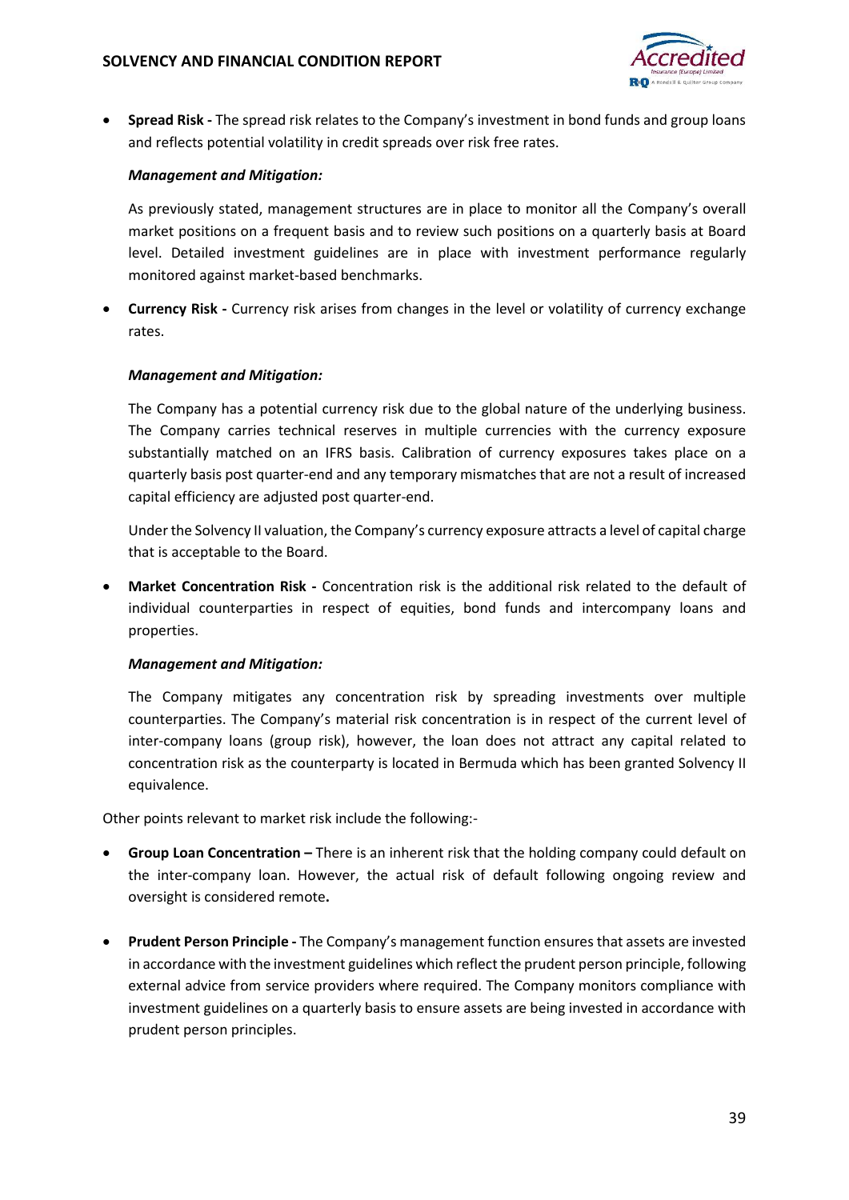- **Spread Risk -** The spread risk relates to the Company's investment in bond funds and group loans and reflects potential volatility in credit spreads over risk free rates.

  ***Management and Mitigation:***

  As previously stated, management structures are in place to monitor all the Company's overall market positions on a frequent basis and to review such positions on a quarterly basis at Board level. Detailed investment guidelines are in place with investment performance regularly monitored against market-based benchmarks.

- **Currency Risk -** Currency risk arises from changes in the level or volatility of currency exchange rates.

  ***Management and Mitigation:***

  The Company has a potential currency risk due to the global nature of the underlying business. The Company carries technical reserves in multiple currencies with the currency exposure substantially matched on an IFRS basis. Calibration of currency exposures takes place on a quarterly basis post quarter-end and any temporary mismatches that are not a result of increased capital efficiency are adjusted post quarter-end.

  Under the Solvency II valuation, the Company's currency exposure attracts a level of capital charge that is acceptable to the Board.

- **Market Concentration Risk -** Concentration risk is the additional risk related to the default of individual counterparties in respect of equities, bond funds and intercompany loans and properties.

  ***Management and Mitigation:***

  The Company mitigates any concentration risk by spreading investments over multiple counterparties. The Company's material risk concentration is in respect of the current level of inter-company loans (group risk), however, the loan does not attract any capital related to concentration risk as the counterparty is located in Bermuda which has been granted Solvency II equivalence.

Other points relevant to market risk include the following:-

- **Group Loan Concentration –** There is an inherent risk that the holding company could default on the inter-company loan. However, the actual risk of default following ongoing review and oversight is considered remote**.**

- **Prudent Person Principle -** The Company's management function ensures that assets are invested in accordance with the investment guidelines which reflect the prudent person principle, following external advice from service providers where required. The Company monitors compliance with investment guidelines on a quarterly basis to ensure assets are being invested in accordance with prudent person principles.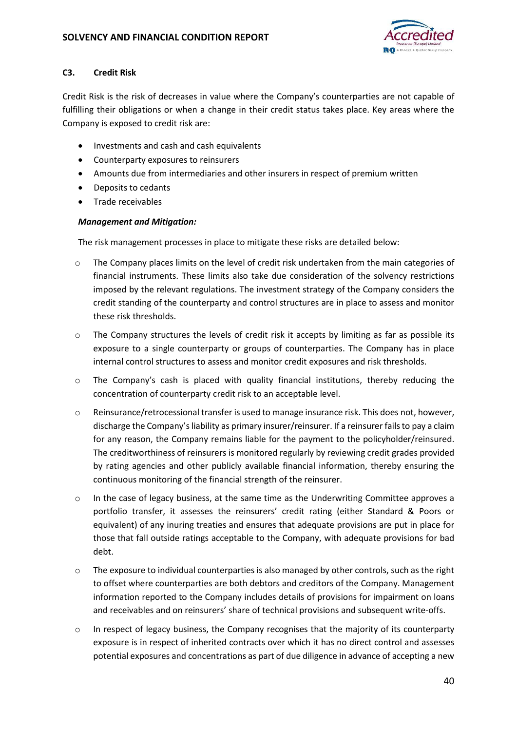### C3. Credit Risk

Credit Risk is the risk of decreases in value where the Company's counterparties are not capable of fulfilling their obligations or when a change in their credit status takes place. Key areas where the Company is exposed to credit risk are:

- Investments and cash and cash equivalents
- Counterparty exposures to reinsurers
- Amounts due from intermediaries and other insurers in respect of premium written
- Deposits to cedants
- Trade receivables

***Management and Mitigation:***

The risk management processes in place to mitigate these risks are detailed below:

- The Company places limits on the level of credit risk undertaken from the main categories of financial instruments. These limits also take due consideration of the solvency restrictions imposed by the relevant regulations. The investment strategy of the Company considers the credit standing of the counterparty and control structures are in place to assess and monitor these risk thresholds.
- The Company structures the levels of credit risk it accepts by limiting as far as possible its exposure to a single counterparty or groups of counterparties. The Company has in place internal control structures to assess and monitor credit exposures and risk thresholds.
- The Company's cash is placed with quality financial institutions, thereby reducing the concentration of counterparty credit risk to an acceptable level.
- Reinsurance/retrocessional transfer is used to manage insurance risk. This does not, however, discharge the Company's liability as primary insurer/reinsurer. If a reinsurer fails to pay a claim for any reason, the Company remains liable for the payment to the policyholder/reinsured. The creditworthiness of reinsurers is monitored regularly by reviewing credit grades provided by rating agencies and other publicly available financial information, thereby ensuring the continuous monitoring of the financial strength of the reinsurer.
- In the case of legacy business, at the same time as the Underwriting Committee approves a portfolio transfer, it assesses the reinsurers' credit rating (either Standard & Poors or equivalent) of any inuring treaties and ensures that adequate provisions are put in place for those that fall outside ratings acceptable to the Company, with adequate provisions for bad debt.
- The exposure to individual counterparties is also managed by other controls, such as the right to offset where counterparties are both debtors and creditors of the Company. Management information reported to the Company includes details of provisions for impairment on loans and receivables and on reinsurers' share of technical provisions and subsequent write-offs.
- In respect of legacy business, the Company recognises that the majority of its counterparty exposure is in respect of inherited contracts over which it has no direct control and assesses potential exposures and concentrations as part of due diligence in advance of accepting a new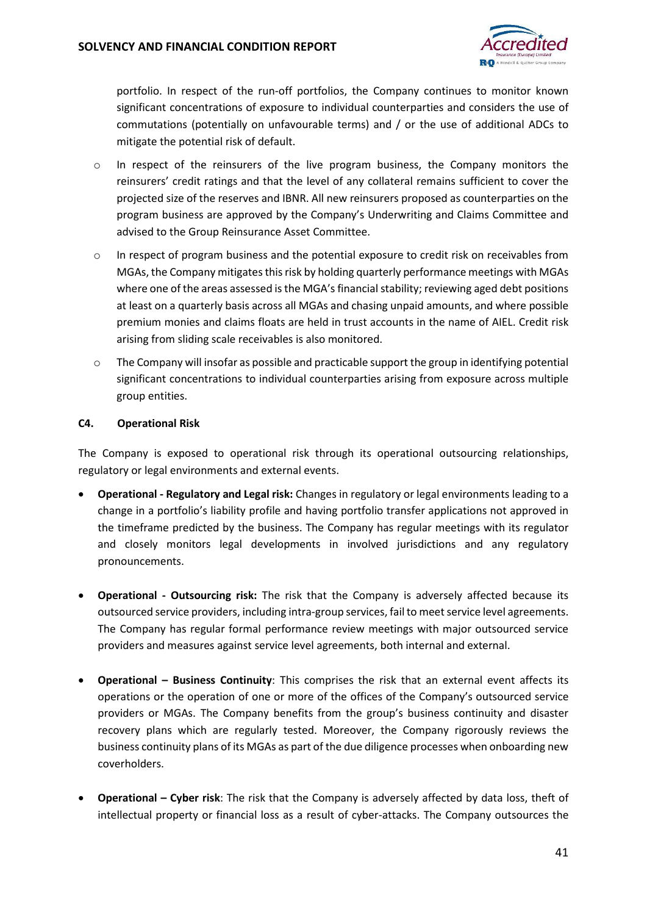portfolio. In respect of the run-off portfolios, the Company continues to monitor known significant concentrations of exposure to individual counterparties and considers the use of commutations (potentially on unfavourable terms) and / or the use of additional ADCs to mitigate the potential risk of default.

- In respect of the reinsurers of the live program business, the Company monitors the reinsurers' credit ratings and that the level of any collateral remains sufficient to cover the projected size of the reserves and IBNR. All new reinsurers proposed as counterparties on the program business are approved by the Company's Underwriting and Claims Committee and advised to the Group Reinsurance Asset Committee.
- In respect of program business and the potential exposure to credit risk on receivables from MGAs, the Company mitigates this risk by holding quarterly performance meetings with MGAs where one of the areas assessed is the MGA's financial stability; reviewing aged debt positions at least on a quarterly basis across all MGAs and chasing unpaid amounts, and where possible premium monies and claims floats are held in trust accounts in the name of AIEL. Credit risk arising from sliding scale receivables is also monitored.
- The Company will insofar as possible and practicable support the group in identifying potential significant concentrations to individual counterparties arising from exposure across multiple group entities.

### C4. Operational Risk

The Company is exposed to operational risk through its operational outsourcing relationships, regulatory or legal environments and external events.

- **Operational - Regulatory and Legal risk:** Changes in regulatory or legal environments leading to a change in a portfolio's liability profile and having portfolio transfer applications not approved in the timeframe predicted by the business. The Company has regular meetings with its regulator and closely monitors legal developments in involved jurisdictions and any regulatory pronouncements.

- **Operational - Outsourcing risk:** The risk that the Company is adversely affected because its outsourced service providers, including intra-group services, fail to meet service level agreements. The Company has regular formal performance review meetings with major outsourced service providers and measures against service level agreements, both internal and external.

- **Operational – Business Continuity**: This comprises the risk that an external event affects its operations or the operation of one or more of the offices of the Company's outsourced service providers or MGAs. The Company benefits from the group's business continuity and disaster recovery plans which are regularly tested. Moreover, the Company rigorously reviews the business continuity plans of its MGAs as part of the due diligence processes when onboarding new coverholders.

- **Operational – Cyber risk**: The risk that the Company is adversely affected by data loss, theft of intellectual property or financial loss as a result of cyber-attacks. The Company outsources the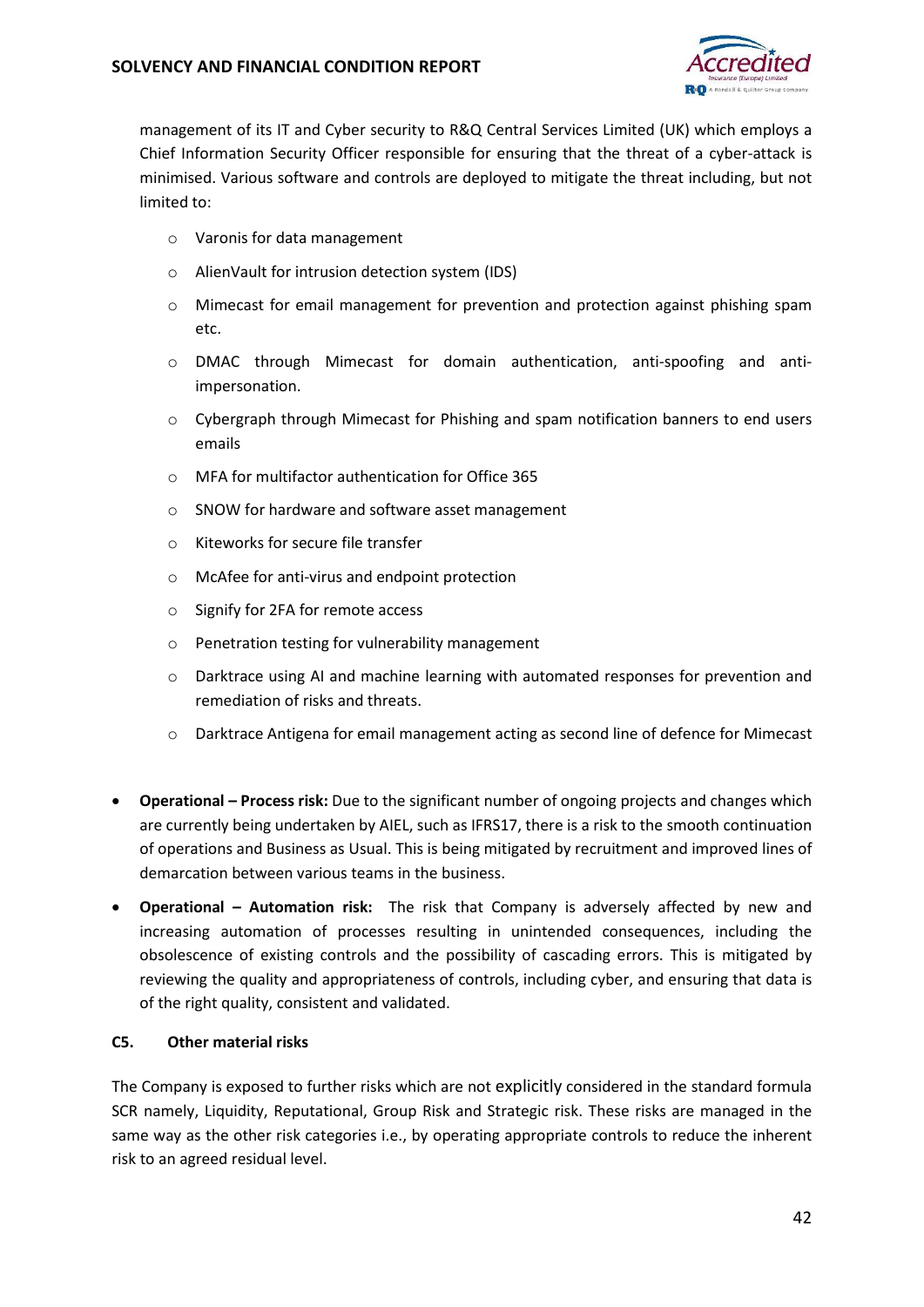management of its IT and Cyber security to R&Q Central Services Limited (UK) which employs a Chief Information Security Officer responsible for ensuring that the threat of a cyber-attack is minimised. Various software and controls are deployed to mitigate the threat including, but not limited to:

- Varonis for data management
- AlienVault for intrusion detection system (IDS)
- Mimecast for email management for prevention and protection against phishing spam etc.
- DMAC through Mimecast for domain authentication, anti-spoofing and anti-impersonation.
- Cybergraph through Mimecast for Phishing and spam notification banners to end users emails
- MFA for multifactor authentication for Office 365
- SNOW for hardware and software asset management
- Kiteworks for secure file transfer
- McAfee for anti-virus and endpoint protection
- Signify for 2FA for remote access
- Penetration testing for vulnerability management
- Darktrace using AI and machine learning with automated responses for prevention and remediation of risks and threats.
- Darktrace Antigena for email management acting as second line of defence for Mimecast

- **Operational – Process risk:** Due to the significant number of ongoing projects and changes which are currently being undertaken by AIEL, such as IFRS17, there is a risk to the smooth continuation of operations and Business as Usual. This is being mitigated by recruitment and improved lines of demarcation between various teams in the business.
- **Operational – Automation risk:** The risk that Company is adversely affected by new and increasing automation of processes resulting in unintended consequences, including the obsolescence of existing controls and the possibility of cascading errors. This is mitigated by reviewing the quality and appropriateness of controls, including cyber, and ensuring that data is of the right quality, consistent and validated.

## C5. Other material risks

The Company is exposed to further risks which are not explicitly considered in the standard formula SCR namely, Liquidity, Reputational, Group Risk and Strategic risk. These risks are managed in the same way as the other risk categories i.e., by operating appropriate controls to reduce the inherent risk to an agreed residual level.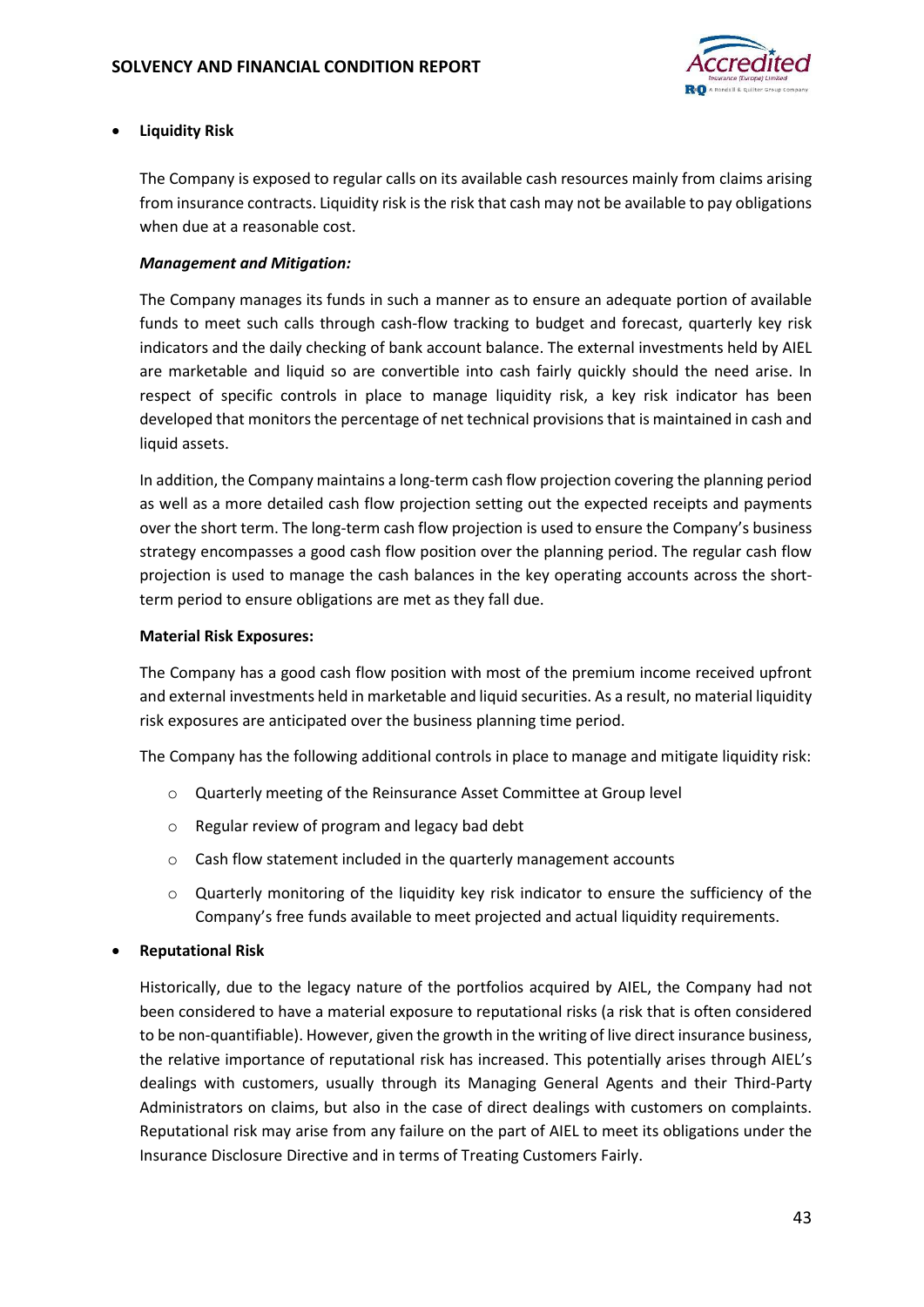- **Liquidity Risk**

  The Company is exposed to regular calls on its available cash resources mainly from claims arising from insurance contracts. Liquidity risk is the risk that cash may not be available to pay obligations when due at a reasonable cost.

  ***Management and Mitigation:***

  The Company manages its funds in such a manner as to ensure an adequate portion of available funds to meet such calls through cash-flow tracking to budget and forecast, quarterly key risk indicators and the daily checking of bank account balance. The external investments held by AIEL are marketable and liquid so are convertible into cash fairly quickly should the need arise. In respect of specific controls in place to manage liquidity risk, a key risk indicator has been developed that monitors the percentage of net technical provisions that is maintained in cash and liquid assets.

  In addition, the Company maintains a long-term cash flow projection covering the planning period as well as a more detailed cash flow projection setting out the expected receipts and payments over the short term. The long-term cash flow projection is used to ensure the Company's business strategy encompasses a good cash flow position over the planning period. The regular cash flow projection is used to manage the cash balances in the key operating accounts across the short-term period to ensure obligations are met as they fall due.

  **Material Risk Exposures:**

  The Company has a good cash flow position with most of the premium income received upfront and external investments held in marketable and liquid securities. As a result, no material liquidity risk exposures are anticipated over the business planning time period.

  The Company has the following additional controls in place to manage and mitigate liquidity risk:

  - Quarterly meeting of the Reinsurance Asset Committee at Group level
  - Regular review of program and legacy bad debt
  - Cash flow statement included in the quarterly management accounts
  - Quarterly monitoring of the liquidity key risk indicator to ensure the sufficiency of the Company's free funds available to meet projected and actual liquidity requirements.

- **Reputational Risk**

  Historically, due to the legacy nature of the portfolios acquired by AIEL, the Company had not been considered to have a material exposure to reputational risks (a risk that is often considered to be non-quantifiable). However, given the growth in the writing of live direct insurance business, the relative importance of reputational risk has increased. This potentially arises through AIEL's dealings with customers, usually through its Managing General Agents and their Third-Party Administrators on claims, but also in the case of direct dealings with customers on complaints. Reputational risk may arise from any failure on the part of AIEL to meet its obligations under the Insurance Disclosure Directive and in terms of Treating Customers Fairly.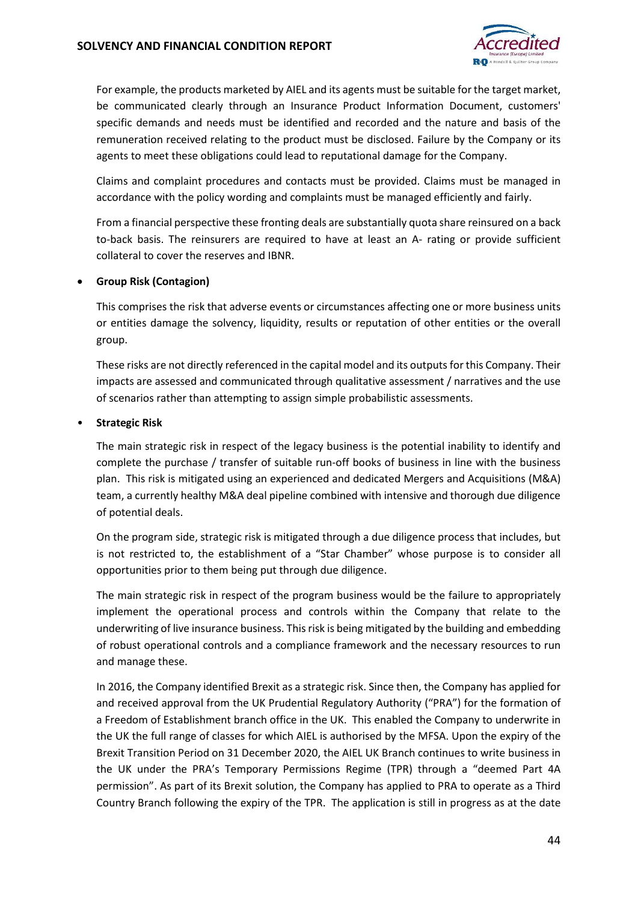For example, the products marketed by AIEL and its agents must be suitable for the target market, be communicated clearly through an Insurance Product Information Document, customers' specific demands and needs must be identified and recorded and the nature and basis of the remuneration received relating to the product must be disclosed. Failure by the Company or its agents to meet these obligations could lead to reputational damage for the Company.

Claims and complaint procedures and contacts must be provided. Claims must be managed in accordance with the policy wording and complaints must be managed efficiently and fairly.

From a financial perspective these fronting deals are substantially quota share reinsured on a back to-back basis. The reinsurers are required to have at least an A- rating or provide sufficient collateral to cover the reserves and IBNR.

- **Group Risk (Contagion)**

  This comprises the risk that adverse events or circumstances affecting one or more business units or entities damage the solvency, liquidity, results or reputation of other entities or the overall group.

  These risks are not directly referenced in the capital model and its outputs for this Company. Their impacts are assessed and communicated through qualitative assessment / narratives and the use of scenarios rather than attempting to assign simple probabilistic assessments.

- **Strategic Risk**

  The main strategic risk in respect of the legacy business is the potential inability to identify and complete the purchase / transfer of suitable run-off books of business in line with the business plan. This risk is mitigated using an experienced and dedicated Mergers and Acquisitions (M&A) team, a currently healthy M&A deal pipeline combined with intensive and thorough due diligence of potential deals.

  On the program side, strategic risk is mitigated through a due diligence process that includes, but is not restricted to, the establishment of a "Star Chamber" whose purpose is to consider all opportunities prior to them being put through due diligence.

  The main strategic risk in respect of the program business would be the failure to appropriately implement the operational process and controls within the Company that relate to the underwriting of live insurance business. This risk is being mitigated by the building and embedding of robust operational controls and a compliance framework and the necessary resources to run and manage these.

  In 2016, the Company identified Brexit as a strategic risk. Since then, the Company has applied for and received approval from the UK Prudential Regulatory Authority ("PRA") for the formation of a Freedom of Establishment branch office in the UK. This enabled the Company to underwrite in the UK the full range of classes for which AIEL is authorised by the MFSA. Upon the expiry of the Brexit Transition Period on 31 December 2020, the AIEL UK Branch continues to write business in the UK under the PRA's Temporary Permissions Regime (TPR) through a "deemed Part 4A permission". As part of its Brexit solution, the Company has applied to PRA to operate as a Third Country Branch following the expiry of the TPR. The application is still in progress as at the date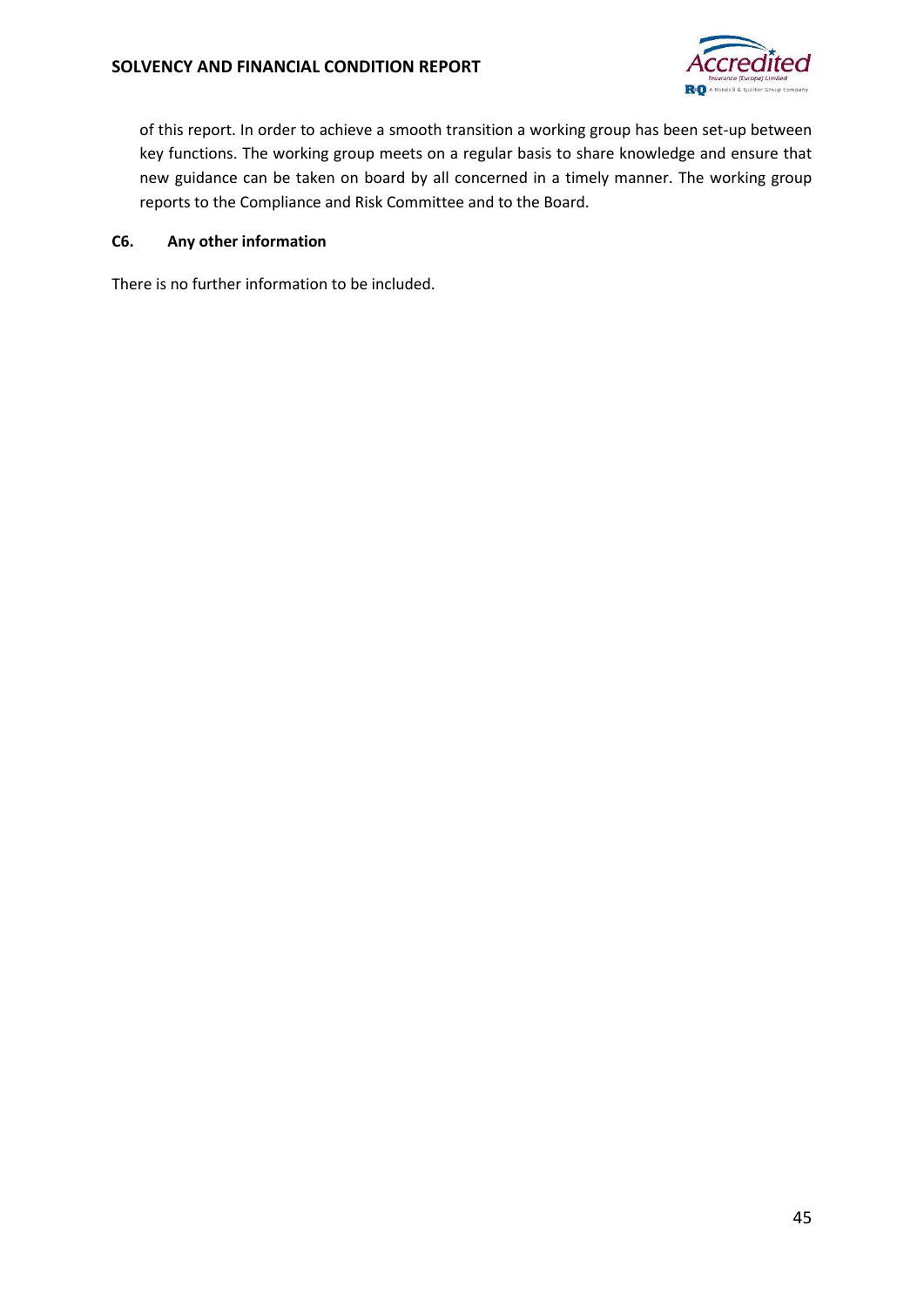of this report. In order to achieve a smooth transition a working group has been set-up between key functions. The working group meets on a regular basis to share knowledge and ensure that new guidance can be taken on board by all concerned in a timely manner. The working group reports to the Compliance and Risk Committee and to the Board.

## C6. Any other information

There is no further information to be included.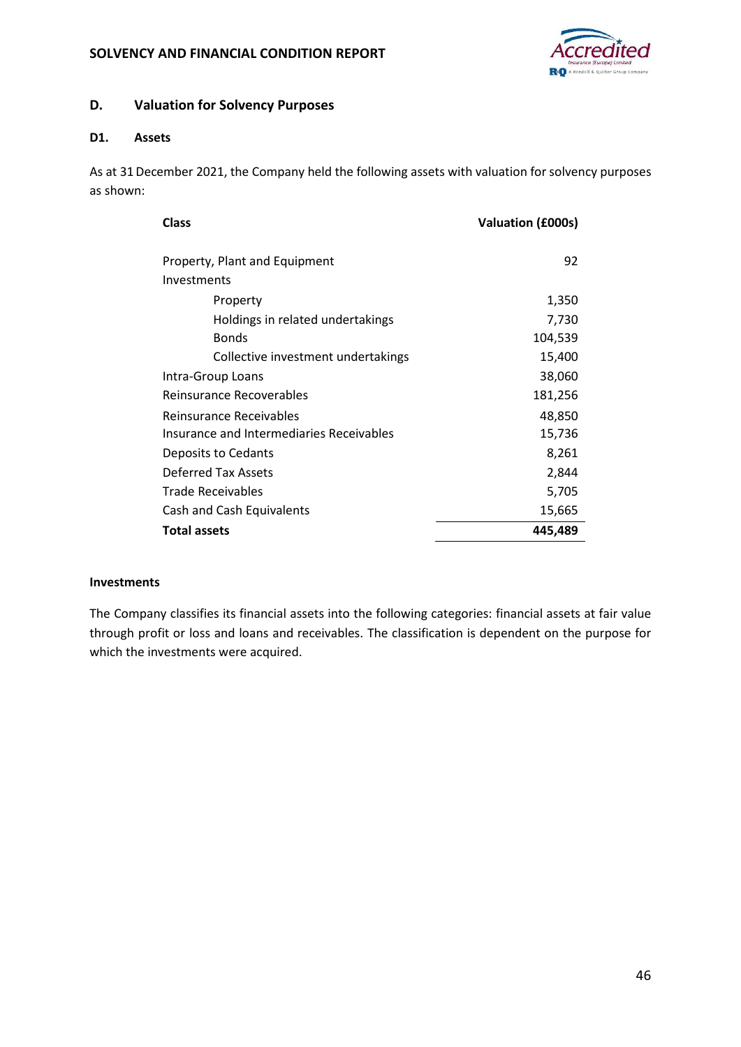## D. Valuation for Solvency Purposes

### D1. Assets

As at 31 December 2021, the Company held the following assets with valuation for solvency purposes as shown:

| Class | Valuation (£000s) |
|---|---|
| Property, Plant and Equipment | 92 |
| Investments | |
| Property | 1,350 |
| Holdings in related undertakings | 7,730 |
| Bonds | 104,539 |
| Collective investment undertakings | 15,400 |
| Intra-Group Loans | 38,060 |
| Reinsurance Recoverables | 181,256 |
| Reinsurance Receivables | 48,850 |
| Insurance and Intermediaries Receivables | 15,736 |
| Deposits to Cedants | 8,261 |
| Deferred Tax Assets | 2,844 |
| Trade Receivables | 5,705 |
| Cash and Cash Equivalents | 15,665 |
| **Total assets** | **445,489** |

**Investments**

The Company classifies its financial assets into the following categories: financial assets at fair value through profit or loss and loans and receivables. The classification is dependent on the purpose for which the investments were acquired.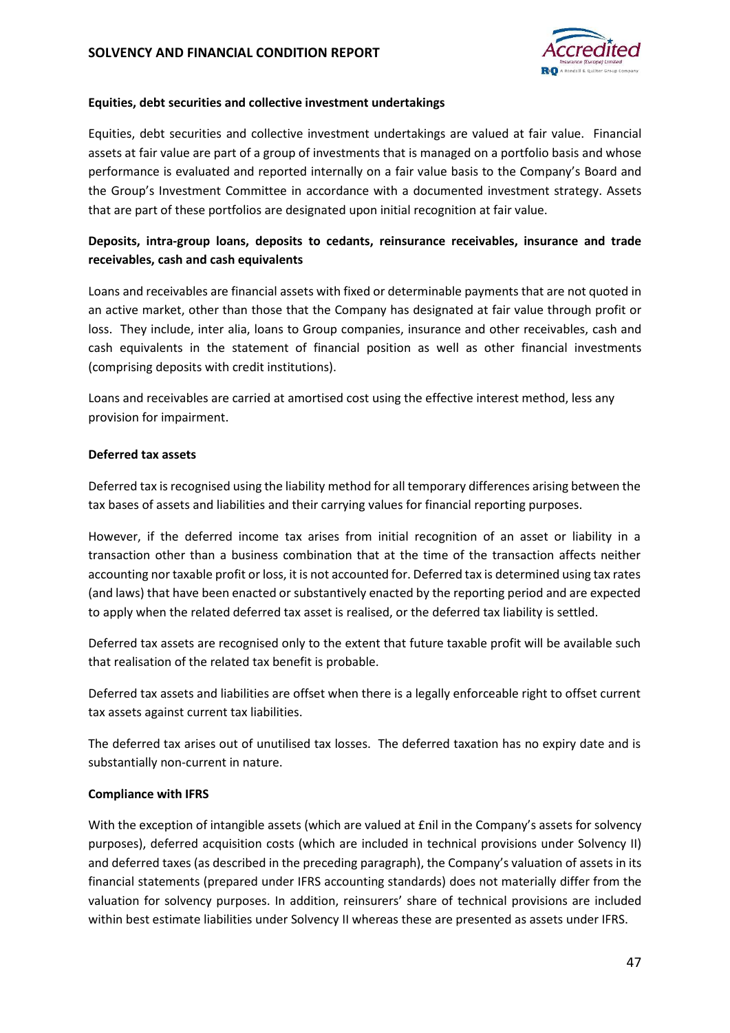**Equities, debt securities and collective investment undertakings**

Equities, debt securities and collective investment undertakings are valued at fair value. Financial assets at fair value are part of a group of investments that is managed on a portfolio basis and whose performance is evaluated and reported internally on a fair value basis to the Company's Board and the Group's Investment Committee in accordance with a documented investment strategy. Assets that are part of these portfolios are designated upon initial recognition at fair value.

**Deposits, intra-group loans, deposits to cedants, reinsurance receivables, insurance and trade receivables, cash and cash equivalents**

Loans and receivables are financial assets with fixed or determinable payments that are not quoted in an active market, other than those that the Company has designated at fair value through profit or loss. They include, inter alia, loans to Group companies, insurance and other receivables, cash and cash equivalents in the statement of financial position as well as other financial investments (comprising deposits with credit institutions).

Loans and receivables are carried at amortised cost using the effective interest method, less any provision for impairment.

**Deferred tax assets**

Deferred tax is recognised using the liability method for all temporary differences arising between the tax bases of assets and liabilities and their carrying values for financial reporting purposes.

However, if the deferred income tax arises from initial recognition of an asset or liability in a transaction other than a business combination that at the time of the transaction affects neither accounting nor taxable profit or loss, it is not accounted for. Deferred tax is determined using tax rates (and laws) that have been enacted or substantively enacted by the reporting period and are expected to apply when the related deferred tax asset is realised, or the deferred tax liability is settled.

Deferred tax assets are recognised only to the extent that future taxable profit will be available such that realisation of the related tax benefit is probable.

Deferred tax assets and liabilities are offset when there is a legally enforceable right to offset current tax assets against current tax liabilities.

The deferred tax arises out of unutilised tax losses. The deferred taxation has no expiry date and is substantially non-current in nature.

**Compliance with IFRS**

With the exception of intangible assets (which are valued at £nil in the Company's assets for solvency purposes), deferred acquisition costs (which are included in technical provisions under Solvency II) and deferred taxes (as described in the preceding paragraph), the Company's valuation of assets in its financial statements (prepared under IFRS accounting standards) does not materially differ from the valuation for solvency purposes. In addition, reinsurers' share of technical provisions are included within best estimate liabilities under Solvency II whereas these are presented as assets under IFRS.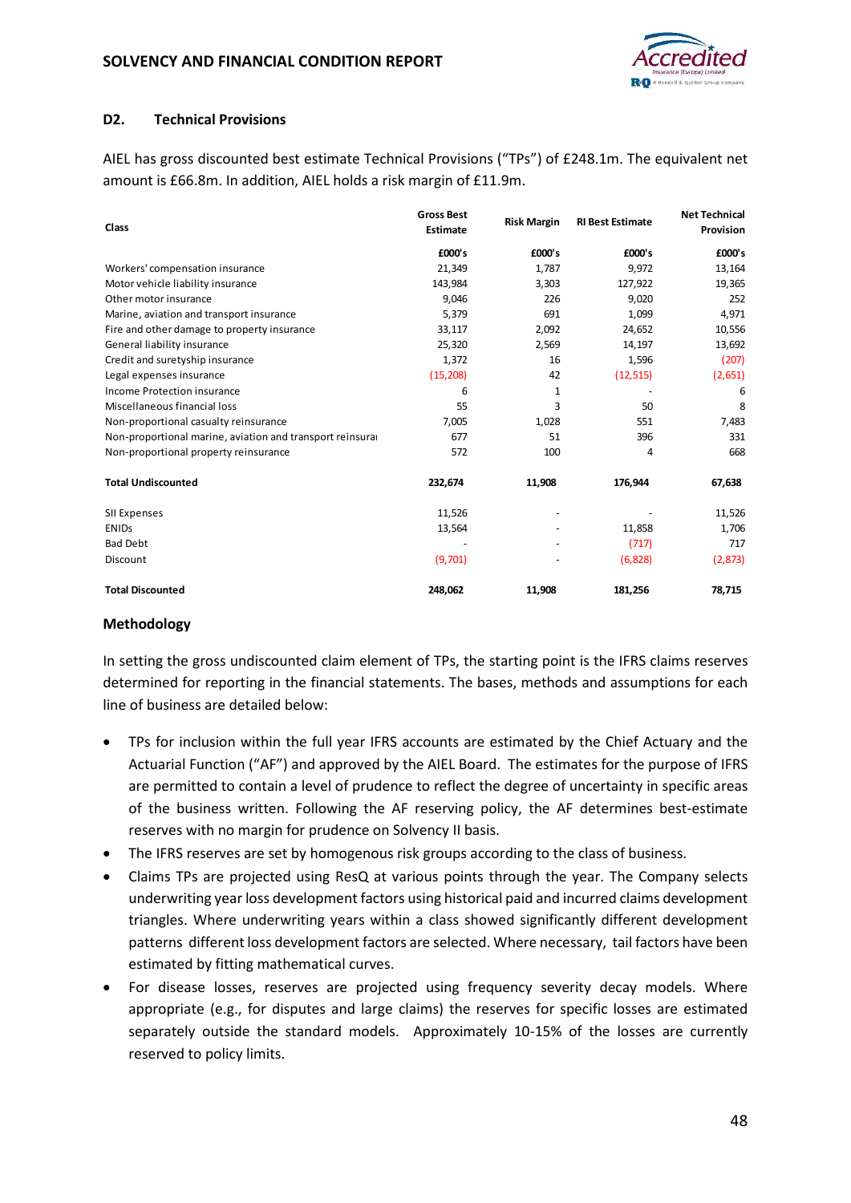## D2. Technical Provisions

AIEL has gross discounted best estimate Technical Provisions ("TPs") of £248.1m. The equivalent net amount is £66.8m. In addition, AIEL holds a risk margin of £11.9m.

| Class | Gross Best Estimate | Risk Margin | RI Best Estimate | Net Technical Provision |
|---|---|---|---|---|
| | £000's | £000's | £000's | £000's |
| Workers' compensation insurance | 21,349 | 1,787 | 9,972 | 13,164 |
| Motor vehicle liability insurance | 143,984 | 3,303 | 127,922 | 19,365 |
| Other motor insurance | 9,046 | 226 | 9,020 | 252 |
| Marine, aviation and transport insurance | 5,379 | 691 | 1,099 | 4,971 |
| Fire and other damage to property insurance | 33,117 | 2,092 | 24,652 | 10,556 |
| General liability insurance | 25,320 | 2,569 | 14,197 | 13,692 |
| Credit and suretyship insurance | 1,372 | 16 | 1,596 | (207) |
| Legal expenses insurance | (15,208) | 42 | (12,515) | (2,651) |
| Income Protection insurance | 6 | 1 | - | 6 |
| Miscellaneous financial loss | 55 | 3 | 50 | 8 |
| Non-proportional casualty reinsurance | 7,005 | 1,028 | 551 | 7,483 |
| Non-proportional marine, aviation and transport reinsurai | 677 | 51 | 396 | 331 |
| Non-proportional property reinsurance | 572 | 100 | 4 | 668 |
| **Total Undiscounted** | **232,674** | **11,908** | **176,944** | **67,638** |
| SII Expenses | 11,526 | - | - | 11,526 |
| ENIDs | 13,564 | - | 11,858 | 1,706 |
| Bad Debt | - | - | (717) | 717 |
| Discount | (9,701) | - | (6,828) | (2,873) |
| **Total Discounted** | **248,062** | **11,908** | **181,256** | **78,715** |

### Methodology

In setting the gross undiscounted claim element of TPs, the starting point is the IFRS claims reserves determined for reporting in the financial statements. The bases, methods and assumptions for each line of business are detailed below:

- TPs for inclusion within the full year IFRS accounts are estimated by the Chief Actuary and the Actuarial Function ("AF") and approved by the AIEL Board. The estimates for the purpose of IFRS are permitted to contain a level of prudence to reflect the degree of uncertainty in specific areas of the business written. Following the AF reserving policy, the AF determines best-estimate reserves with no margin for prudence on Solvency II basis.
- The IFRS reserves are set by homogenous risk groups according to the class of business.
- Claims TPs are projected using ResQ at various points through the year. The Company selects underwriting year loss development factors using historical paid and incurred claims development triangles. Where underwriting years within a class showed significantly different development patterns different loss development factors are selected. Where necessary, tail factors have been estimated by fitting mathematical curves.
- For disease losses, reserves are projected using frequency severity decay models. Where appropriate (e.g., for disputes and large claims) the reserves for specific losses are estimated separately outside the standard models. Approximately 10-15% of the losses are currently reserved to policy limits.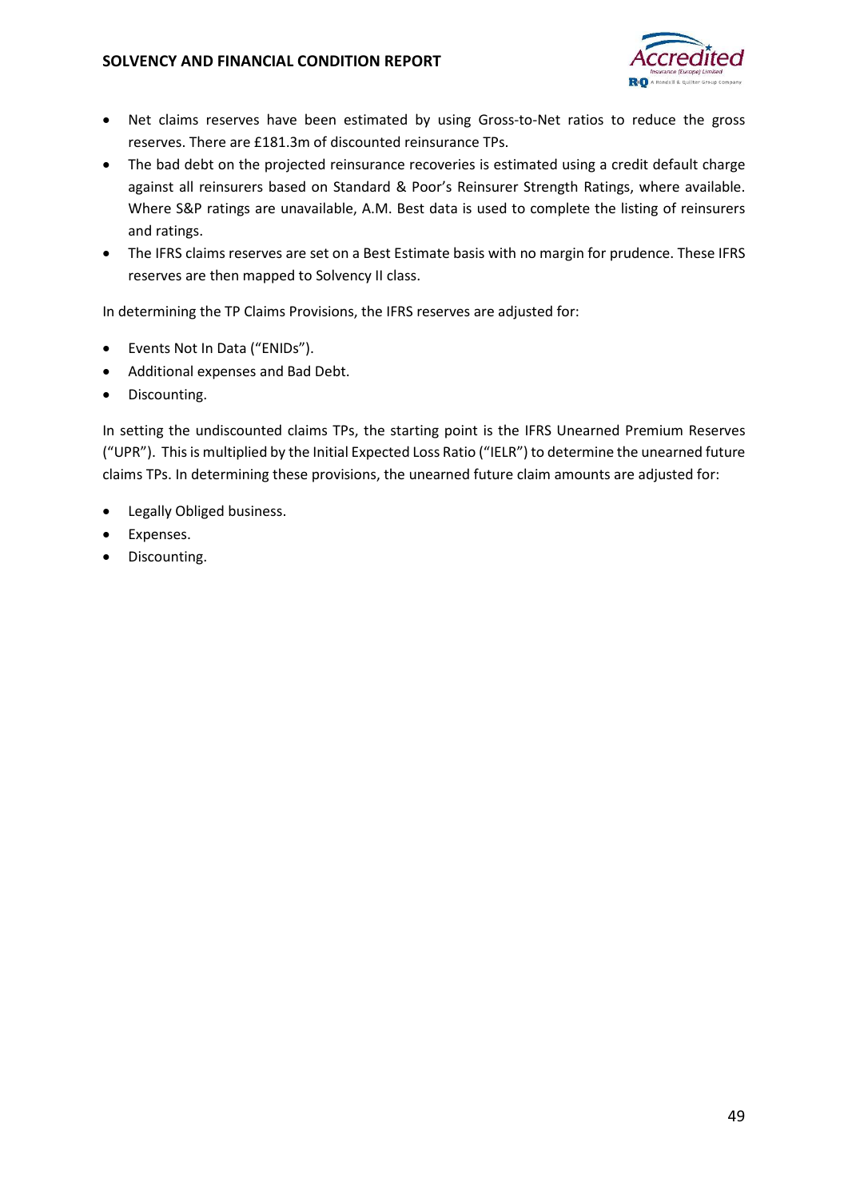- Net claims reserves have been estimated by using Gross-to-Net ratios to reduce the gross reserves. There are £181.3m of discounted reinsurance TPs.
- The bad debt on the projected reinsurance recoveries is estimated using a credit default charge against all reinsurers based on Standard & Poor's Reinsurer Strength Ratings, where available. Where S&P ratings are unavailable, A.M. Best data is used to complete the listing of reinsurers and ratings.
- The IFRS claims reserves are set on a Best Estimate basis with no margin for prudence. These IFRS reserves are then mapped to Solvency II class.

In determining the TP Claims Provisions, the IFRS reserves are adjusted for:

- Events Not In Data ("ENIDs").
- Additional expenses and Bad Debt.
- Discounting.

In setting the undiscounted claims TPs, the starting point is the IFRS Unearned Premium Reserves ("UPR"). This is multiplied by the Initial Expected Loss Ratio ("IELR") to determine the unearned future claims TPs. In determining these provisions, the unearned future claim amounts are adjusted for:

- Legally Obliged business.
- Expenses.
- Discounting.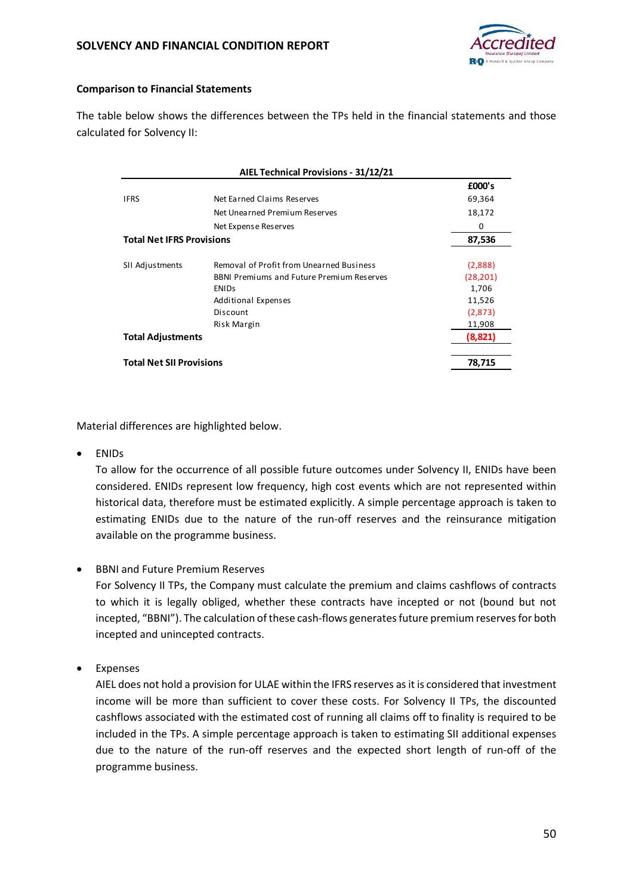### Comparison to Financial Statements

The table below shows the differences between the TPs held in the financial statements and those calculated for Solvency II:

**AIEL Technical Provisions - 31/12/21**

| | | £000's |
|---|---|---|
| IFRS | Net Earned Claims Reserves | 69,364 |
| | Net Unearned Premium Reserves | 18,172 |
| | Net Expense Reserves | 0 |
| **Total Net IFRS Provisions** | | **87,536** |
| SII Adjustments | Removal of Profit from Unearned Business | (2,888) |
| | BBNI Premiums and Future Premium Reserves | (28,201) |
| | ENIDs | 1,706 |
| | Additional Expenses | 11,526 |
| | Discount | (2,873) |
| | Risk Margin | 11,908 |
| **Total Adjustments** | | **(8,821)** |
| **Total Net SII Provisions** | | **78,715** |

Material differences are highlighted below.

- ENIDs
  To allow for the occurrence of all possible future outcomes under Solvency II, ENIDs have been considered. ENIDs represent low frequency, high cost events which are not represented within historical data, therefore must be estimated explicitly. A simple percentage approach is taken to estimating ENIDs due to the nature of the run-off reserves and the reinsurance mitigation available on the programme business.

- BBNI and Future Premium Reserves
  For Solvency II TPs, the Company must calculate the premium and claims cashflows of contracts to which it is legally obliged, whether these contracts have incepted or not (bound but not incepted, "BBNI"). The calculation of these cash-flows generates future premium reserves for both incepted and unincepted contracts.

- Expenses
  AIEL does not hold a provision for ULAE within the IFRS reserves as it is considered that investment income will be more than sufficient to cover these costs. For Solvency II TPs, the discounted cashflows associated with the estimated cost of running all claims off to finality is required to be included in the TPs. A simple percentage approach is taken to estimating SII additional expenses due to the nature of the run-off reserves and the expected short length of run-off of the programme business.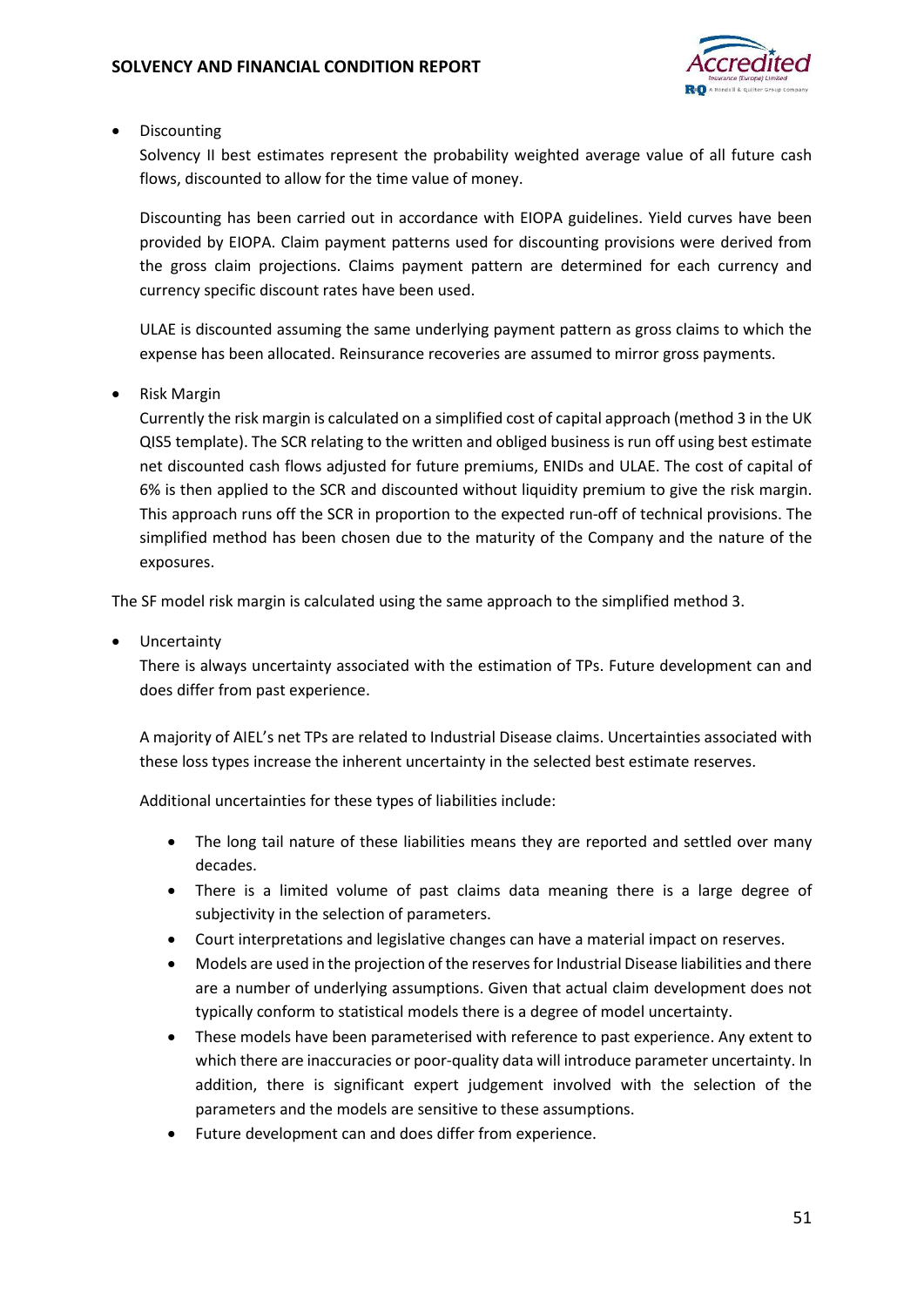- Discounting

  Solvency II best estimates represent the probability weighted average value of all future cash flows, discounted to allow for the time value of money.

  Discounting has been carried out in accordance with EIOPA guidelines. Yield curves have been provided by EIOPA. Claim payment patterns used for discounting provisions were derived from the gross claim projections. Claims payment pattern are determined for each currency and currency specific discount rates have been used.

  ULAE is discounted assuming the same underlying payment pattern as gross claims to which the expense has been allocated. Reinsurance recoveries are assumed to mirror gross payments.

- Risk Margin

  Currently the risk margin is calculated on a simplified cost of capital approach (method 3 in the UK QIS5 template). The SCR relating to the written and obliged business is run off using best estimate net discounted cash flows adjusted for future premiums, ENIDs and ULAE. The cost of capital of 6% is then applied to the SCR and discounted without liquidity premium to give the risk margin. This approach runs off the SCR in proportion to the expected run-off of technical provisions. The simplified method has been chosen due to the maturity of the Company and the nature of the exposures.

The SF model risk margin is calculated using the same approach to the simplified method 3.

- Uncertainty

  There is always uncertainty associated with the estimation of TPs. Future development can and does differ from past experience.

  A majority of AIEL's net TPs are related to Industrial Disease claims. Uncertainties associated with these loss types increase the inherent uncertainty in the selected best estimate reserves.

  Additional uncertainties for these types of liabilities include:

  - The long tail nature of these liabilities means they are reported and settled over many decades.
  - There is a limited volume of past claims data meaning there is a large degree of subjectivity in the selection of parameters.
  - Court interpretations and legislative changes can have a material impact on reserves.
  - Models are used in the projection of the reserves for Industrial Disease liabilities and there are a number of underlying assumptions. Given that actual claim development does not typically conform to statistical models there is a degree of model uncertainty.
  - These models have been parameterised with reference to past experience. Any extent to which there are inaccuracies or poor-quality data will introduce parameter uncertainty. In addition, there is significant expert judgement involved with the selection of the parameters and the models are sensitive to these assumptions.
  - Future development can and does differ from experience.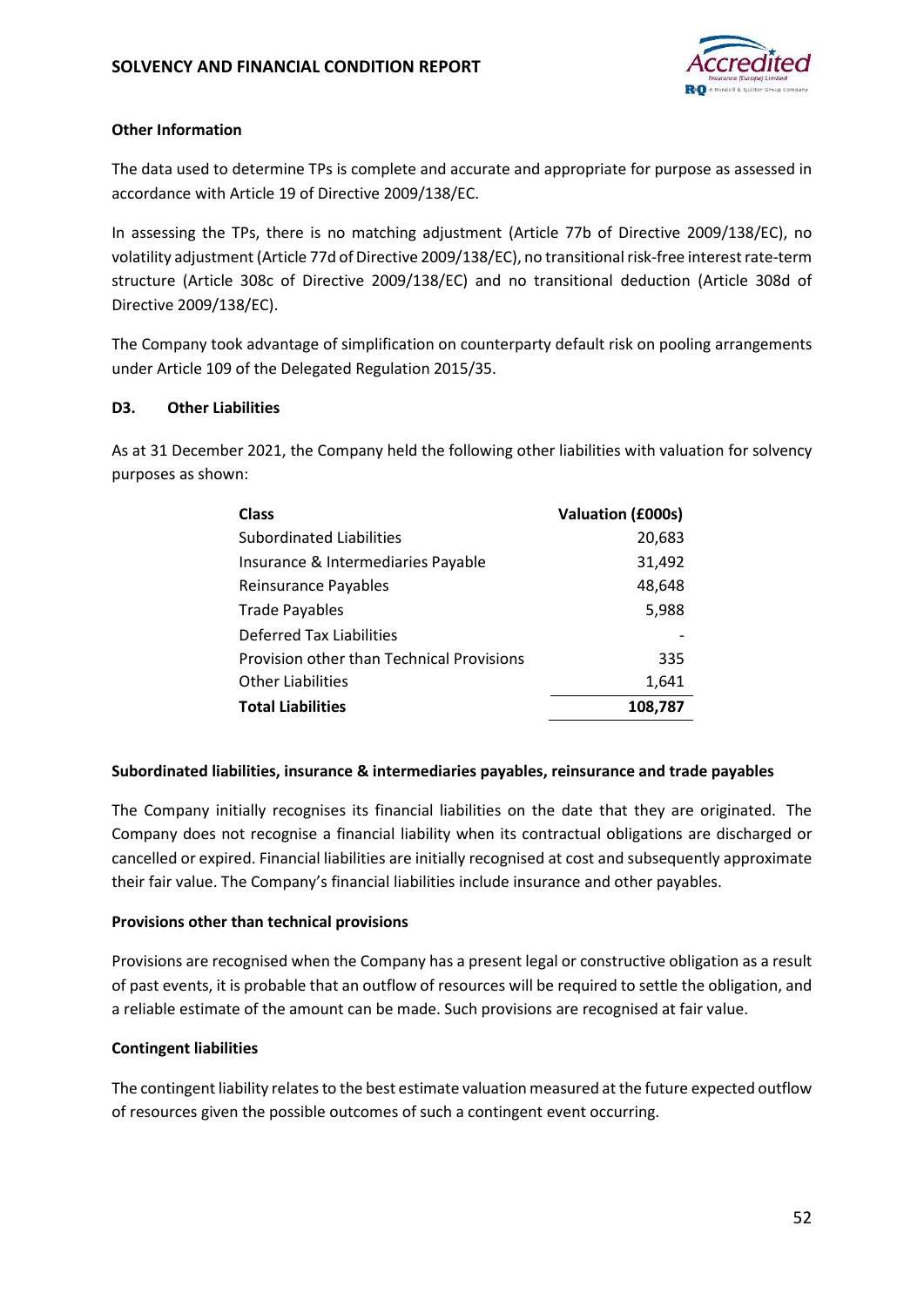### Other Information

The data used to determine TPs is complete and accurate and appropriate for purpose as assessed in accordance with Article 19 of Directive 2009/138/EC.

In assessing the TPs, there is no matching adjustment (Article 77b of Directive 2009/138/EC), no volatility adjustment (Article 77d of Directive 2009/138/EC), no transitional risk-free interest rate-term structure (Article 308c of Directive 2009/138/EC) and no transitional deduction (Article 308d of Directive 2009/138/EC).

The Company took advantage of simplification on counterparty default risk on pooling arrangements under Article 109 of the Delegated Regulation 2015/35.

## D3. Other Liabilities

As at 31 December 2021, the Company held the following other liabilities with valuation for solvency purposes as shown:

| Class | Valuation (£000s) |
|---|---:|
| Subordinated Liabilities | 20,683 |
| Insurance & Intermediaries Payable | 31,492 |
| Reinsurance Payables | 48,648 |
| Trade Payables | 5,988 |
| Deferred Tax Liabilities | - |
| Provision other than Technical Provisions | 335 |
| Other Liabilities | 1,641 |
| **Total Liabilities** | **108,787** |

### Subordinated liabilities, insurance & intermediaries payables, reinsurance and trade payables

The Company initially recognises its financial liabilities on the date that they are originated. The Company does not recognise a financial liability when its contractual obligations are discharged or cancelled or expired. Financial liabilities are initially recognised at cost and subsequently approximate their fair value. The Company's financial liabilities include insurance and other payables.

### Provisions other than technical provisions

Provisions are recognised when the Company has a present legal or constructive obligation as a result of past events, it is probable that an outflow of resources will be required to settle the obligation, and a reliable estimate of the amount can be made. Such provisions are recognised at fair value.

### Contingent liabilities

The contingent liability relates to the best estimate valuation measured at the future expected outflow of resources given the possible outcomes of such a contingent event occurring.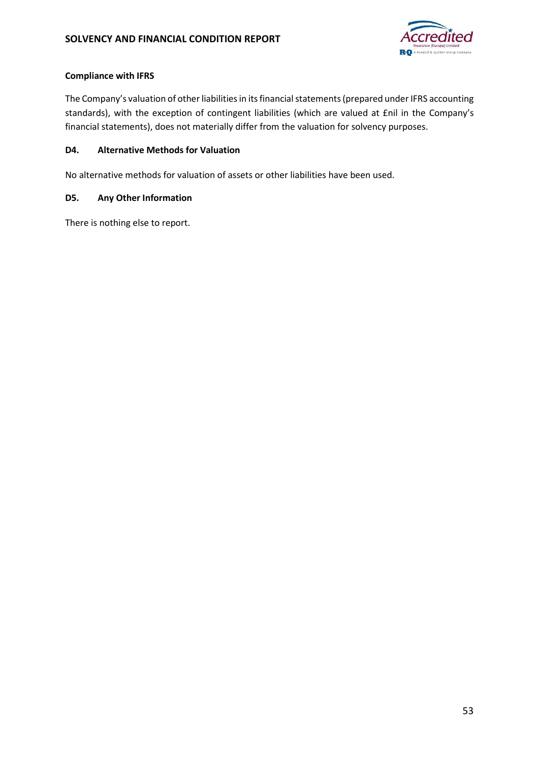**Compliance with IFRS**

The Company's valuation of other liabilities in its financial statements (prepared under IFRS accounting standards), with the exception of contingent liabilities (which are valued at £nil in the Company's financial statements), does not materially differ from the valuation for solvency purposes.

## D4. Alternative Methods for Valuation

No alternative methods for valuation of assets or other liabilities have been used.

## D5. Any Other Information

There is nothing else to report.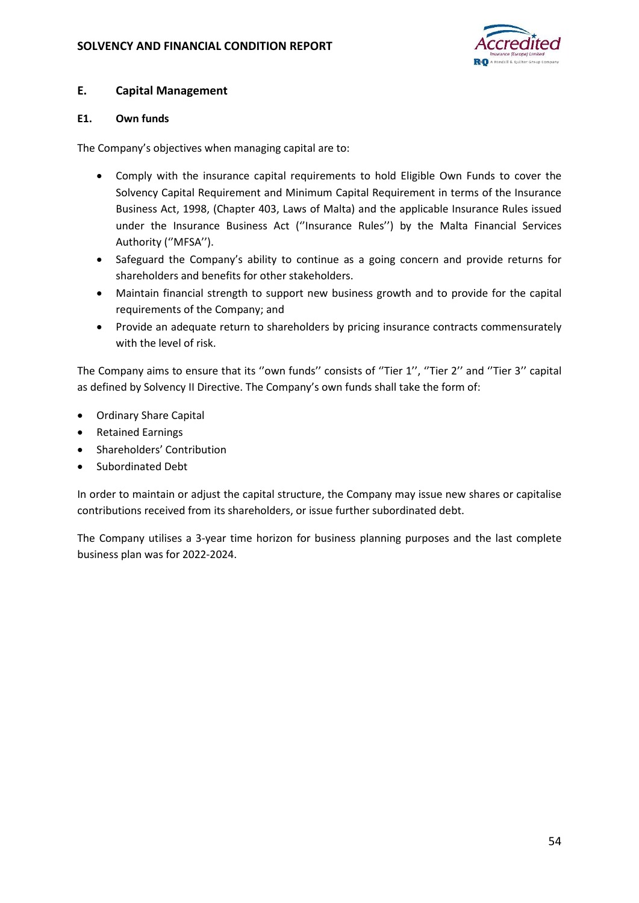## E. Capital Management

### E1. Own funds

The Company's objectives when managing capital are to:

- Comply with the insurance capital requirements to hold Eligible Own Funds to cover the Solvency Capital Requirement and Minimum Capital Requirement in terms of the Insurance Business Act, 1998, (Chapter 403, Laws of Malta) and the applicable Insurance Rules issued under the Insurance Business Act (''Insurance Rules'') by the Malta Financial Services Authority (''MFSA'').
- Safeguard the Company's ability to continue as a going concern and provide returns for shareholders and benefits for other stakeholders.
- Maintain financial strength to support new business growth and to provide for the capital requirements of the Company; and
- Provide an adequate return to shareholders by pricing insurance contracts commensurately with the level of risk.

The Company aims to ensure that its ''own funds'' consists of ''Tier 1'', ''Tier 2'' and ''Tier 3'' capital as defined by Solvency II Directive. The Company's own funds shall take the form of:

- Ordinary Share Capital
- Retained Earnings
- Shareholders' Contribution
- Subordinated Debt

In order to maintain or adjust the capital structure, the Company may issue new shares or capitalise contributions received from its shareholders, or issue further subordinated debt.

The Company utilises a 3-year time horizon for business planning purposes and the last complete business plan was for 2022-2024.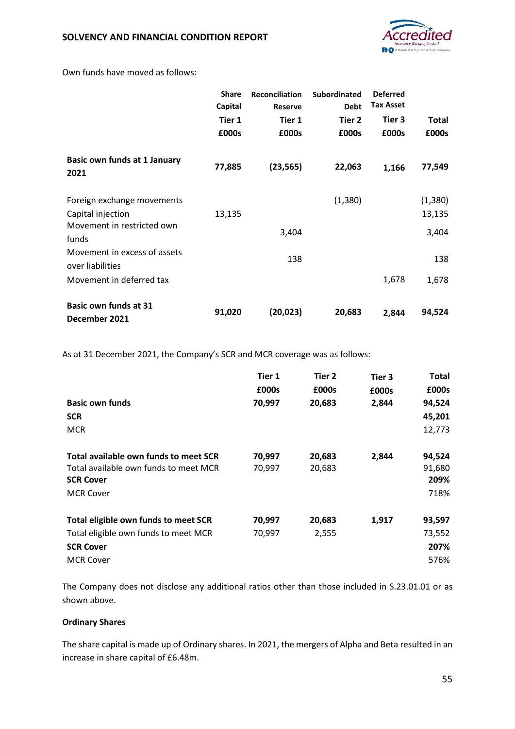Own funds have moved as follows:

| | Share Capital Tier 1 £000s | Reconciliation Reserve Tier 1 £000s | Subordinated Debt Tier 2 £000s | Deferred Tax Asset Tier 3 £000s | Total £000s |
|---|---|---|---|---|---|
| **Basic own funds at 1 January 2021** | **77,885** | **(23,565)** | **22,063** | **1,166** | **77,549** |
| Foreign exchange movements | | | (1,380) | | (1,380) |
| Capital injection | 13,135 | | | | 13,135 |
| Movement in restricted own funds | | 3,404 | | | 3,404 |
| Movement in excess of assets over liabilities | | 138 | | | 138 |
| Movement in deferred tax | | | | 1,678 | 1,678 |
| **Basic own funds at 31 December 2021** | **91,020** | **(20,023)** | **20,683** | **2,844** | **94,524** |

As at 31 December 2021, the Company's SCR and MCR coverage was as follows:

| | Tier 1 £000s | Tier 2 £000s | Tier 3 £000s | Total £000s |
|---|---|---|---|---|
| **Basic own funds** | **70,997** | **20,683** | **2,844** | **94,524** |
| **SCR** | | | | **45,201** |
| MCR | | | | 12,773 |
| **Total available own funds to meet SCR** | **70,997** | **20,683** | **2,844** | **94,524** |
| Total available own funds to meet MCR | 70,997 | 20,683 | | 91,680 |
| **SCR Cover** | | | | **209%** |
| MCR Cover | | | | 718% |
| **Total eligible own funds to meet SCR** | **70,997** | **20,683** | **1,917** | **93,597** |
| Total eligible own funds to meet MCR | 70,997 | 2,555 | | 73,552 |
| **SCR Cover** | | | | **207%** |
| MCR Cover | | | | 576% |

The Company does not disclose any additional ratios other than those included in S.23.01.01 or as shown above.

**Ordinary Shares**

The share capital is made up of Ordinary shares. In 2021, the mergers of Alpha and Beta resulted in an increase in share capital of £6.48m.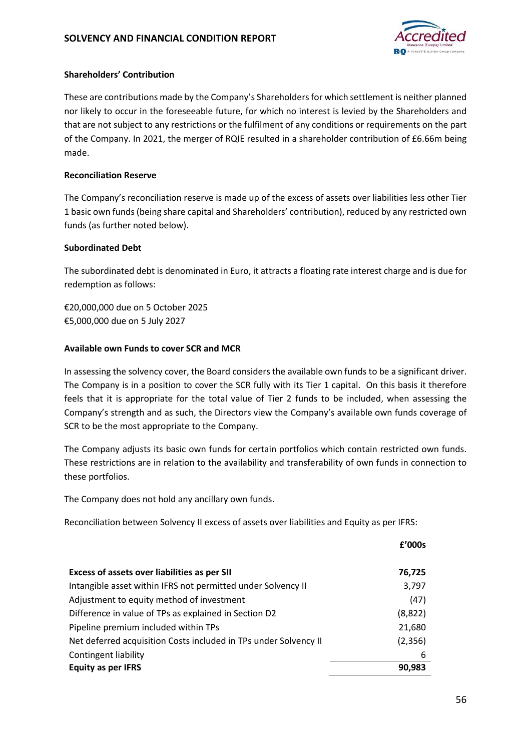### Shareholders' Contribution

These are contributions made by the Company's Shareholders for which settlement is neither planned nor likely to occur in the foreseeable future, for which no interest is levied by the Shareholders and that are not subject to any restrictions or the fulfilment of any conditions or requirements on the part of the Company. In 2021, the merger of RQIE resulted in a shareholder contribution of £6.66m being made.

### Reconciliation Reserve

The Company's reconciliation reserve is made up of the excess of assets over liabilities less other Tier 1 basic own funds (being share capital and Shareholders' contribution), reduced by any restricted own funds (as further noted below).

### Subordinated Debt

The subordinated debt is denominated in Euro, it attracts a floating rate interest charge and is due for redemption as follows:

€20,000,000 due on 5 October 2025
€5,000,000 due on 5 July 2027

### Available own Funds to cover SCR and MCR

In assessing the solvency cover, the Board considers the available own funds to be a significant driver. The Company is in a position to cover the SCR fully with its Tier 1 capital. On this basis it therefore feels that it is appropriate for the total value of Tier 2 funds to be included, when assessing the Company's strength and as such, the Directors view the Company's available own funds coverage of SCR to be the most appropriate to the Company.

The Company adjusts its basic own funds for certain portfolios which contain restricted own funds. These restrictions are in relation to the availability and transferability of own funds in connection to these portfolios.

The Company does not hold any ancillary own funds.

Reconciliation between Solvency II excess of assets over liabilities and Equity as per IFRS:

| | £'000s |
|---|---|
| **Excess of assets over liabilities as per SII** | **76,725** |
| Intangible asset within IFRS not permitted under Solvency II | 3,797 |
| Adjustment to equity method of investment | (47) |
| Difference in value of TPs as explained in Section D2 | (8,822) |
| Pipeline premium included within TPs | 21,680 |
| Net deferred acquisition Costs included in TPs under Solvency II | (2,356) |
| Contingent liability | 6 |
| **Equity as per IFRS** | **90,983** |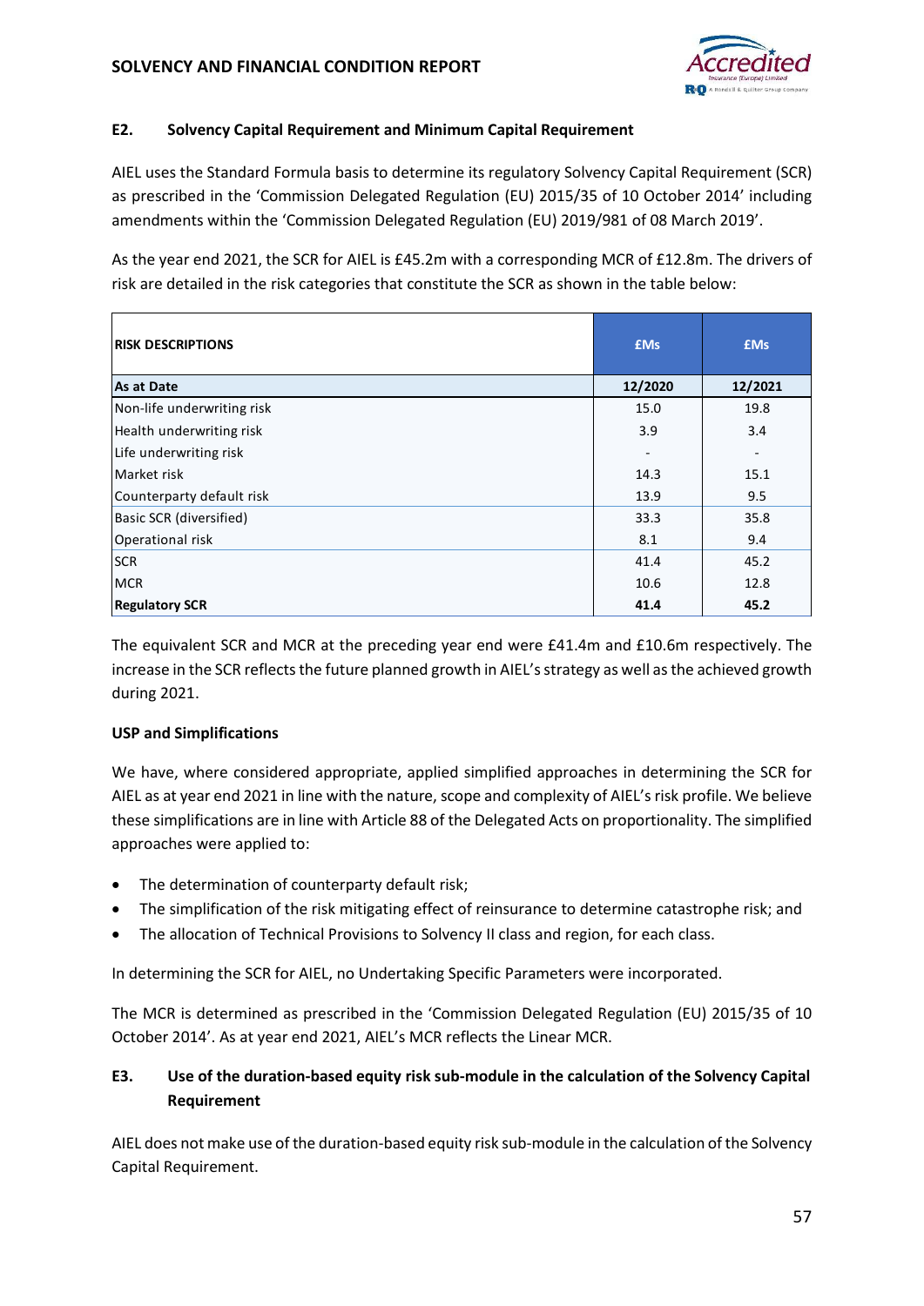## E2. Solvency Capital Requirement and Minimum Capital Requirement

AIEL uses the Standard Formula basis to determine its regulatory Solvency Capital Requirement (SCR) as prescribed in the 'Commission Delegated Regulation (EU) 2015/35 of 10 October 2014' including amendments within the 'Commission Delegated Regulation (EU) 2019/981 of 08 March 2019'.

As the year end 2021, the SCR for AIEL is £45.2m with a corresponding MCR of £12.8m. The drivers of risk are detailed in the risk categories that constitute the SCR as shown in the table below:

| RISK DESCRIPTIONS | £Ms | £Ms |
|---|---|---|
| **As at Date** | **12/2020** | **12/2021** |
| Non-life underwriting risk | 15.0 | 19.8 |
| Health underwriting risk | 3.9 | 3.4 |
| Life underwriting risk | - | - |
| Market risk | 14.3 | 15.1 |
| Counterparty default risk | 13.9 | 9.5 |
| Basic SCR (diversified) | 33.3 | 35.8 |
| Operational risk | 8.1 | 9.4 |
| SCR | 41.4 | 45.2 |
| MCR | 10.6 | 12.8 |
| **Regulatory SCR** | **41.4** | **45.2** |

The equivalent SCR and MCR at the preceding year end were £41.4m and £10.6m respectively. The increase in the SCR reflects the future planned growth in AIEL's strategy as well as the achieved growth during 2021.

**USP and Simplifications**

We have, where considered appropriate, applied simplified approaches in determining the SCR for AIEL as at year end 2021 in line with the nature, scope and complexity of AIEL's risk profile. We believe these simplifications are in line with Article 88 of the Delegated Acts on proportionality. The simplified approaches were applied to:

- The determination of counterparty default risk;
- The simplification of the risk mitigating effect of reinsurance to determine catastrophe risk; and
- The allocation of Technical Provisions to Solvency II class and region, for each class.

In determining the SCR for AIEL, no Undertaking Specific Parameters were incorporated.

The MCR is determined as prescribed in the 'Commission Delegated Regulation (EU) 2015/35 of 10 October 2014'. As at year end 2021, AIEL's MCR reflects the Linear MCR.

## E3. Use of the duration-based equity risk sub-module in the calculation of the Solvency Capital Requirement

AIEL does not make use of the duration-based equity risk sub-module in the calculation of the Solvency Capital Requirement.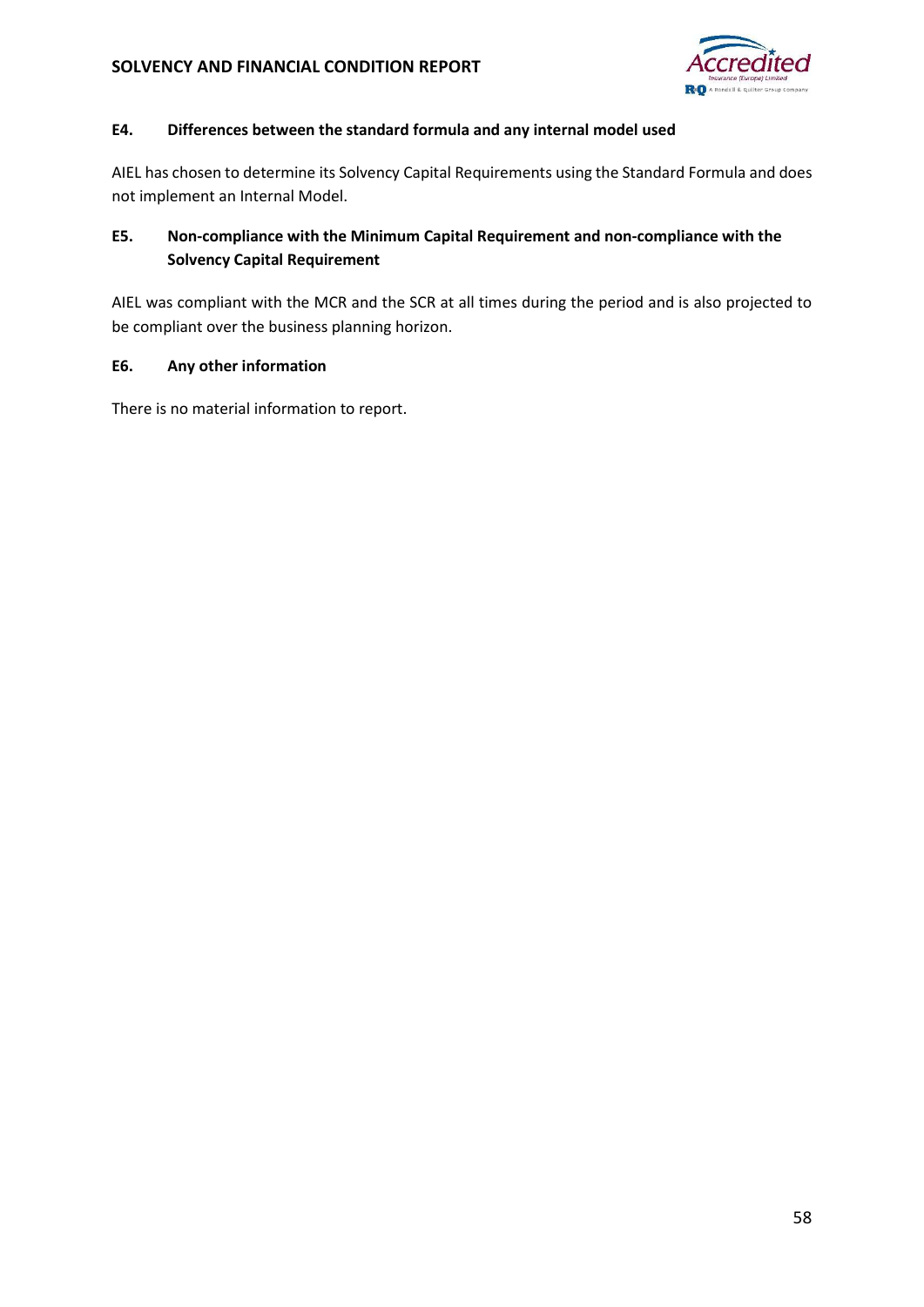### E4. Differences between the standard formula and any internal model used

AIEL has chosen to determine its Solvency Capital Requirements using the Standard Formula and does not implement an Internal Model.

### E5. Non-compliance with the Minimum Capital Requirement and non-compliance with the Solvency Capital Requirement

AIEL was compliant with the MCR and the SCR at all times during the period and is also projected to be compliant over the business planning horizon.

### E6. Any other information

There is no material information to report.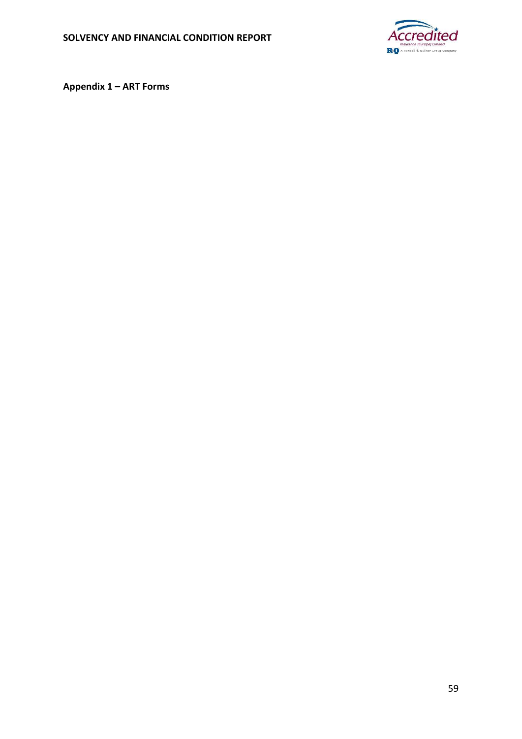**Appendix 1 – ART Forms**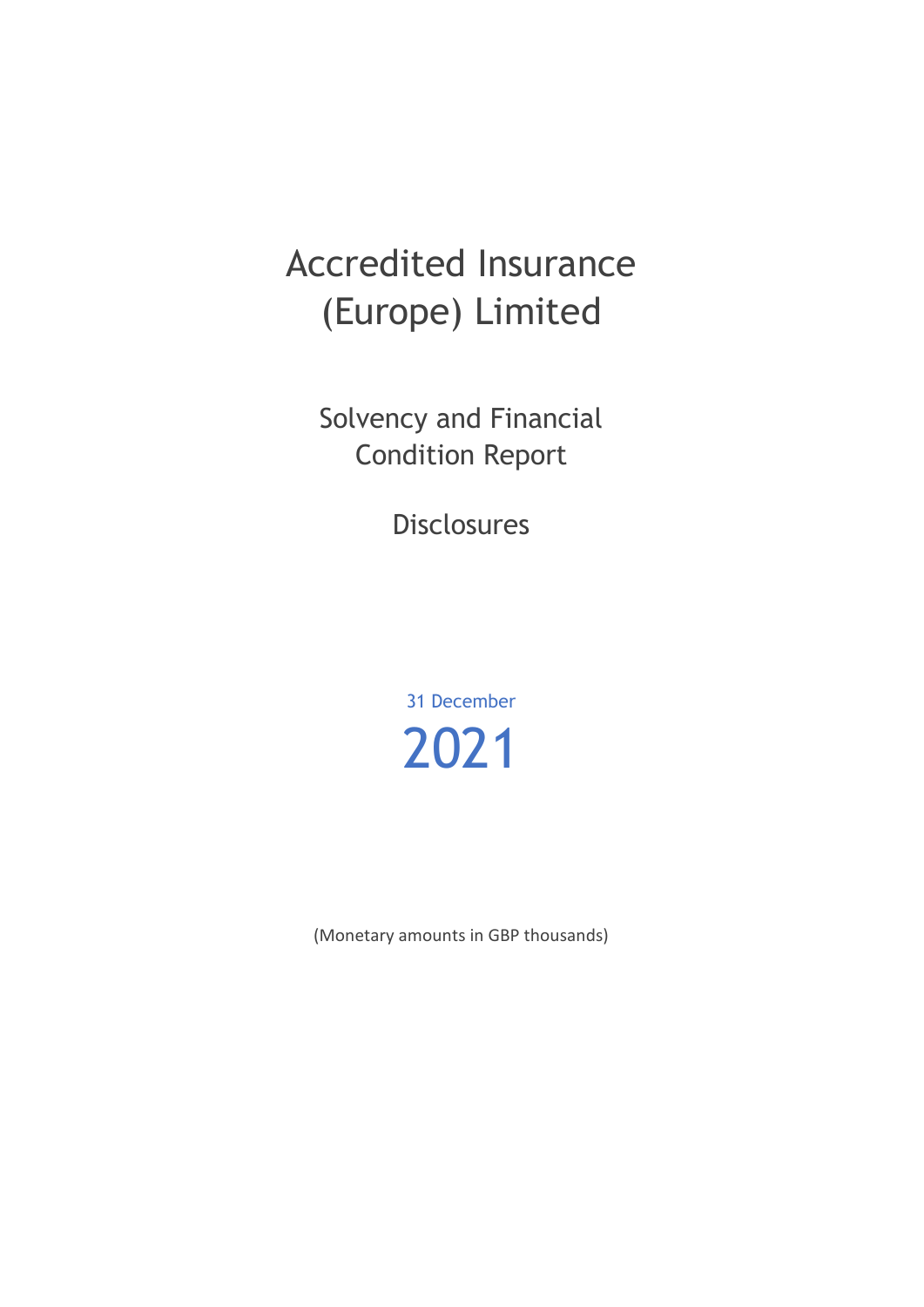# Accredited Insurance (Europe) Limited

## Solvency and Financial Condition Report

## Disclosures

31 December

2021

(Monetary amounts in GBP thousands)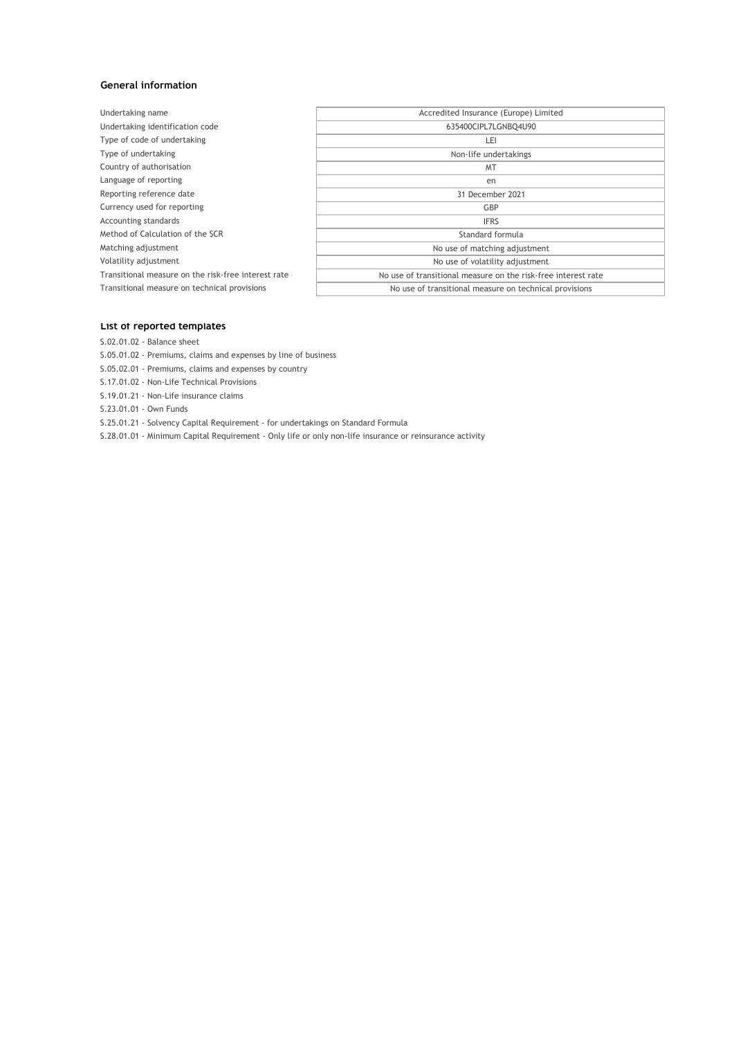### General information

| | |
|---|---|
| Undertaking name | Accredited Insurance (Europe) Limited |
| Undertaking identification code | 635400CIPL7LGNBQ4U90 |
| Type of code of undertaking | LEI |
| Type of undertaking | Non-life undertakings |
| Country of authorisation | MT |
| Language of reporting | en |
| Reporting reference date | 31 December 2021 |
| Currency used for reporting | GBP |
| Accounting standards | IFRS |
| Method of Calculation of the SCR | Standard formula |
| Matching adjustment | No use of matching adjustment |
| Volatility adjustment | No use of volatility adjustment |
| Transitional measure on the risk-free interest rate | No use of transitional measure on the risk-free interest rate |
| Transitional measure on technical provisions | No use of transitional measure on technical provisions |

### List of reported templates

S.02.01.02 - Balance sheet

S.05.01.02 - Premiums, claims and expenses by line of business

S.05.02.01 - Premiums, claims and expenses by country

S.17.01.02 - Non-Life Technical Provisions

S.19.01.21 - Non-Life insurance claims

S.23.01.01 - Own Funds

S.25.01.21 - Solvency Capital Requirement - for undertakings on Standard Formula

S.28.01.01 - Minimum Capital Requirement - Only life or only non-life insurance or reinsurance activity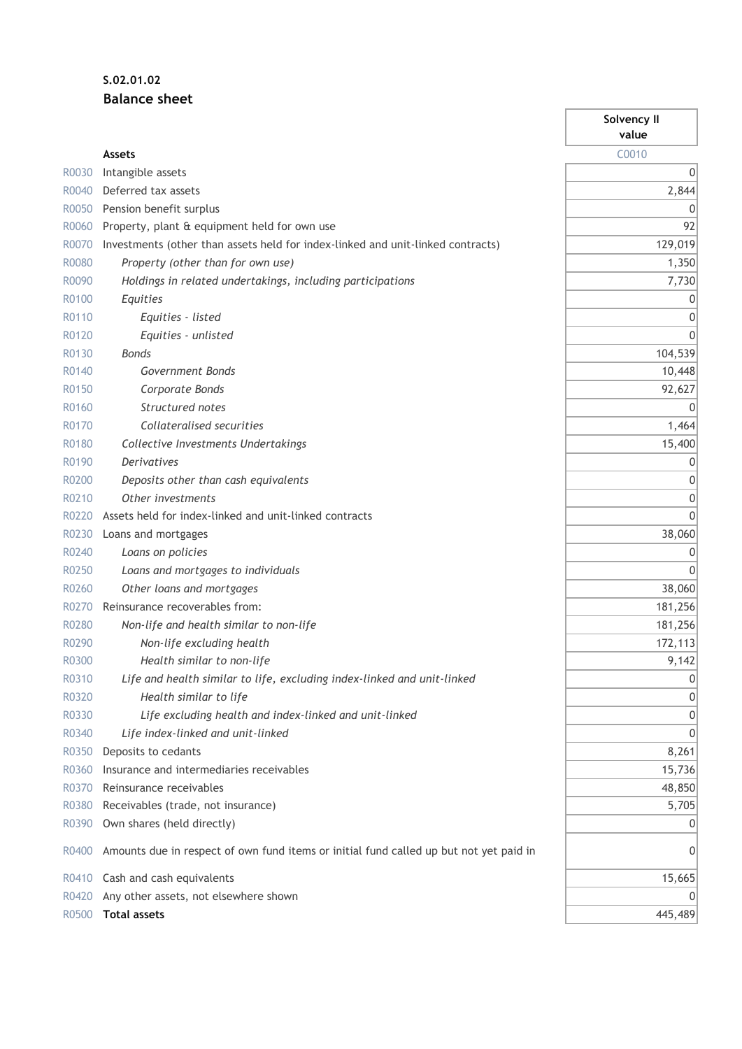**S.02.01.02**

## Balance sheet

| | Assets | Solvency II value |
|---|---|---|
| | | C0010 |
| R0030 | Intangible assets | 0 |
| R0040 | Deferred tax assets | 2,844 |
| R0050 | Pension benefit surplus | 0 |
| R0060 | Property, plant & equipment held for own use | 92 |
| R0070 | Investments (other than assets held for index-linked and unit-linked contracts) | 129,019 |
| R0080 | *Property (other than for own use)* | 1,350 |
| R0090 | *Holdings in related undertakings, including participations* | 7,730 |
| R0100 | *Equities* | 0 |
| R0110 | *Equities - listed* | 0 |
| R0120 | *Equities - unlisted* | 0 |
| R0130 | *Bonds* | 104,539 |
| R0140 | *Government Bonds* | 10,448 |
| R0150 | *Corporate Bonds* | 92,627 |
| R0160 | *Structured notes* | 0 |
| R0170 | *Collateralised securities* | 1,464 |
| R0180 | *Collective Investments Undertakings* | 15,400 |
| R0190 | *Derivatives* | 0 |
| R0200 | *Deposits other than cash equivalents* | 0 |
| R0210 | *Other investments* | 0 |
| R0220 | Assets held for index-linked and unit-linked contracts | 0 |
| R0230 | Loans and mortgages | 38,060 |
| R0240 | *Loans on policies* | 0 |
| R0250 | *Loans and mortgages to individuals* | 0 |
| R0260 | *Other loans and mortgages* | 38,060 |
| R0270 | Reinsurance recoverables from: | 181,256 |
| R0280 | *Non-life and health similar to non-life* | 181,256 |
| R0290 | *Non-life excluding health* | 172,113 |
| R0300 | *Health similar to non-life* | 9,142 |
| R0310 | *Life and health similar to life, excluding index-linked and unit-linked* | 0 |
| R0320 | *Health similar to life* | 0 |
| R0330 | *Life excluding health and index-linked and unit-linked* | 0 |
| R0340 | *Life index-linked and unit-linked* | 0 |
| R0350 | Deposits to cedants | 8,261 |
| R0360 | Insurance and intermediaries receivables | 15,736 |
| R0370 | Reinsurance receivables | 48,850 |
| R0380 | Receivables (trade, not insurance) | 5,705 |
| R0390 | Own shares (held directly) | 0 |
| R0400 | Amounts due in respect of own fund items or initial fund called up but not yet paid in | 0 |
| R0410 | Cash and cash equivalents | 15,665 |
| R0420 | Any other assets, not elsewhere shown | 0 |
| R0500 | **Total assets** | 445,489 |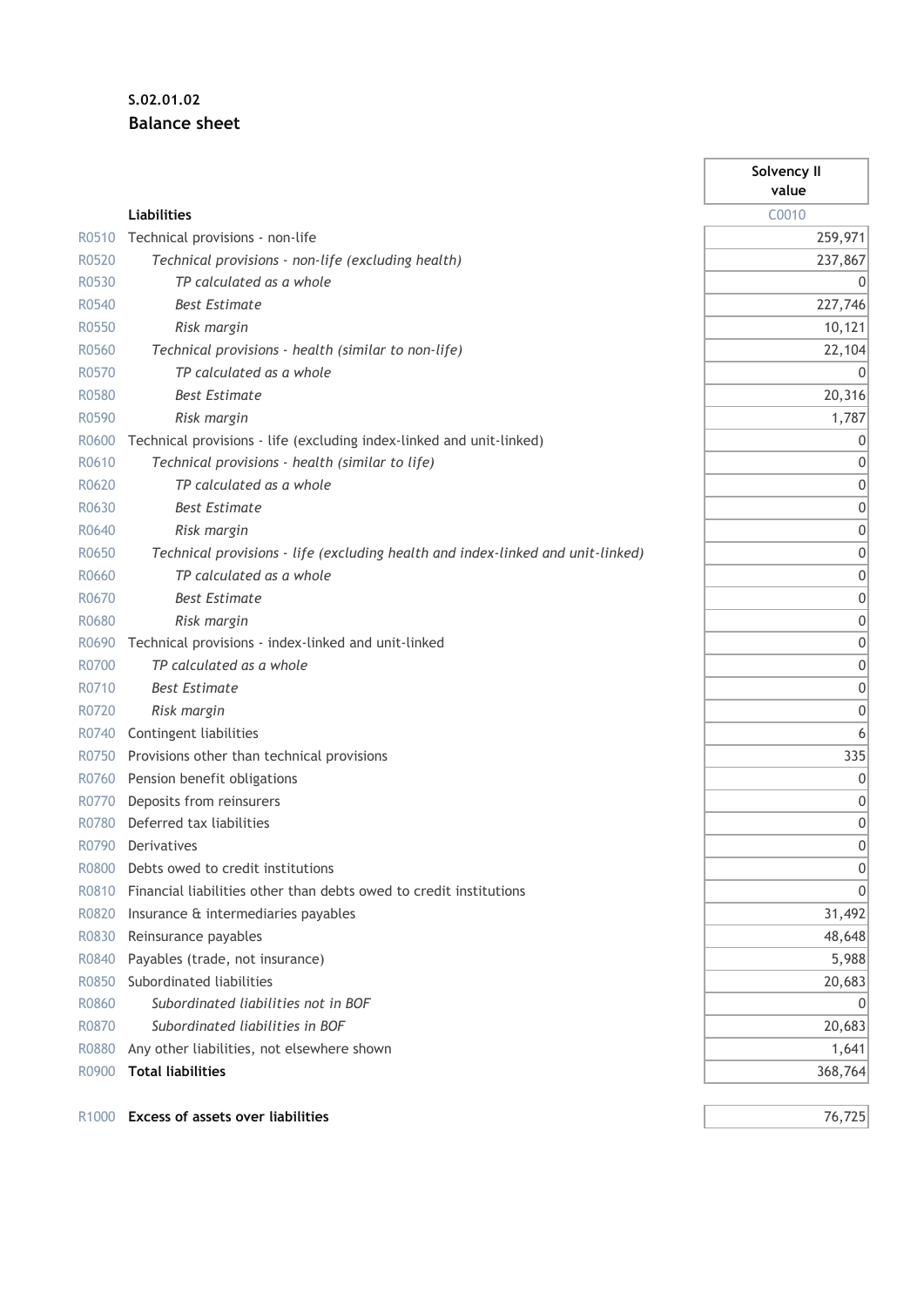**S.02.01.02**

**Balance sheet**

| | | Solvency II value |
|---|---|---|
| | **Liabilities** | C0010 |
| R0510 | Technical provisions - non-life | 259,971 |
| R0520 | *Technical provisions - non-life (excluding health)* | 237,867 |
| R0530 | *TP calculated as a whole* | 0 |
| R0540 | *Best Estimate* | 227,746 |
| R0550 | *Risk margin* | 10,121 |
| R0560 | *Technical provisions - health (similar to non-life)* | 22,104 |
| R0570 | *TP calculated as a whole* | 0 |
| R0580 | *Best Estimate* | 20,316 |
| R0590 | *Risk margin* | 1,787 |
| R0600 | Technical provisions - life (excluding index-linked and unit-linked) | 0 |
| R0610 | *Technical provisions - health (similar to life)* | 0 |
| R0620 | *TP calculated as a whole* | 0 |
| R0630 | *Best Estimate* | 0 |
| R0640 | *Risk margin* | 0 |
| R0650 | *Technical provisions - life (excluding health and index-linked and unit-linked)* | 0 |
| R0660 | *TP calculated as a whole* | 0 |
| R0670 | *Best Estimate* | 0 |
| R0680 | *Risk margin* | 0 |
| R0690 | Technical provisions - index-linked and unit-linked | 0 |
| R0700 | *TP calculated as a whole* | 0 |
| R0710 | *Best Estimate* | 0 |
| R0720 | *Risk margin* | 0 |
| R0740 | Contingent liabilities | 6 |
| R0750 | Provisions other than technical provisions | 335 |
| R0760 | Pension benefit obligations | 0 |
| R0770 | Deposits from reinsurers | 0 |
| R0780 | Deferred tax liabilities | 0 |
| R0790 | Derivatives | 0 |
| R0800 | Debts owed to credit institutions | 0 |
| R0810 | Financial liabilities other than debts owed to credit institutions | 0 |
| R0820 | Insurance & intermediaries payables | 31,492 |
| R0830 | Reinsurance payables | 48,648 |
| R0840 | Payables (trade, not insurance) | 5,988 |
| R0850 | Subordinated liabilities | 20,683 |
| R0860 | *Subordinated liabilities not in BOF* | 0 |
| R0870 | *Subordinated liabilities in BOF* | 20,683 |
| R0880 | Any other liabilities, not elsewhere shown | 1,641 |
| R0900 | **Total liabilities** | 368,764 |
| | | |
| R1000 | **Excess of assets over liabilities** | 76,725 |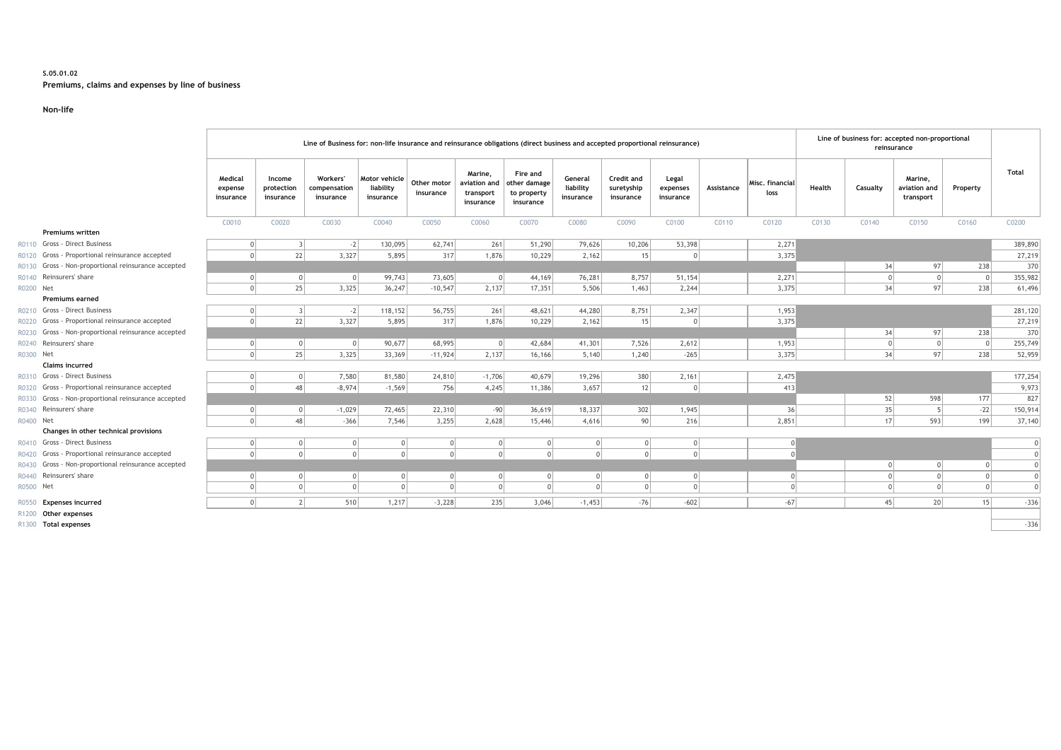S.05.01.02

**Premiums, claims and expenses by line of business**

**Non-life**

| | | Line of Business for: non-life insurance and reinsurance obligations (direct business and accepted proportional reinsurance) | | | | | | | | | | | | Line of business for: accepted non-proportional reinsurance | | | | Total |
|---|---|---|---|---|---|---|---|---|---|---|---|---|---|---|---|---|---|---|
| | | Medical expense insurance | Income protection insurance | Workers' compensation insurance | Motor vehicle liability insurance | Other motor insurance | Marine, aviation and transport insurance | Fire and other damage to property insurance | General liability insurance | Credit and suretyship insurance | Legal expenses insurance | Assistance | Misc. financial loss | Health | Casualty | Marine, aviation and transport | Property | |
| | | C0010 | C0020 | C0030 | C0040 | C0050 | C0060 | C0070 | C0080 | C0090 | C0100 | C0110 | C0120 | C0130 | C0140 | C0150 | C0160 | C0200 |
| | **Premiums written** | | | | | | | | | | | | | | | | | |
| R0110 | Gross - Direct Business | 0 | 3 | -2 | 130,095 | 62,741 | 261 | 51,290 | 79,626 | 10,206 | 53,398 | | 2,271 | | | | | 389,890 |
| R0120 | Gross - Proportional reinsurance accepted | 0 | 22 | 3,327 | 5,895 | 317 | 1,876 | 10,229 | 2,162 | 15 | 0 | | 3,375 | | | | | 27,219 |
| R0130 | Gross - Non-proportional reinsurance accepted | | | | | | | | | | | | | | 34 | 97 | 238 | 370 |
| R0140 | Reinsurers' share | 0 | 0 | 0 | 99,743 | 73,605 | 0 | 44,169 | 76,281 | 8,757 | 51,154 | | 2,271 | | 0 | 0 | 0 | 355,982 |
| R0200 | Net | 0 | 25 | 3,325 | 36,247 | -10,547 | 2,137 | 17,351 | 5,506 | 1,463 | 2,244 | | 3,375 | | 34 | 97 | 238 | 61,496 |
| | **Premiums earned** | | | | | | | | | | | | | | | | | |
| R0210 | Gross - Direct Business | 0 | 3 | -2 | 118,152 | 56,755 | 261 | 48,621 | 44,280 | 8,751 | 2,347 | | 1,953 | | | | | 281,120 |
| R0220 | Gross - Proportional reinsurance accepted | 0 | 22 | 3,327 | 5,895 | 317 | 1,876 | 10,229 | 2,162 | 15 | 0 | | 3,375 | | | | | 27,219 |
| R0230 | Gross - Non-proportional reinsurance accepted | | | | | | | | | | | | | | 34 | 97 | 238 | 370 |
| R0240 | Reinsurers' share | 0 | 0 | 0 | 90,677 | 68,995 | 0 | 42,684 | 41,301 | 7,526 | 2,612 | | 1,953 | | 0 | 0 | 0 | 255,749 |
| R0300 | Net | 0 | 25 | 3,325 | 33,369 | -11,924 | 2,137 | 16,166 | 5,140 | 1,240 | -265 | | 3,375 | | 34 | 97 | 238 | 52,959 |
| | **Claims incurred** | | | | | | | | | | | | | | | | | |
| R0310 | Gross - Direct Business | 0 | 0 | 7,580 | 81,580 | 24,810 | -1,706 | 40,679 | 19,296 | 380 | 2,161 | | 2,475 | | | | | 177,254 |
| R0320 | Gross - Proportional reinsurance accepted | 0 | 48 | -8,974 | -1,569 | 756 | 4,245 | 11,386 | 3,657 | 12 | 0 | | 413 | | | | | 9,973 |
| R0330 | Gross - Non-proportional reinsurance accepted | | | | | | | | | | | | | | 52 | 598 | 177 | 827 |
| R0340 | Reinsurers' share | 0 | 0 | -1,029 | 72,465 | 22,310 | -90 | 36,619 | 18,337 | 302 | 1,945 | | 36 | | 35 | 5 | -22 | 150,914 |
| R0400 | Net | 0 | 48 | -366 | 7,546 | 3,255 | 2,628 | 15,446 | 4,616 | 90 | 216 | | 2,851 | | 17 | 593 | 199 | 37,140 |
| | **Changes in other technical provisions** | | | | | | | | | | | | | | | | | |
| R0410 | Gross - Direct Business | 0 | 0 | 0 | 0 | 0 | 0 | 0 | 0 | 0 | 0 | | 0 | | | | | 0 |
| R0420 | Gross - Proportional reinsurance accepted | 0 | 0 | 0 | 0 | 0 | 0 | 0 | 0 | 0 | 0 | | 0 | | | | | 0 |
| R0430 | Gross - Non-proportional reinsurance accepted | | | | | | | | | | | | | | 0 | 0 | 0 | 0 |
| R0440 | Reinsurers' share | 0 | 0 | 0 | 0 | 0 | 0 | 0 | 0 | 0 | 0 | | 0 | | 0 | 0 | 0 | 0 |
| R0500 | Net | 0 | 0 | 0 | 0 | 0 | 0 | 0 | 0 | 0 | 0 | | 0 | | 0 | 0 | 0 | 0 |
| R0550 | **Expenses incurred** | 0 | 2 | 510 | 1,217 | -3,228 | 235 | 3,046 | -1,453 | -76 | -602 | | -67 | | 45 | 20 | 15 | -336 |
| R1200 | **Other expenses** | | | | | | | | | | | | | | | | | |
| R1300 | **Total expenses** | | | | | | | | | | | | | | | | | -336 |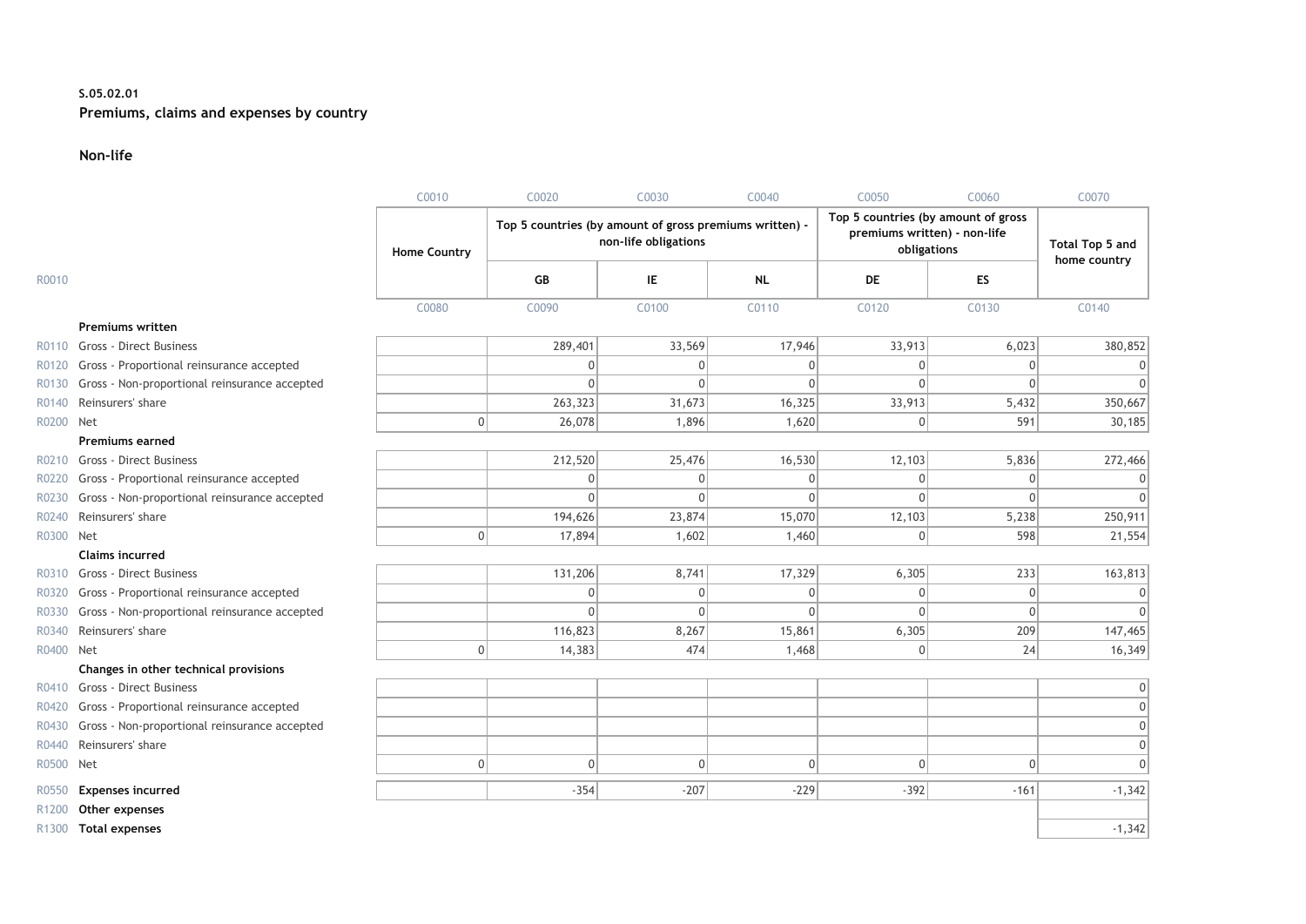**S.05.02.01**

**Premiums, claims and expenses by country**

**Non-life**

| | | C0010 | C0020 | C0030 | C0040 | C0050 | C0060 | C0070 |
|---|---|---|---|---|---|---|---|---|
| | | Home Country | Top 5 countries (by amount of gross premiums written) - non-life obligations | | | Top 5 countries (by amount of gross premiums written) - non-life obligations | | Total Top 5 and home country |
| R0010 | | | GB | IE | NL | DE | ES | |
| | | C0080 | C0090 | C0100 | C0110 | C0120 | C0130 | C0140 |
| | **Premiums written** | | | | | | | |
| R0110 | Gross - Direct Business | | 289,401 | 33,569 | 17,946 | 33,913 | 6,023 | 380,852 |
| R0120 | Gross - Proportional reinsurance accepted | | 0 | 0 | 0 | 0 | 0 | 0 |
| R0130 | Gross - Non-proportional reinsurance accepted | | 0 | 0 | 0 | 0 | 0 | 0 |
| R0140 | Reinsurers' share | | 263,323 | 31,673 | 16,325 | 33,913 | 5,432 | 350,667 |
| R0200 | Net | 0 | 26,078 | 1,896 | 1,620 | 0 | 591 | 30,185 |
| | **Premiums earned** | | | | | | | |
| R0210 | Gross - Direct Business | | 212,520 | 25,476 | 16,530 | 12,103 | 5,836 | 272,466 |
| R0220 | Gross - Proportional reinsurance accepted | | 0 | 0 | 0 | 0 | 0 | 0 |
| R0230 | Gross - Non-proportional reinsurance accepted | | 0 | 0 | 0 | 0 | 0 | 0 |
| R0240 | Reinsurers' share | | 194,626 | 23,874 | 15,070 | 12,103 | 5,238 | 250,911 |
| R0300 | Net | 0 | 17,894 | 1,602 | 1,460 | 0 | 598 | 21,554 |
| | **Claims incurred** | | | | | | | |
| R0310 | Gross - Direct Business | | 131,206 | 8,741 | 17,329 | 6,305 | 233 | 163,813 |
| R0320 | Gross - Proportional reinsurance accepted | | 0 | 0 | 0 | 0 | 0 | 0 |
| R0330 | Gross - Non-proportional reinsurance accepted | | 0 | 0 | 0 | 0 | 0 | 0 |
| R0340 | Reinsurers' share | | 116,823 | 8,267 | 15,861 | 6,305 | 209 | 147,465 |
| R0400 | Net | 0 | 14,383 | 474 | 1,468 | 0 | 24 | 16,349 |
| | **Changes in other technical provisions** | | | | | | | |
| R0410 | Gross - Direct Business | | | | | | | 0 |
| R0420 | Gross - Proportional reinsurance accepted | | | | | | | 0 |
| R0430 | Gross - Non-proportional reinsurance accepted | | | | | | | 0 |
| R0440 | Reinsurers' share | | | | | | | 0 |
| R0500 | Net | 0 | 0 | 0 | 0 | 0 | 0 | 0 |
| R0550 | **Expenses incurred** | | -354 | -207 | -229 | -392 | -161 | -1,342 |
| R1200 | **Other expenses** | | | | | | | |
| R1300 | **Total expenses** | | | | | | | -1,342 |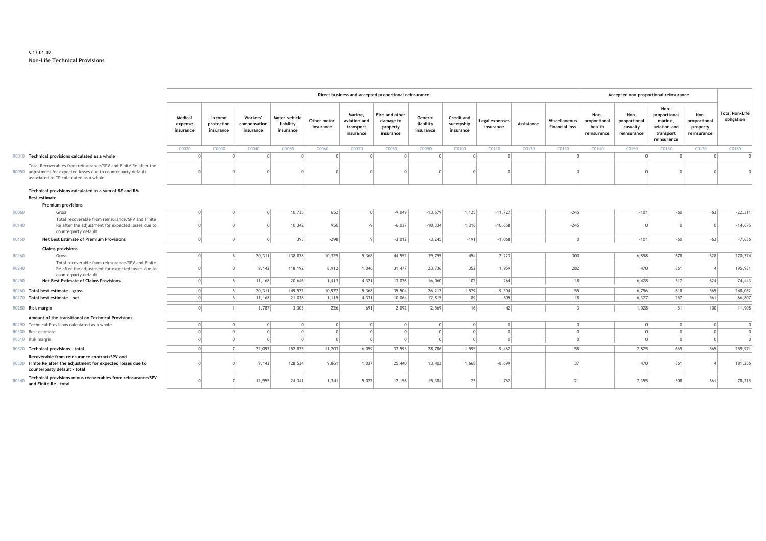**S.17.01.02**
**Non-Life Technical Provisions**

| | | Direct business and accepted proportional reinsurance | | | | | | | | | | | | Accepted non-proportional reinsurance | | | | |
|---|---|---|---|---|---|---|---|---|---|---|---|---|---|---|---|---|---|---|
| | | Medical expense insurance | Income protection insurance | Workers' compensation insurance | Motor vehicle liability insurance | Other motor insurance | Marine, aviation and transport insurance | Fire and other damage to property insurance | General liability insurance | Credit and suretyship insurance | Legal expenses insurance | Assistance | Miscellaneous financial loss | Non-proportional health reinsurance | Non-proportional casualty reinsurance | Non-proportional marine, aviation and transport reinsurance | Non-proportional property reinsurance | Total Non-Life obligation |
| | | C0020 | C0030 | C0040 | C0050 | C0060 | C0070 | C0080 | C0090 | C0100 | C0110 | C0120 | C0130 | C0140 | C0150 | C0160 | C0170 | C0180 |
| R0010 | **Technical provisions calculated as a whole** | 0 | 0 | 0 | 0 | 0 | 0 | 0 | 0 | 0 | 0 | | 0 | | 0 | 0 | 0 | 0 |
| R0050 | Total Recoverables from reinsurance/SPV and Finite Re after the adjustment for expected losses due to counterparty default associated to TP calculated as a whole | 0 | 0 | 0 | 0 | 0 | 0 | 0 | 0 | 0 | 0 | | 0 | | 0 | 0 | 0 | 0 |
| | **Technical provisions calculated as a sum of BE and RM** | | | | | | | | | | | | | | | | | |
| | **Best estimate** | | | | | | | | | | | | | | | | | |
| | **Premium provisions** | | | | | | | | | | | | | | | | | |
| R0060 | Gross | 0 | 0 | 0 | 10,735 | 652 | 0 | -9,049 | -13,579 | 1,125 | -11,727 | | -245 | | -101 | -60 | -63 | -22,311 |
| R0140 | Total recoverable from reinsurance/SPV and Finite Re after the adjustment for expected losses due to counterparty default | 0 | 0 | 0 | 10,342 | 950 | -9 | -6,037 | -10,334 | 1,316 | -10,658 | | -245 | | 0 | 0 | 0 | -14,675 |
| R0150 | **Net Best Estimate of Premium Provisions** | 0 | 0 | 0 | 393 | -298 | 9 | -3,012 | -3,245 | -191 | -1,068 | | 0 | | -101 | -60 | -63 | -7,636 |
| | **Claims provisions** | | | | | | | | | | | | | | | | | |
| R0160 | Gross | 0 | 6 | 20,311 | 138,838 | 10,325 | 5,368 | 44,552 | 39,795 | 454 | 2,223 | | 300 | | 6,898 | 678 | 628 | 270,374 |
| R0240 | Total recoverable from reinsurance/SPV and Finite Re after the adjustment for expected losses due to counterparty default | 0 | 0 | 9,142 | 118,192 | 8,912 | 1,046 | 31,477 | 23,736 | 352 | 1,959 | | 282 | | 470 | 361 | 4 | 195,931 |
| R0250 | **Net Best Estimate of Claims Provisions** | 0 | 6 | 11,168 | 20,646 | 1,413 | 4,321 | 13,076 | 16,060 | 102 | 264 | | 18 | | 6,428 | 317 | 624 | 74,443 |
| R0260 | **Total best estimate - gross** | 0 | 6 | 20,311 | 149,572 | 10,977 | 5,368 | 35,504 | 26,217 | 1,579 | -9,504 | | 55 | | 6,796 | 618 | 565 | 248,062 |
| R0270 | **Total best estimate - net** | 0 | 6 | 11,168 | 21,038 | 1,115 | 4,331 | 10,064 | 12,815 | -89 | -805 | | 18 | | 6,327 | 257 | 561 | 66,807 |
| R0280 | **Risk margin** | 0 | 1 | 1,787 | 3,303 | 226 | 691 | 2,092 | 2,569 | 16 | 42 | | 3 | | 1,028 | 51 | 100 | 11,908 |
| | **Amount of the transitional on Technical Provisions** | | | | | | | | | | | | | | | | | |
| R0290 | Technical Provisions calculated as a whole | 0 | 0 | 0 | 0 | 0 | 0 | 0 | 0 | 0 | 0 | | 0 | | 0 | 0 | 0 | 0 |
| R0300 | Best estimate | 0 | 0 | 0 | 0 | 0 | 0 | 0 | 0 | 0 | 0 | | 0 | | 0 | 0 | 0 | 0 |
| R0310 | Risk margin | 0 | 0 | 0 | 0 | 0 | 0 | 0 | 0 | 0 | 0 | | 0 | | 0 | 0 | 0 | 0 |
| R0320 | **Technical provisions - total** | 0 | 7 | 22,097 | 152,875 | 11,203 | 6,059 | 37,595 | 28,786 | 1,595 | -9,462 | | 58 | | 7,825 | 669 | 665 | 259,971 |
| R0330 | **Recoverable from reinsurance contract/SPV and Finite Re after the adjustment for expected losses due to counterparty default - total** | 0 | 0 | 9,142 | 128,534 | 9,861 | 1,037 | 25,440 | 13,402 | 1,668 | -8,699 | | 37 | | 470 | 361 | 4 | 181,256 |
| R0340 | **Technical provisions minus recoverables from reinsurance/SPV and Finite Re - total** | 0 | 7 | 12,955 | 24,341 | 1,341 | 5,022 | 12,156 | 15,384 | -73 | -762 | | 21 | | 7,355 | 308 | 661 | 78,715 |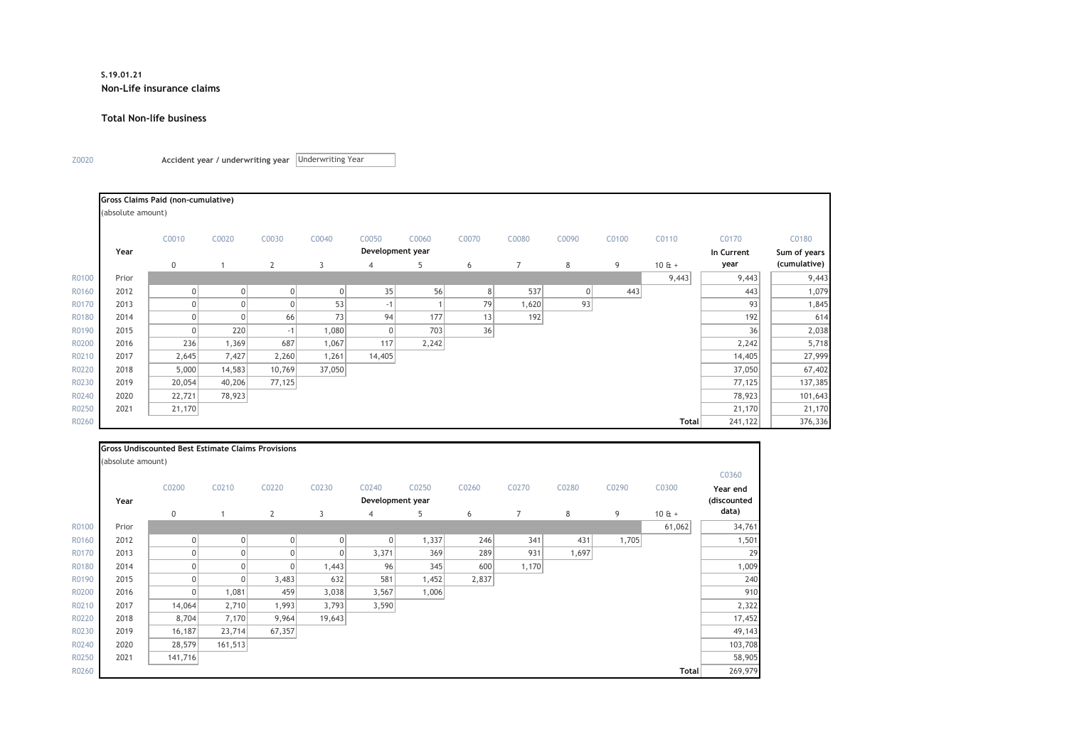**S.19.01.21**

**Non-Life insurance claims**

**Total Non-life business**

Z0020 **Accident year / underwriting year** Underwriting Year

**Gross Claims Paid (non-cumulative)**

(absolute amount)

| | Year | C0010 | C0020 | C0030 | C0040 | C0050 | C0060 | C0070 | C0080 | C0090 | C0100 | C0110 | C0170 | C0180 |
|---|---|---|---|---|---|---|---|---|---|---|---|---|---|---|
| | | Development year | | | | | | | | | | | In Current year | Sum of years (cumulative) |
| | | 0 | 1 | 2 | 3 | 4 | 5 | 6 | 7 | 8 | 9 | 10 & + | | |
| R0100 | Prior | | | | | | | | | | | 9,443 | 9,443 | 9,443 |
| R0160 | 2012 | 0 | 0 | 0 | 0 | 35 | 56 | 8 | 537 | 0 | 443 | | 443 | 1,079 |
| R0170 | 2013 | 0 | 0 | 0 | 53 | -1 | 1 | 79 | 1,620 | 93 | | | 93 | 1,845 |
| R0180 | 2014 | 0 | 0 | 66 | 73 | 94 | 177 | 13 | 192 | | | | 192 | 614 |
| R0190 | 2015 | 0 | 220 | -1 | 1,080 | 0 | 703 | 36 | | | | | 36 | 2,038 |
| R0200 | 2016 | 236 | 1,369 | 687 | 1,067 | 117 | 2,242 | | | | | | 2,242 | 5,718 |
| R0210 | 2017 | 2,645 | 7,427 | 2,260 | 1,261 | 14,405 | | | | | | | 14,405 | 27,999 |
| R0220 | 2018 | 5,000 | 14,583 | 10,769 | 37,050 | | | | | | | | 37,050 | 67,402 |
| R0230 | 2019 | 20,054 | 40,206 | 77,125 | | | | | | | | | 77,125 | 137,385 |
| R0240 | 2020 | 22,721 | 78,923 | | | | | | | | | | 78,923 | 101,643 |
| R0250 | 2021 | 21,170 | | | | | | | | | | | 21,170 | 21,170 |
| R0260 | | | | | | | | | | | | Total | 241,122 | 376,336 |

**Gross Undiscounted Best Estimate Claims Provisions**

(absolute amount)

| | Year | C0200 | C0210 | C0220 | C0230 | C0240 | C0250 | C0260 | C0270 | C0280 | C0290 | C0300 | C0360 |
|---|---|---|---|---|---|---|---|---|---|---|---|---|---|
| | | Development year | | | | | | | | | | | Year end (discounted data) |
| | | 0 | 1 | 2 | 3 | 4 | 5 | 6 | 7 | 8 | 9 | 10 & + | |
| R0100 | Prior | | | | | | | | | | | 61,062 | 34,761 |
| R0160 | 2012 | 0 | 0 | 0 | 0 | 0 | 1,337 | 246 | 341 | 431 | 1,705 | | 1,501 |
| R0170 | 2013 | 0 | 0 | 0 | 0 | 3,371 | 369 | 289 | 931 | 1,697 | | | 29 |
| R0180 | 2014 | 0 | 0 | 0 | 1,443 | 96 | 345 | 600 | 1,170 | | | | 1,009 |
| R0190 | 2015 | 0 | 0 | 3,483 | 632 | 581 | 1,452 | 2,837 | | | | | 240 |
| R0200 | 2016 | 0 | 1,081 | 459 | 3,038 | 3,567 | 1,006 | | | | | | 910 |
| R0210 | 2017 | 14,064 | 2,710 | 1,993 | 3,793 | 3,590 | | | | | | | 2,322 |
| R0220 | 2018 | 8,704 | 7,170 | 9,964 | 19,643 | | | | | | | | 17,452 |
| R0230 | 2019 | 16,187 | 23,714 | 67,357 | | | | | | | | | 49,143 |
| R0240 | 2020 | 28,579 | 161,513 | | | | | | | | | | 103,708 |
| R0250 | 2021 | 141,716 | | | | | | | | | | | 58,905 |
| R0260 | | | | | | | | | | | | Total | 269,979 |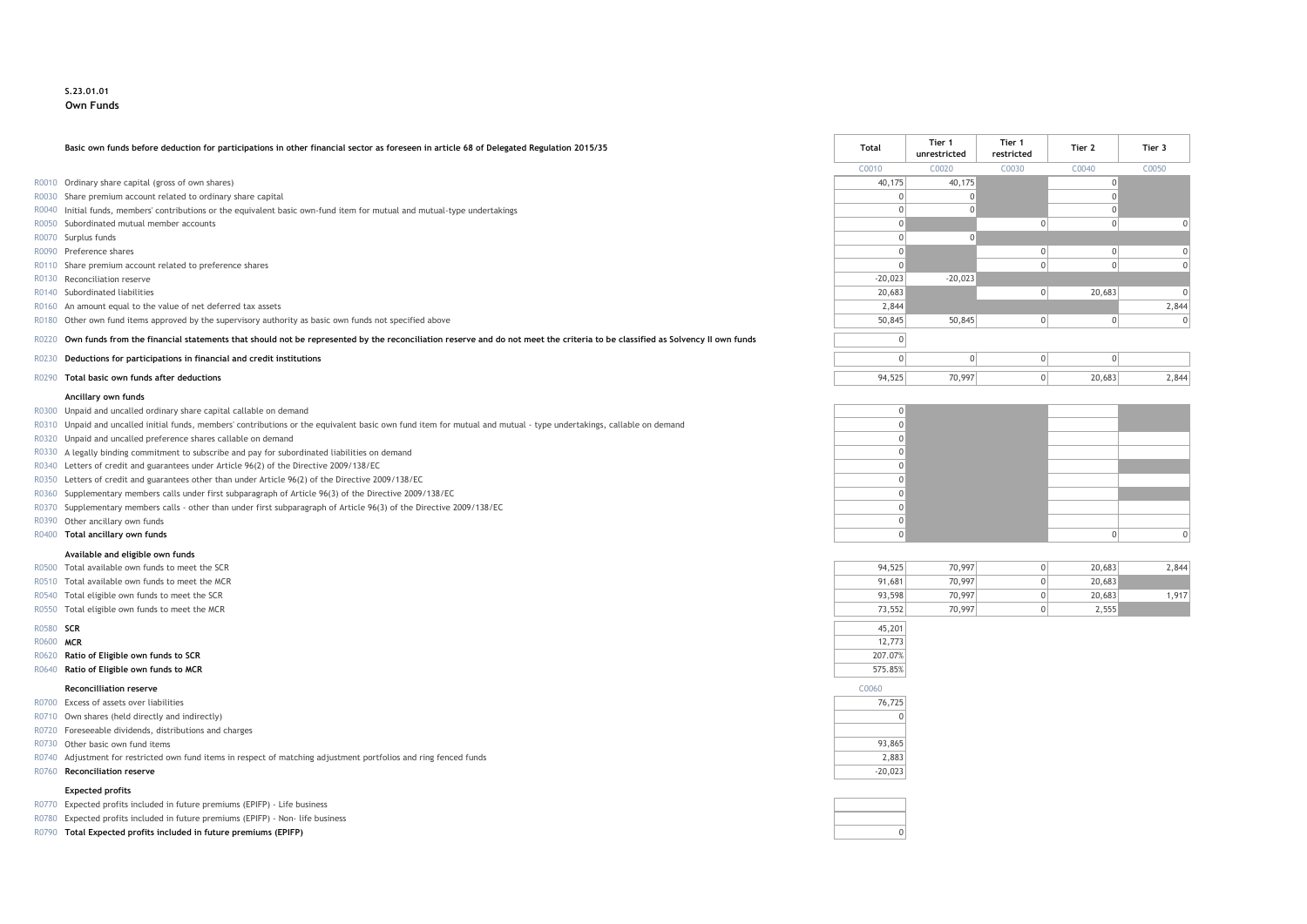**S.23.01.01**

**Own Funds**

| | | Total | Tier 1 unrestricted | Tier 1 restricted | Tier 2 | Tier 3 |
|---|---|---|---|---|---|---|
| | **Basic own funds before deduction for participations in other financial sector as foreseen in article 68 of Delegated Regulation 2015/35** | C0010 | C0020 | C0030 | C0040 | C0050 |
| R0010 | Ordinary share capital (gross of own shares) | 40,175 | 40,175 | | 0 | |
| R0030 | Share premium account related to ordinary share capital | 0 | 0 | | 0 | |
| R0040 | Initial funds, members' contributions or the equivalent basic own-fund item for mutual and mutual-type undertakings | 0 | 0 | | 0 | |
| R0050 | Subordinated mutual member accounts | 0 | | 0 | 0 | 0 |
| R0070 | Surplus funds | 0 | 0 | | | |
| R0090 | Preference shares | 0 | | 0 | 0 | 0 |
| R0110 | Share premium account related to preference shares | 0 | | 0 | 0 | 0 |
| R0130 | Reconciliation reserve | -20,023 | -20,023 | | | |
| R0140 | Subordinated liabilities | 20,683 | | 0 | 20,683 | 0 |
| R0160 | An amount equal to the value of net deferred tax assets | 2,844 | | | | 2,844 |
| R0180 | Other own fund items approved by the supervisory authority as basic own funds not specified above | 50,845 | 50,845 | 0 | 0 | 0 |
| R0220 | **Own funds from the financial statements that should not be represented by the reconciliation reserve and do not meet the criteria to be classified as Solvency II own funds** | 0 | | | | |
| R0230 | **Deductions for participations in financial and credit institutions** | 0 | 0 | 0 | 0 | |
| R0290 | **Total basic own funds after deductions** | 94,525 | 70,997 | 0 | 20,683 | 2,844 |
| | **Ancillary own funds** | | | | | |
| R0300 | Unpaid and uncalled ordinary share capital callable on demand | 0 | | | | |
| R0310 | Unpaid and uncalled initial funds, members' contributions or the equivalent basic own fund item for mutual and mutual - type undertakings, callable on demand | 0 | | | | |
| R0320 | Unpaid and uncalled preference shares callable on demand | 0 | | | | |
| R0330 | A legally binding commitment to subscribe and pay for subordinated liabilities on demand | 0 | | | | |
| R0340 | Letters of credit and guarantees under Article 96(2) of the Directive 2009/138/EC | 0 | | | | |
| R0350 | Letters of credit and guarantees other than under Article 96(2) of the Directive 2009/138/EC | 0 | | | | |
| R0360 | Supplementary members calls under first subparagraph of Article 96(3) of the Directive 2009/138/EC | 0 | | | | |
| R0370 | Supplementary members calls - other than under first subparagraph of Article 96(3) of the Directive 2009/138/EC | 0 | | | | |
| R0390 | Other ancillary own funds | 0 | | | | |
| R0400 | **Total ancillary own funds** | 0 | | | 0 | 0 |
| | **Available and eligible own funds** | | | | | |
| R0500 | Total available own funds to meet the SCR | 94,525 | 70,997 | 0 | 20,683 | 2,844 |
| R0510 | Total available own funds to meet the MCR | 91,681 | 70,997 | 0 | 20,683 | |
| R0540 | Total eligible own funds to meet the SCR | 93,598 | 70,997 | 0 | 20,683 | 1,917 |
| R0550 | Total eligible own funds to meet the MCR | 73,552 | 70,997 | 0 | 2,555 | |
| R0580 | **SCR** | 45,201 | | | | |
| R0600 | **MCR** | 12,773 | | | | |
| R0620 | **Ratio of Eligible own funds to SCR** | 207.07% | | | | |
| R0640 | **Ratio of Eligible own funds to MCR** | 575.85% | | | | |

| | **Reconcilliation reserve** | C0060 |
|---|---|---|
| R0700 | Excess of assets over liabilities | 76,725 |
| R0710 | Own shares (held directly and indirectly) | 0 |
| R0720 | Foreseeable dividends, distributions and charges | |
| R0730 | Other basic own fund items | 93,865 |
| R0740 | Adjustment for restricted own fund items in respect of matching adjustment portfolios and ring fenced funds | 2,883 |
| R0760 | **Reconciliation reserve** | -20,023 |
| | **Expected profits** | |
| R0770 | Expected profits included in future premiums (EPIFP) - Life business | |
| R0780 | Expected profits included in future premiums (EPIFP) - Non- life business | |
| R0790 | **Total Expected profits included in future premiums (EPIFP)** | 0 |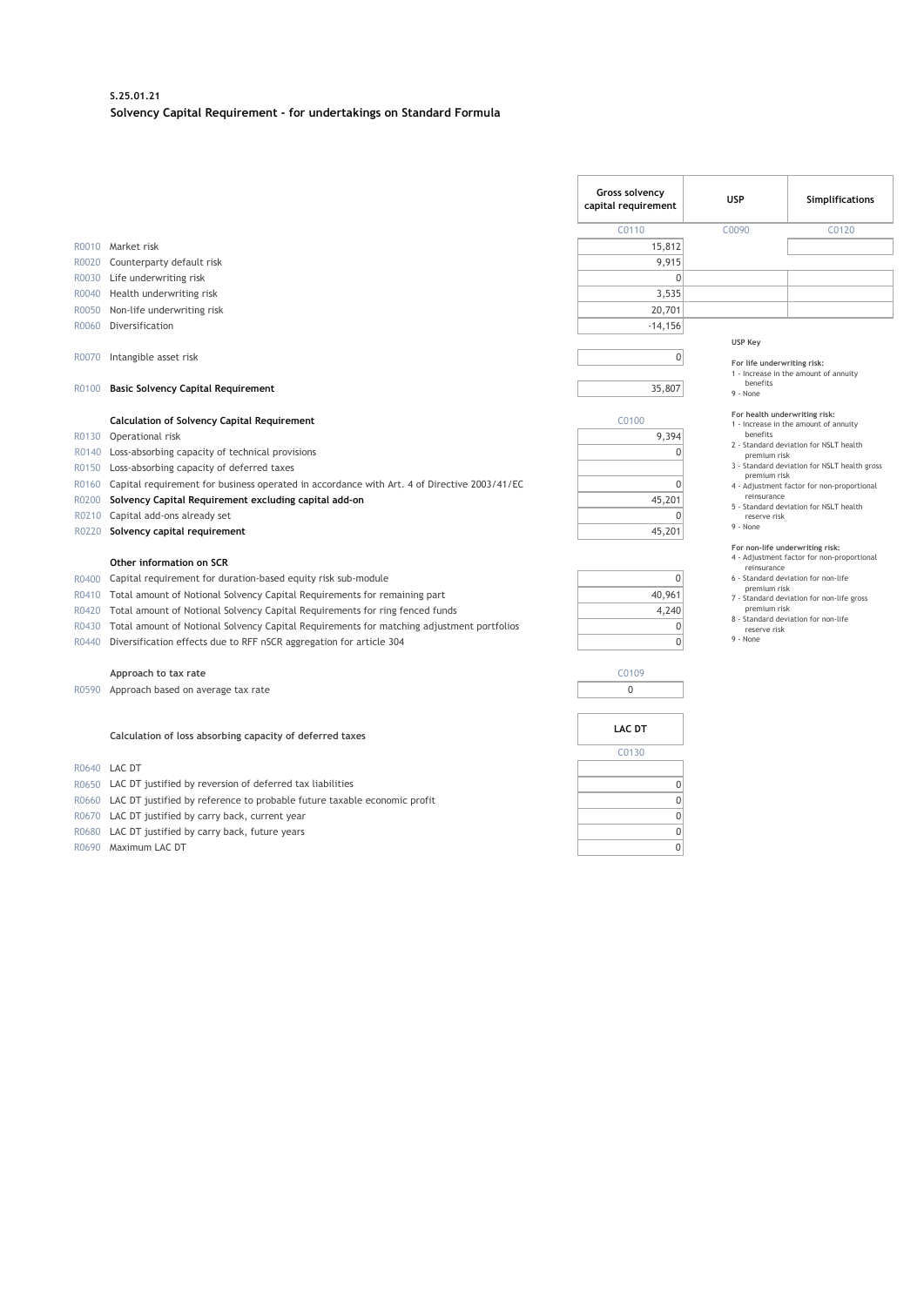**S.25.01.21**

**Solvency Capital Requirement - for undertakings on Standard Formula**

| | | Gross solvency capital requirement | USP | Simplifications |
|---|---|---|---|---|
| | | C0110 | C0090 | C0120 |
| R0010 | Market risk | 15,812 | | |
| R0020 | Counterparty default risk | 9,915 | | |
| R0030 | Life underwriting risk | 0 | | |
| R0040 | Health underwriting risk | 3,535 | | |
| R0050 | Non-life underwriting risk | 20,701 | | |
| R0060 | Diversification | -14,156 | | |
| R0070 | Intangible asset risk | 0 | | |
| R0100 | **Basic Solvency Capital Requirement** | 35,807 | | |

**USP Key**

**For life underwriting risk:**
1 - Increase in the amount of annuity benefits
9 - None

**For health underwriting risk:**
1 - Increase in the amount of annuity benefits
2 - Standard deviation for NSLT health premium risk
3 - Standard deviation for NSLT health gross premium risk
4 - Adjustment factor for non-proportional reinsurance
5 - Standard deviation for NSLT health reserve risk
9 - None

**For non-life underwriting risk:**
4 - Adjustment factor for non-proportional reinsurance
6 - Standard deviation for non-life premium risk
7 - Standard deviation for non-life gross premium risk
8 - Standard deviation for non-life reserve risk
9 - None

| | **Calculation of Solvency Capital Requirement** | C0100 |
|---|---|---|
| R0130 | Operational risk | 9,394 |
| R0140 | Loss-absorbing capacity of technical provisions | 0 |
| R0150 | Loss-absorbing capacity of deferred taxes | |
| R0160 | Capital requirement for business operated in accordance with Art. 4 of Directive 2003/41/EC | 0 |
| R0200 | **Solvency Capital Requirement excluding capital add-on** | 45,201 |
| R0210 | Capital add-ons already set | 0 |
| R0220 | **Solvency capital requirement** | 45,201 |
| | **Other information on SCR** | |
| R0400 | Capital requirement for duration-based equity risk sub-module | 0 |
| R0410 | Total amount of Notional Solvency Capital Requirements for remaining part | 40,961 |
| R0420 | Total amount of Notional Solvency Capital Requirements for ring fenced funds | 4,240 |
| R0430 | Total amount of Notional Solvency Capital Requirements for matching adjustment portfolios | 0 |
| R0440 | Diversification effects due to RFF nSCR aggregation for article 304 | 0 |

| | **Approach to tax rate** | C0109 |
|---|---|---|
| R0590 | Approach based on average tax rate | 0 |

| | **Calculation of loss absorbing capacity of deferred taxes** | LAC DT |
|---|---|---|
| | | C0130 |
| R0640 | LAC DT | |
| R0650 | LAC DT justified by reversion of deferred tax liabilities | 0 |
| R0660 | LAC DT justified by reference to probable future taxable economic profit | 0 |
| R0670 | LAC DT justified by carry back, current year | 0 |
| R0680 | LAC DT justified by carry back, future years | 0 |
| R0690 | Maximum LAC DT | 0 |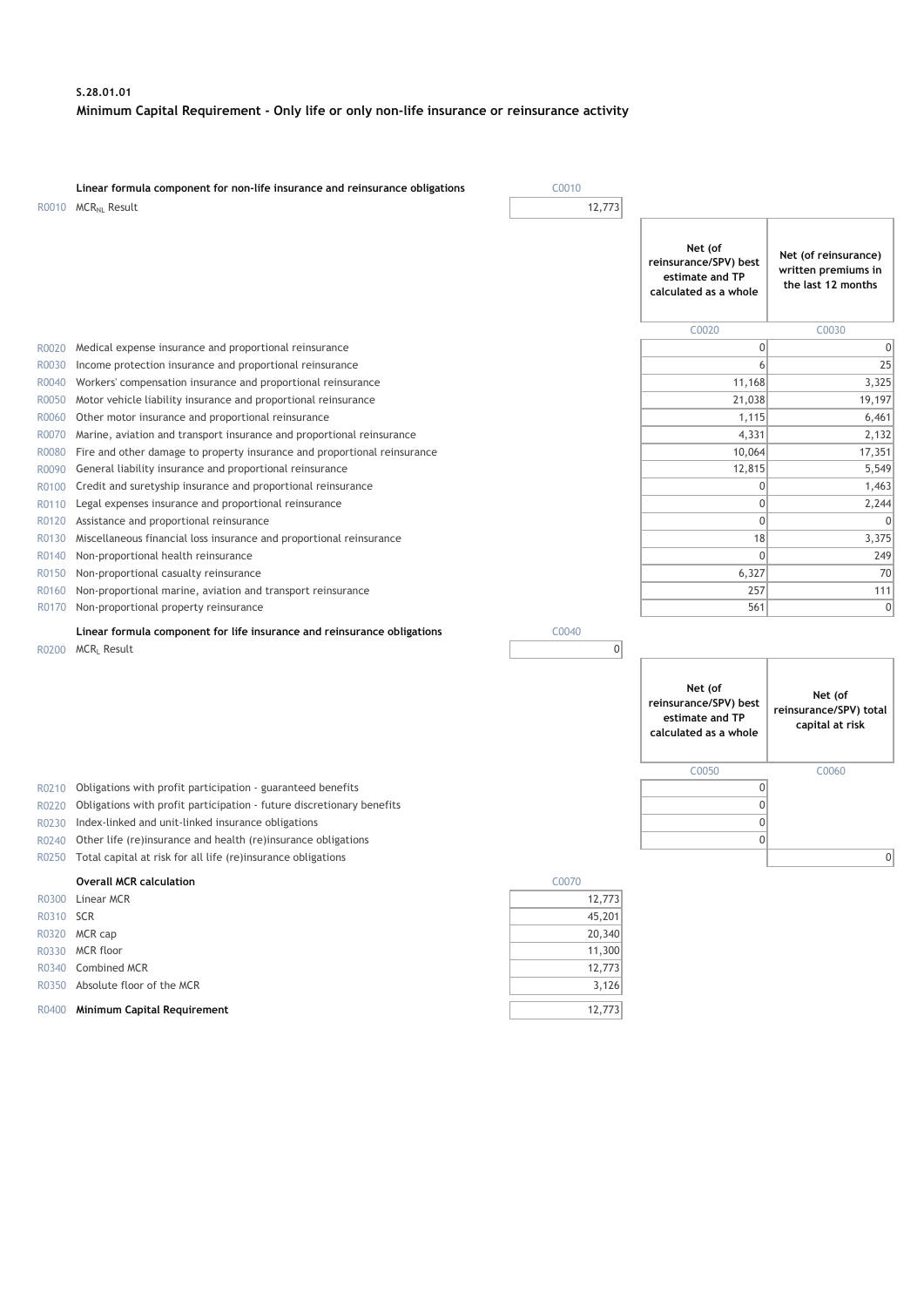**S.28.01.01**

**Minimum Capital Requirement - Only life or only non-life insurance or reinsurance activity**

**Linear formula component for non-life insurance and reinsurance obligations**

| | | C0010 |
|---|---|---|
| R0010 | $MCR_{NL}$ Result | 12,773 |

| | | Net (of reinsurance/SPV) best estimate and TP calculated as a whole | Net (of reinsurance) written premiums in the last 12 months |
|---|---|---|---|
| | | C0020 | C0030 |
| R0020 | Medical expense insurance and proportional reinsurance | 0 | 0 |
| R0030 | Income protection insurance and proportional reinsurance | 6 | 25 |
| R0040 | Workers' compensation insurance and proportional reinsurance | 11,168 | 3,325 |
| R0050 | Motor vehicle liability insurance and proportional reinsurance | 21,038 | 19,197 |
| R0060 | Other motor insurance and proportional reinsurance | 1,115 | 6,461 |
| R0070 | Marine, aviation and transport insurance and proportional reinsurance | 4,331 | 2,132 |
| R0080 | Fire and other damage to property insurance and proportional reinsurance | 10,064 | 17,351 |
| R0090 | General liability insurance and proportional reinsurance | 12,815 | 5,549 |
| R0100 | Credit and suretyship insurance and proportional reinsurance | 0 | 1,463 |
| R0110 | Legal expenses insurance and proportional reinsurance | 0 | 2,244 |
| R0120 | Assistance and proportional reinsurance | 0 | 0 |
| R0130 | Miscellaneous financial loss insurance and proportional reinsurance | 18 | 3,375 |
| R0140 | Non-proportional health reinsurance | 0 | 249 |
| R0150 | Non-proportional casualty reinsurance | 6,327 | 70 |
| R0160 | Non-proportional marine, aviation and transport reinsurance | 257 | 111 |
| R0170 | Non-proportional property reinsurance | 561 | 0 |

**Linear formula component for life insurance and reinsurance obligations**

| | | C0040 |
|---|---|---|
| R0200 | $MCR_L$ Result | 0 |

| | | Net (of reinsurance/SPV) best estimate and TP calculated as a whole | Net (of reinsurance/SPV) total capital at risk |
|---|---|---|---|
| | | C0050 | C0060 |
| R0210 | Obligations with profit participation - guaranteed benefits | 0 | |
| R0220 | Obligations with profit participation - future discretionary benefits | 0 | |
| R0230 | Index-linked and unit-linked insurance obligations | 0 | |
| R0240 | Other life (re)insurance and health (re)insurance obligations | 0 | |
| R0250 | Total capital at risk for all life (re)insurance obligations | | 0 |

**Overall MCR calculation**

| | | C0070 |
|---|---|---|
| R0300 | Linear MCR | 12,773 |
| R0310 | SCR | 45,201 |
| R0320 | MCR cap | 20,340 |
| R0330 | MCR floor | 11,300 |
| R0340 | Combined MCR | 12,773 |
| R0350 | Absolute floor of the MCR | 3,126 |
| R0400 | **Minimum Capital Requirement** | 12,773 |